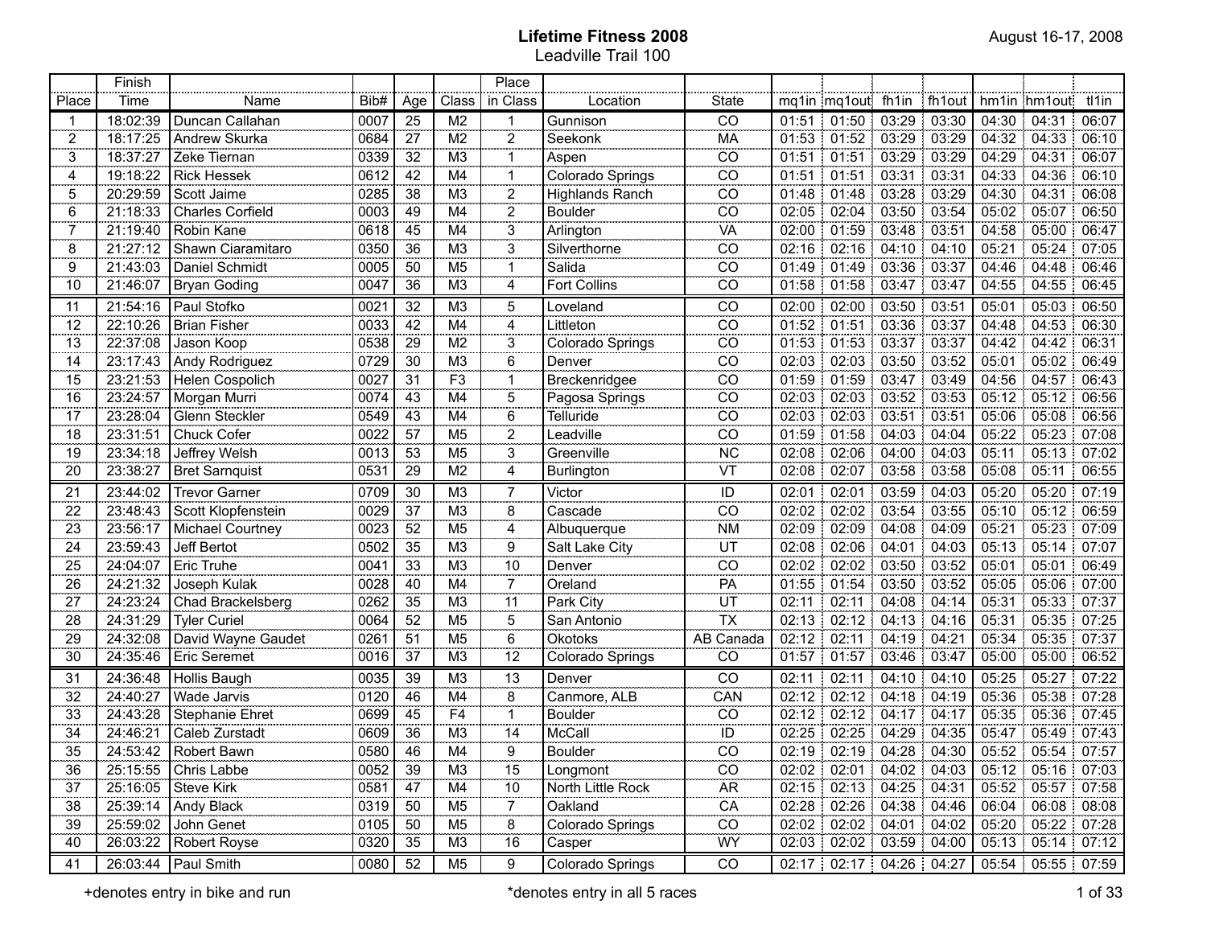# Lifetime Fitness 2008

## Leadville Trail 100

August 16-17, 2008

| Place | Finish Time | Name | Bib# | Age | Class | Place in Class | Location | State | mq1in | mq1out | fh1in | fh1out | hm1in | hm1out | tl1in |
|---|---|---|---|---|---|---|---|---|---|---|---|---|---|---|---|
| 1 | 18:02:39 | Duncan Callahan | 0007 | 25 | M2 | 1 | Gunnison | CO | 01:51 | 01:50 | 03:29 | 03:30 | 04:30 | 04:31 | 06:07 |
| 2 | 18:17:25 | Andrew Skurka | 0684 | 27 | M2 | 2 | Seekonk | MA | 01:53 | 01:52 | 03:29 | 03:29 | 04:32 | 04:33 | 06:10 |
| 3 | 18:37:27 | Zeke Tiernan | 0339 | 32 | M3 | 1 | Aspen | CO | 01:51 | 01:51 | 03:29 | 03:29 | 04:29 | 04:31 | 06:07 |
| 4 | 19:18:22 | Rick Hessek | 0612 | 42 | M4 | 1 | Colorado Springs | CO | 01:51 | 01:51 | 03:31 | 03:31 | 04:33 | 04:36 | 06:10 |
| 5 | 20:29:59 | Scott Jaime | 0285 | 38 | M3 | 2 | Highlands Ranch | CO | 01:48 | 01:48 | 03:28 | 03:29 | 04:30 | 04:31 | 06:08 |
| 6 | 21:18:33 | Charles Corfield | 0003 | 49 | M4 | 2 | Boulder | CO | 02:05 | 02:04 | 03:50 | 03:54 | 05:02 | 05:07 | 06:50 |
| 7 | 21:19:40 | Robin Kane | 0618 | 45 | M4 | 3 | Arlington | VA | 02:00 | 01:59 | 03:48 | 03:51 | 04:58 | 05:00 | 06:47 |
| 8 | 21:27:12 | Shawn Ciaramitaro | 0350 | 36 | M3 | 3 | Silverthorne | CO | 02:16 | 02:16 | 04:10 | 04:10 | 05:21 | 05:24 | 07:05 |
| 9 | 21:43:03 | Daniel Schmidt | 0005 | 50 | M5 | 1 | Salida | CO | 01:49 | 01:49 | 03:36 | 03:37 | 04:46 | 04:48 | 06:46 |
| 10 | 21:46:07 | Bryan Goding | 0047 | 36 | M3 | 4 | Fort Collins | CO | 01:58 | 01:58 | 03:47 | 03:47 | 04:55 | 04:55 | 06:45 |
| 11 | 21:54:16 | Paul Stofko | 0021 | 32 | M3 | 5 | Loveland | CO | 02:00 | 02:00 | 03:50 | 03:51 | 05:01 | 05:03 | 06:50 |
| 12 | 22:10:26 | Brian Fisher | 0033 | 42 | M4 | 4 | Littleton | CO | 01:52 | 01:51 | 03:36 | 03:37 | 04:48 | 04:53 | 06:30 |
| 13 | 22:37:08 | Jason Koop | 0538 | 29 | M2 | 3 | Colorado Springs | CO | 01:53 | 01:53 | 03:37 | 03:37 | 04:42 | 04:42 | 06:31 |
| 14 | 23:17:43 | Andy Rodriguez | 0729 | 30 | M3 | 6 | Denver | CO | 02:03 | 02:03 | 03:50 | 03:52 | 05:01 | 05:02 | 06:49 |
| 15 | 23:21:53 | Helen Cospolich | 0027 | 31 | F3 | 1 | Breckenridgee | CO | 01:59 | 01:59 | 03:47 | 03:49 | 04:56 | 04:57 | 06:43 |
| 16 | 23:24:57 | Morgan Murri | 0074 | 43 | M4 | 5 | Pagosa Springs | CO | 02:03 | 02:03 | 03:52 | 03:53 | 05:12 | 05:12 | 06:56 |
| 17 | 23:28:04 | Glenn Steckler | 0549 | 43 | M4 | 6 | Telluride | CO | 02:03 | 02:03 | 03:51 | 03:51 | 05:06 | 05:08 | 06:56 |
| 18 | 23:31:51 | Chuck Cofer | 0022 | 57 | M5 | 2 | Leadville | CO | 01:59 | 01:58 | 04:03 | 04:04 | 05:22 | 05:23 | 07:08 |
| 19 | 23:34:18 | Jeffrey Welsh | 0013 | 53 | M5 | 3 | Greenville | NC | 02:08 | 02:06 | 04:00 | 04:03 | 05:11 | 05:13 | 07:02 |
| 20 | 23:38:27 | Bret Sarnquist | 0531 | 29 | M2 | 4 | Burlington | VT | 02:08 | 02:07 | 03:58 | 03:58 | 05:08 | 05:11 | 06:55 |
| 21 | 23:44:02 | Trevor Garner | 0709 | 30 | M3 | 7 | Victor | ID | 02:01 | 02:01 | 03:59 | 04:03 | 05:20 | 05:20 | 07:19 |
| 22 | 23:48:43 | Scott Klopfenstein | 0029 | 37 | M3 | 8 | Cascade | CO | 02:02 | 02:02 | 03:54 | 03:55 | 05:10 | 05:12 | 06:59 |
| 23 | 23:56:17 | Michael Courtney | 0023 | 52 | M5 | 4 | Albuquerque | NM | 02:09 | 02:09 | 04:08 | 04:09 | 05:21 | 05:23 | 07:09 |
| 24 | 23:59:43 | Jeff Bertot | 0502 | 35 | M3 | 9 | Salt Lake City | UT | 02:08 | 02:06 | 04:01 | 04:03 | 05:13 | 05:14 | 07:07 |
| 25 | 24:04:07 | Eric Truhe | 0041 | 33 | M3 | 10 | Denver | CO | 02:02 | 02:02 | 03:50 | 03:52 | 05:01 | 05:01 | 06:49 |
| 26 | 24:21:32 | Joseph Kulak | 0028 | 40 | M4 | 7 | Oreland | PA | 01:55 | 01:54 | 03:50 | 03:52 | 05:05 | 05:06 | 07:00 |
| 27 | 24:23:24 | Chad Brackelsberg | 0262 | 35 | M3 | 11 | Park City | UT | 02:11 | 02:11 | 04:08 | 04:14 | 05:31 | 05:33 | 07:37 |
| 28 | 24:31:29 | Tyler Curiel | 0064 | 52 | M5 | 5 | San Antonio | TX | 02:13 | 02:12 | 04:13 | 04:16 | 05:31 | 05:35 | 07:25 |
| 29 | 24:32:08 | David Wayne Gaudet | 0261 | 51 | M5 | 6 | Okotoks | AB Canada | 02:12 | 02:11 | 04:19 | 04:21 | 05:34 | 05:35 | 07:37 |
| 30 | 24:35:46 | Eric Seremet | 0016 | 37 | M3 | 12 | Colorado Springs | CO | 01:57 | 01:57 | 03:46 | 03:47 | 05:00 | 05:00 | 06:52 |
| 31 | 24:36:48 | Hollis Baugh | 0035 | 39 | M3 | 13 | Denver | CO | 02:11 | 02:11 | 04:10 | 04:10 | 05:25 | 05:27 | 07:22 |
| 32 | 24:40:27 | Wade Jarvis | 0120 | 46 | M4 | 8 | Canmore, ALB | CAN | 02:12 | 02:12 | 04:18 | 04:19 | 05:36 | 05:38 | 07:28 |
| 33 | 24:43:28 | Stephanie Ehret | 0699 | 45 | F4 | 1 | Boulder | CO | 02:12 | 02:12 | 04:17 | 04:17 | 05:35 | 05:36 | 07:45 |
| 34 | 24:46:21 | Caleb Zurstadt | 0609 | 36 | M3 | 14 | McCall | ID | 02:25 | 02:25 | 04:29 | 04:35 | 05:47 | 05:49 | 07:43 |
| 35 | 24:53:42 | Robert Bawn | 0580 | 46 | M4 | 9 | Boulder | CO | 02:19 | 02:19 | 04:28 | 04:30 | 05:52 | 05:54 | 07:57 |
| 36 | 25:15:55 | Chris Labbe | 0052 | 39 | M3 | 15 | Longmont | CO | 02:02 | 02:01 | 04:02 | 04:03 | 05:12 | 05:16 | 07:03 |
| 37 | 25:16:05 | Steve Kirk | 0581 | 47 | M4 | 10 | North Little Rock | AR | 02:15 | 02:13 | 04:25 | 04:31 | 05:52 | 05:57 | 07:58 |
| 38 | 25:39:14 | Andy Black | 0319 | 50 | M5 | 7 | Oakland | CA | 02:28 | 02:26 | 04:38 | 04:46 | 06:04 | 06:08 | 08:08 |
| 39 | 25:59:02 | John Genet | 0105 | 50 | M5 | 8 | Colorado Springs | CO | 02:02 | 02:02 | 04:01 | 04:02 | 05:20 | 05:22 | 07:28 |
| 40 | 26:03:22 | Robert Royse | 0320 | 35 | M3 | 16 | Casper | WY | 02:03 | 02:02 | 03:59 | 04:00 | 05:13 | 05:14 | 07:12 |
| 41 | 26:03:44 | Paul Smith | 0080 | 52 | M5 | 9 | Colorado Springs | CO | 02:17 | 02:17 | 04:26 | 04:27 | 05:54 | 05:55 | 07:59 |

+denotes entry in bike and run

*denotes entry in all 5 races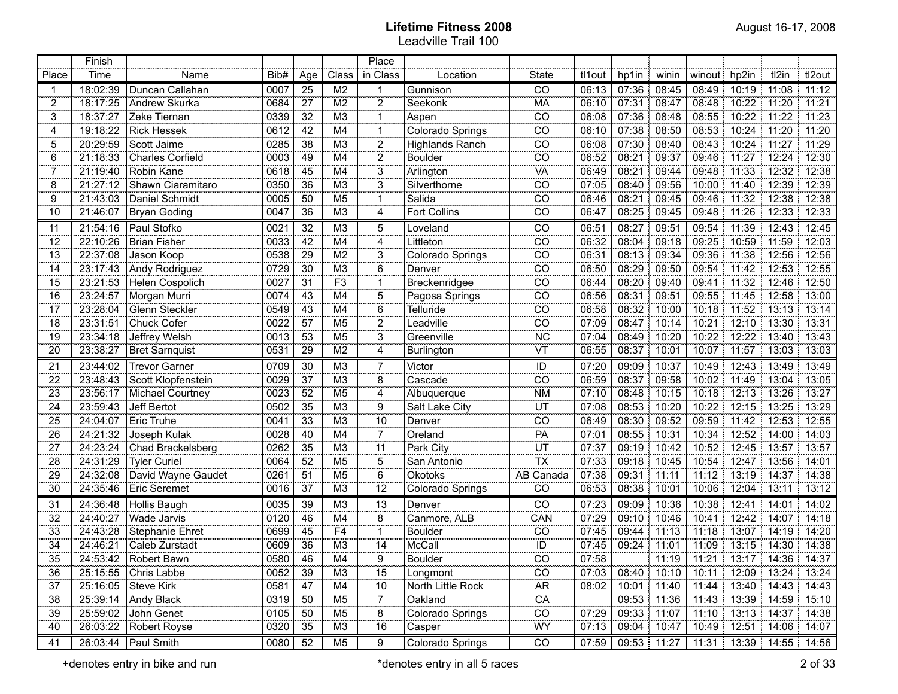**Lifetime Fitness 2008**
Leadville Trail 100

August 16-17, 2008

| Place | Finish Time | Name | Bib# | Age | Class | Place in Class | Location | State | tl1out | hp1in | winin | winout | hp2in | tl2in | tl2out |
|---|---|---|---|---|---|---|---|---|---|---|---|---|---|---|---|
| 1 | 18:02:39 | Duncan Callahan | 0007 | 25 | M2 | 1 | Gunnison | CO | 06:13 | 07:36 | 08:45 | 08:49 | 10:19 | 11:08 | 11:12 |
| 2 | 18:17:25 | Andrew Skurka | 0684 | 27 | M2 | 2 | Seekonk | MA | 06:10 | 07:31 | 08:47 | 08:48 | 10:22 | 11:20 | 11:21 |
| 3 | 18:37:27 | Zeke Tiernan | 0339 | 32 | M3 | 1 | Aspen | CO | 06:08 | 07:36 | 08:48 | 08:55 | 10:22 | 11:22 | 11:23 |
| 4 | 19:18:22 | Rick Hessek | 0612 | 42 | M4 | 1 | Colorado Springs | CO | 06:10 | 07:38 | 08:50 | 08:53 | 10:24 | 11:20 | 11:20 |
| 5 | 20:29:59 | Scott Jaime | 0285 | 38 | M3 | 2 | Highlands Ranch | CO | 06:08 | 07:30 | 08:40 | 08:43 | 10:24 | 11:27 | 11:29 |
| 6 | 21:18:33 | Charles Corfield | 0003 | 49 | M4 | 2 | Boulder | CO | 06:52 | 08:21 | 09:37 | 09:46 | 11:27 | 12:24 | 12:30 |
| 7 | 21:19:40 | Robin Kane | 0618 | 45 | M4 | 3 | Arlington | VA | 06:49 | 08:21 | 09:44 | 09:48 | 11:33 | 12:32 | 12:38 |
| 8 | 21:27:12 | Shawn Ciaramitaro | 0350 | 36 | M3 | 3 | Silverthorne | CO | 07:05 | 08:40 | 09:56 | 10:00 | 11:40 | 12:39 | 12:39 |
| 9 | 21:43:03 | Daniel Schmidt | 0005 | 50 | M5 | 1 | Salida | CO | 06:46 | 08:21 | 09:45 | 09:46 | 11:32 | 12:38 | 12:38 |
| 10 | 21:46:07 | Bryan Goding | 0047 | 36 | M3 | 4 | Fort Collins | CO | 06:47 | 08:25 | 09:45 | 09:48 | 11:26 | 12:33 | 12:33 |
| 11 | 21:54:16 | Paul Stofko | 0021 | 32 | M3 | 5 | Loveland | CO | 06:51 | 08:27 | 09:51 | 09:54 | 11:39 | 12:43 | 12:45 |
| 12 | 22:10:26 | Brian Fisher | 0033 | 42 | M4 | 4 | Littleton | CO | 06:32 | 08:04 | 09:18 | 09:25 | 10:59 | 11:59 | 12:03 |
| 13 | 22:37:08 | Jason Koop | 0538 | 29 | M2 | 3 | Colorado Springs | CO | 06:31 | 08:13 | 09:34 | 09:36 | 11:38 | 12:56 | 12:56 |
| 14 | 23:17:43 | Andy Rodriguez | 0729 | 30 | M3 | 6 | Denver | CO | 06:50 | 08:29 | 09:50 | 09:54 | 11:42 | 12:53 | 12:55 |
| 15 | 23:21:53 | Helen Cospolich | 0027 | 31 | F3 | 1 | Breckenridgee | CO | 06:44 | 08:20 | 09:40 | 09:41 | 11:32 | 12:46 | 12:50 |
| 16 | 23:24:57 | Morgan Murri | 0074 | 43 | M4 | 5 | Pagosa Springs | CO | 06:56 | 08:31 | 09:51 | 09:55 | 11:45 | 12:58 | 13:00 |
| 17 | 23:28:04 | Glenn Steckler | 0549 | 43 | M4 | 6 | Telluride | CO | 06:58 | 08:32 | 10:00 | 10:18 | 11:52 | 13:13 | 13:14 |
| 18 | 23:31:51 | Chuck Cofer | 0022 | 57 | M5 | 2 | Leadville | CO | 07:09 | 08:47 | 10:14 | 10:21 | 12:10 | 13:30 | 13:31 |
| 19 | 23:34:18 | Jeffrey Welsh | 0013 | 53 | M5 | 3 | Greenville | NC | 07:04 | 08:49 | 10:20 | 10:22 | 12:22 | 13:40 | 13:43 |
| 20 | 23:38:27 | Bret Sarnquist | 0531 | 29 | M2 | 4 | Burlington | VT | 06:55 | 08:37 | 10:01 | 10:07 | 11:57 | 13:03 | 13:03 |
| 21 | 23:44:02 | Trevor Garner | 0709 | 30 | M3 | 7 | Victor | ID | 07:20 | 09:09 | 10:37 | 10:49 | 12:43 | 13:49 | 13:49 |
| 22 | 23:48:43 | Scott Klopfenstein | 0029 | 37 | M3 | 8 | Cascade | CO | 06:59 | 08:37 | 09:58 | 10:02 | 11:49 | 13:04 | 13:05 |
| 23 | 23:56:17 | Michael Courtney | 0023 | 52 | M5 | 4 | Albuquerque | NM | 07:10 | 08:48 | 10:15 | 10:18 | 12:13 | 13:26 | 13:27 |
| 24 | 23:59:43 | Jeff Bertot | 0502 | 35 | M3 | 9 | Salt Lake City | UT | 07:08 | 08:53 | 10:20 | 10:22 | 12:15 | 13:25 | 13:29 |
| 25 | 24:04:07 | Eric Truhe | 0041 | 33 | M3 | 10 | Denver | CO | 06:49 | 08:30 | 09:52 | 09:59 | 11:42 | 12:53 | 12:55 |
| 26 | 24:21:32 | Joseph Kulak | 0028 | 40 | M4 | 7 | Oreland | PA | 07:01 | 08:55 | 10:31 | 10:34 | 12:52 | 14:00 | 14:03 |
| 27 | 24:23:24 | Chad Brackelsberg | 0262 | 35 | M3 | 11 | Park City | UT | 07:37 | 09:19 | 10:42 | 10:52 | 12:45 | 13:57 | 13:57 |
| 28 | 24:31:29 | Tyler Curiel | 0064 | 52 | M5 | 5 | San Antonio | TX | 07:33 | 09:18 | 10:45 | 10:54 | 12:47 | 13:56 | 14:01 |
| 29 | 24:32:08 | David Wayne Gaudet | 0261 | 51 | M5 | 6 | Okotoks | AB Canada | 07:38 | 09:31 | 11:11 | 11:12 | 13:19 | 14:37 | 14:38 |
| 30 | 24:35:46 | Eric Seremet | 0016 | 37 | M3 | 12 | Colorado Springs | CO | 06:53 | 08:38 | 10:01 | 10:06 | 12:04 | 13:11 | 13:12 |
| 31 | 24:36:48 | Hollis Baugh | 0035 | 39 | M3 | 13 | Denver | CO | 07:23 | 09:09 | 10:36 | 10:38 | 12:41 | 14:01 | 14:02 |
| 32 | 24:40:27 | Wade Jarvis | 0120 | 46 | M4 | 8 | Canmore, ALB | CAN | 07:29 | 09:10 | 10:46 | 10:41 | 12:42 | 14:07 | 14:18 |
| 33 | 24:43:28 | Stephanie Ehret | 0699 | 45 | F4 | 1 | Boulder | CO | 07:45 | 09:44 | 11:13 | 11:18 | 13:07 | 14:19 | 14:20 |
| 34 | 24:46:21 | Caleb Zurstadt | 0609 | 36 | M3 | 14 | McCall | ID | 07:45 | 09:24 | 11:01 | 11:09 | 13:15 | 14:30 | 14:38 |
| 35 | 24:53:42 | Robert Bawn | 0580 | 46 | M4 | 9 | Boulder | CO | 07:58 | | 11:19 | 11:21 | 13:17 | 14:36 | 14:37 |
| 36 | 25:15:55 | Chris Labbe | 0052 | 39 | M3 | 15 | Longmont | CO | 07:03 | 08:40 | 10:10 | 10:11 | 12:09 | 13:24 | 13:24 |
| 37 | 25:16:05 | Steve Kirk | 0581 | 47 | M4 | 10 | North Little Rock | AR | 08:02 | 10:01 | 11:40 | 11:44 | 13:40 | 14:43 | 14:43 |
| 38 | 25:39:14 | Andy Black | 0319 | 50 | M5 | 7 | Oakland | CA | | 09:53 | 11:36 | 11:43 | 13:39 | 14:59 | 15:10 |
| 39 | 25:59:02 | John Genet | 0105 | 50 | M5 | 8 | Colorado Springs | CO | 07:29 | 09:33 | 11:07 | 11:10 | 13:13 | 14:37 | 14:38 |
| 40 | 26:03:22 | Robert Royse | 0320 | 35 | M3 | 16 | Casper | WY | 07:13 | 09:04 | 10:47 | 10:49 | 12:51 | 14:06 | 14:07 |
| 41 | 26:03:44 | Paul Smith | 0080 | 52 | M5 | 9 | Colorado Springs | CO | 07:59 | 09:53 | 11:27 | 11:31 | 13:39 | 14:55 | 14:56 |

+denotes entry in bike and run

*denotes entry in all 5 races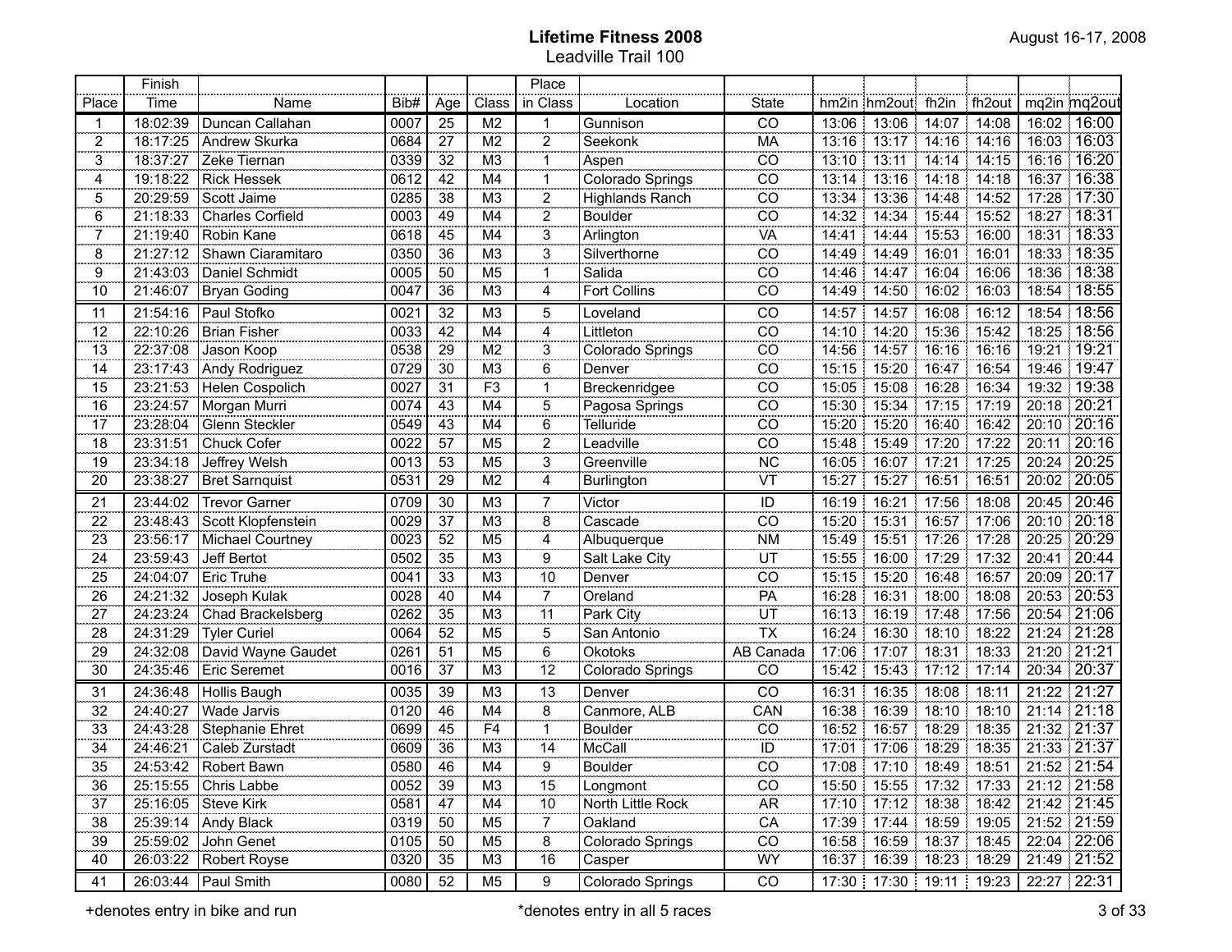# Lifetime Fitness 2008

Leadville Trail 100

August 16-17, 2008

| Place | Finish Time | Name | Bib# | Age | Class | Place in Class | Location | State | hm2in | hm2out | fh2in | fh2out | mq2in | mq2out |
|---|---|---|---|---|---|---|---|---|---|---|---|---|---|---|
| 1 | 18:02:39 | Duncan Callahan | 0007 | 25 | M2 | 1 | Gunnison | CO | 13:06 | 13:06 | 14:07 | 14:08 | 16:02 | 16:00 |
| 2 | 18:17:25 | Andrew Skurka | 0684 | 27 | M2 | 2 | Seekonk | MA | 13:16 | 13:17 | 14:16 | 14:16 | 16:03 | 16:03 |
| 3 | 18:37:27 | Zeke Tiernan | 0339 | 32 | M3 | 1 | Aspen | CO | 13:10 | 13:11 | 14:14 | 14:15 | 16:16 | 16:20 |
| 4 | 19:18:22 | Rick Hessek | 0612 | 42 | M4 | 1 | Colorado Springs | CO | 13:14 | 13:16 | 14:18 | 14:18 | 16:37 | 16:38 |
| 5 | 20:29:59 | Scott Jaime | 0285 | 38 | M3 | 2 | Highlands Ranch | CO | 13:34 | 13:36 | 14:48 | 14:52 | 17:28 | 17:30 |
| 6 | 21:18:33 | Charles Corfield | 0003 | 49 | M4 | 2 | Boulder | CO | 14:32 | 14:34 | 15:44 | 15:52 | 18:27 | 18:31 |
| 7 | 21:19:40 | Robin Kane | 0618 | 45 | M4 | 3 | Arlington | VA | 14:41 | 14:44 | 15:53 | 16:00 | 18:31 | 18:33 |
| 8 | 21:27:12 | Shawn Ciaramitaro | 0350 | 36 | M3 | 3 | Silverthorne | CO | 14:49 | 14:49 | 16:01 | 16:01 | 18:33 | 18:35 |
| 9 | 21:43:03 | Daniel Schmidt | 0005 | 50 | M5 | 1 | Salida | CO | 14:46 | 14:47 | 16:04 | 16:06 | 18:36 | 18:38 |
| 10 | 21:46:07 | Bryan Goding | 0047 | 36 | M3 | 4 | Fort Collins | CO | 14:49 | 14:50 | 16:02 | 16:03 | 18:54 | 18:55 |
| 11 | 21:54:16 | Paul Stofko | 0021 | 32 | M3 | 5 | Loveland | CO | 14:57 | 14:57 | 16:08 | 16:12 | 18:54 | 18:56 |
| 12 | 22:10:26 | Brian Fisher | 0033 | 42 | M4 | 4 | Littleton | CO | 14:10 | 14:20 | 15:36 | 15:42 | 18:25 | 18:56 |
| 13 | 22:37:08 | Jason Koop | 0538 | 29 | M2 | 3 | Colorado Springs | CO | 14:56 | 14:57 | 16:16 | 16:16 | 19:21 | 19:21 |
| 14 | 23:17:43 | Andy Rodriguez | 0729 | 30 | M3 | 6 | Denver | CO | 15:15 | 15:20 | 16:47 | 16:54 | 19:46 | 19:47 |
| 15 | 23:21:53 | Helen Cospolich | 0027 | 31 | F3 | 1 | Breckenridgee | CO | 15:05 | 15:08 | 16:28 | 16:34 | 19:32 | 19:38 |
| 16 | 23:24:57 | Morgan Murri | 0074 | 43 | M4 | 5 | Pagosa Springs | CO | 15:30 | 15:34 | 17:15 | 17:19 | 20:18 | 20:21 |
| 17 | 23:28:04 | Glenn Steckler | 0549 | 43 | M4 | 6 | Telluride | CO | 15:20 | 15:20 | 16:40 | 16:42 | 20:10 | 20:16 |
| 18 | 23:31:51 | Chuck Cofer | 0022 | 57 | M5 | 2 | Leadville | CO | 15:48 | 15:49 | 17:20 | 17:22 | 20:11 | 20:16 |
| 19 | 23:34:18 | Jeffrey Welsh | 0013 | 53 | M5 | 3 | Greenville | NC | 16:05 | 16:07 | 17:21 | 17:25 | 20:24 | 20:25 |
| 20 | 23:38:27 | Bret Sarnquist | 0531 | 29 | M2 | 4 | Burlington | VT | 15:27 | 15:27 | 16:51 | 16:51 | 20:02 | 20:05 |
| 21 | 23:44:02 | Trevor Garner | 0709 | 30 | M3 | 7 | Victor | ID | 16:19 | 16:21 | 17:56 | 18:08 | 20:45 | 20:46 |
| 22 | 23:48:43 | Scott Klopfenstein | 0029 | 37 | M3 | 8 | Cascade | CO | 15:20 | 15:31 | 16:57 | 17:06 | 20:10 | 20:18 |
| 23 | 23:56:17 | Michael Courtney | 0023 | 52 | M5 | 4 | Albuquerque | NM | 15:49 | 15:51 | 17:26 | 17:28 | 20:25 | 20:29 |
| 24 | 23:59:43 | Jeff Bertot | 0502 | 35 | M3 | 9 | Salt Lake City | UT | 15:55 | 16:00 | 17:29 | 17:32 | 20:41 | 20:44 |
| 25 | 24:04:07 | Eric Truhe | 0041 | 33 | M3 | 10 | Denver | CO | 15:15 | 15:20 | 16:48 | 16:57 | 20:09 | 20:17 |
| 26 | 24:21:32 | Joseph Kulak | 0028 | 40 | M4 | 7 | Oreland | PA | 16:28 | 16:31 | 18:00 | 18:08 | 20:53 | 20:53 |
| 27 | 24:23:24 | Chad Brackelsberg | 0262 | 35 | M3 | 11 | Park City | UT | 16:13 | 16:19 | 17:48 | 17:56 | 20:54 | 21:06 |
| 28 | 24:31:29 | Tyler Curiel | 0064 | 52 | M5 | 5 | San Antonio | TX | 16:24 | 16:30 | 18:10 | 18:22 | 21:24 | 21:28 |
| 29 | 24:32:08 | David Wayne Gaudet | 0261 | 51 | M5 | 6 | Okotoks | AB Canada | 17:06 | 17:07 | 18:31 | 18:33 | 21:20 | 21:21 |
| 30 | 24:35:46 | Eric Seremet | 0016 | 37 | M3 | 12 | Colorado Springs | CO | 15:42 | 15:43 | 17:12 | 17:14 | 20:34 | 20:37 |
| 31 | 24:36:48 | Hollis Baugh | 0035 | 39 | M3 | 13 | Denver | CO | 16:31 | 16:35 | 18:08 | 18:11 | 21:22 | 21:27 |
| 32 | 24:40:27 | Wade Jarvis | 0120 | 46 | M4 | 8 | Canmore, ALB | CAN | 16:38 | 16:39 | 18:10 | 18:10 | 21:14 | 21:18 |
| 33 | 24:43:28 | Stephanie Ehret | 0699 | 45 | F4 | 1 | Boulder | CO | 16:52 | 16:57 | 18:29 | 18:35 | 21:32 | 21:37 |
| 34 | 24:46:21 | Caleb Zurstadt | 0609 | 36 | M3 | 14 | McCall | ID | 17:01 | 17:06 | 18:29 | 18:35 | 21:33 | 21:37 |
| 35 | 24:53:42 | Robert Bawn | 0580 | 46 | M4 | 9 | Boulder | CO | 17:08 | 17:10 | 18:49 | 18:51 | 21:52 | 21:54 |
| 36 | 25:15:55 | Chris Labbe | 0052 | 39 | M3 | 15 | Longmont | CO | 15:50 | 15:55 | 17:32 | 17:33 | 21:12 | 21:58 |
| 37 | 25:16:05 | Steve Kirk | 0581 | 47 | M4 | 10 | North Little Rock | AR | 17:10 | 17:12 | 18:38 | 18:42 | 21:42 | 21:45 |
| 38 | 25:39:14 | Andy Black | 0319 | 50 | M5 | 7 | Oakland | CA | 17:39 | 17:44 | 18:59 | 19:05 | 21:52 | 21:59 |
| 39 | 25:59:02 | John Genet | 0105 | 50 | M5 | 8 | Colorado Springs | CO | 16:58 | 16:59 | 18:37 | 18:45 | 22:04 | 22:06 |
| 40 | 26:03:22 | Robert Royse | 0320 | 35 | M3 | 16 | Casper | WY | 16:37 | 16:39 | 18:23 | 18:29 | 21:49 | 21:52 |
| 41 | 26:03:44 | Paul Smith | 0080 | 52 | M5 | 9 | Colorado Springs | CO | 17:30 | 17:30 | 19:11 | 19:23 | 22:27 | 22:31 |

+denotes entry in bike and run

*denotes entry in all 5 races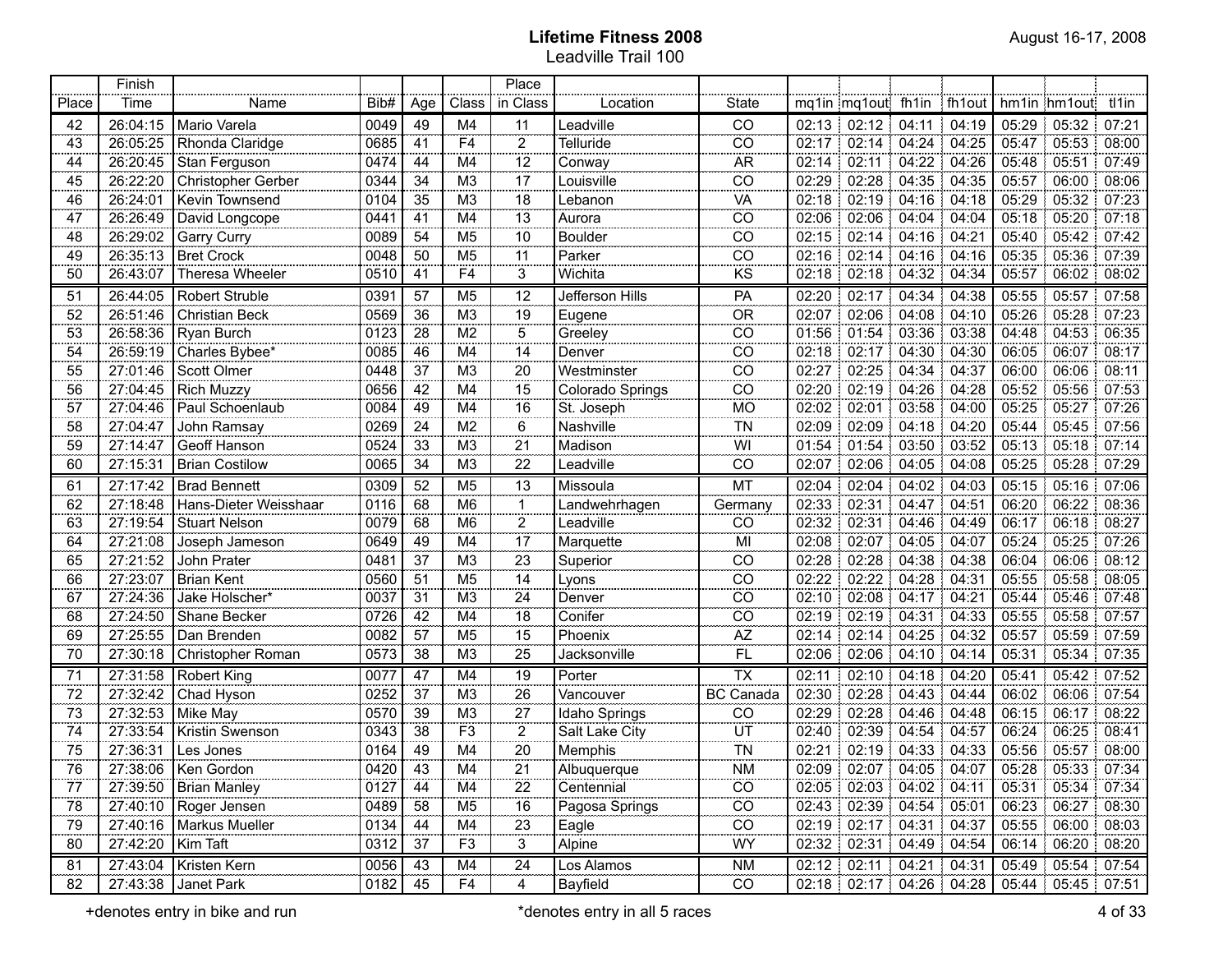# Lifetime Fitness 2008

Leadville Trail 100

August 16-17, 2008

| Place | Finish Time | Name | Bib# | Age | Class | Place in Class | Location | State | mq1in | mq1out | fh1in | fh1out | hm1in | hm1out | tl1in |
|---|---|---|---|---|---|---|---|---|---|---|---|---|---|---|---|
| 42 | 26:04:15 | Mario Varela | 0049 | 49 | M4 | 11 | Leadville | CO | 02:13 | 02:12 | 04:11 | 04:19 | 05:29 | 05:32 | 07:21 |
| 43 | 26:05:25 | Rhonda Claridge | 0685 | 41 | F4 | 2 | Telluride | CO | 02:17 | 02:14 | 04:24 | 04:25 | 05:47 | 05:53 | 08:00 |
| 44 | 26:20:45 | Stan Ferguson | 0474 | 44 | M4 | 12 | Conway | AR | 02:14 | 02:11 | 04:22 | 04:26 | 05:48 | 05:51 | 07:49 |
| 45 | 26:22:20 | Christopher Gerber | 0344 | 34 | M3 | 17 | Louisville | CO | 02:29 | 02:28 | 04:35 | 04:35 | 05:57 | 06:00 | 08:06 |
| 46 | 26:24:01 | Kevin Townsend | 0104 | 35 | M3 | 18 | Lebanon | VA | 02:18 | 02:19 | 04:16 | 04:18 | 05:29 | 05:32 | 07:23 |
| 47 | 26:26:49 | David Longcope | 0441 | 41 | M4 | 13 | Aurora | CO | 02:06 | 02:06 | 04:04 | 04:04 | 05:18 | 05:20 | 07:18 |
| 48 | 26:29:02 | Garry Curry | 0089 | 54 | M5 | 10 | Boulder | CO | 02:15 | 02:14 | 04:16 | 04:21 | 05:40 | 05:42 | 07:42 |
| 49 | 26:35:13 | Bret Crock | 0048 | 50 | M5 | 11 | Parker | CO | 02:16 | 02:14 | 04:16 | 04:16 | 05:35 | 05:36 | 07:39 |
| 50 | 26:43:07 | Theresa Wheeler | 0510 | 41 | F4 | 3 | Wichita | KS | 02:18 | 02:18 | 04:32 | 04:34 | 05:57 | 06:02 | 08:02 |
| 51 | 26:44:05 | Robert Struble | 0391 | 57 | M5 | 12 | Jefferson Hills | PA | 02:20 | 02:17 | 04:34 | 04:38 | 05:55 | 05:57 | 07:58 |
| 52 | 26:51:46 | Christian Beck | 0569 | 36 | M3 | 19 | Eugene | OR | 02:07 | 02:06 | 04:08 | 04:10 | 05:26 | 05:28 | 07:23 |
| 53 | 26:58:36 | Ryan Burch | 0123 | 28 | M2 | 5 | Greeley | CO | 01:56 | 01:54 | 03:36 | 03:38 | 04:48 | 04:53 | 06:35 |
| 54 | 26:59:19 | Charles Bybee* | 0085 | 46 | M4 | 14 | Denver | CO | 02:18 | 02:17 | 04:30 | 04:30 | 06:05 | 06:07 | 08:17 |
| 55 | 27:01:46 | Scott Olmer | 0448 | 37 | M3 | 20 | Westminster | CO | 02:27 | 02:25 | 04:34 | 04:37 | 06:00 | 06:06 | 08:11 |
| 56 | 27:04:45 | Rich Muzzy | 0656 | 42 | M4 | 15 | Colorado Springs | CO | 02:20 | 02:19 | 04:26 | 04:28 | 05:52 | 05:56 | 07:53 |
| 57 | 27:04:46 | Paul Schoenlaub | 0084 | 49 | M4 | 16 | St. Joseph | MO | 02:02 | 02:01 | 03:58 | 04:00 | 05:25 | 05:27 | 07:26 |
| 58 | 27:04:47 | John Ramsay | 0269 | 24 | M2 | 6 | Nashville | TN | 02:09 | 02:09 | 04:18 | 04:20 | 05:44 | 05:45 | 07:56 |
| 59 | 27:14:47 | Geoff Hanson | 0524 | 33 | M3 | 21 | Madison | WI | 01:54 | 01:54 | 03:50 | 03:52 | 05:13 | 05:18 | 07:14 |
| 60 | 27:15:31 | Brian Costilow | 0065 | 34 | M3 | 22 | Leadville | CO | 02:07 | 02:06 | 04:05 | 04:08 | 05:25 | 05:28 | 07:29 |
| 61 | 27:17:42 | Brad Bennett | 0309 | 52 | M5 | 13 | Missoula | MT | 02:04 | 02:04 | 04:02 | 04:03 | 05:15 | 05:16 | 07:06 |
| 62 | 27:18:48 | Hans-Dieter Weisshaar | 0116 | 68 | M6 | 1 | Landwehrhagen | Germany | 02:33 | 02:31 | 04:47 | 04:51 | 06:20 | 06:22 | 08:36 |
| 63 | 27:19:54 | Stuart Nelson | 0079 | 68 | M6 | 2 | Leadville | CO | 02:32 | 02:31 | 04:46 | 04:49 | 06:17 | 06:18 | 08:27 |
| 64 | 27:21:08 | Joseph Jameson | 0649 | 49 | M4 | 17 | Marquette | MI | 02:08 | 02:07 | 04:05 | 04:07 | 05:24 | 05:25 | 07:26 |
| 65 | 27:21:52 | John Prater | 0481 | 37 | M3 | 23 | Superior | CO | 02:28 | 02:28 | 04:38 | 04:38 | 06:04 | 06:06 | 08:12 |
| 66 | 27:23:07 | Brian Kent | 0560 | 51 | M5 | 14 | Lyons | CO | 02:22 | 02:22 | 04:28 | 04:31 | 05:55 | 05:58 | 08:05 |
| 67 | 27:24:36 | Jake Holscher* | 0037 | 31 | M3 | 24 | Denver | CO | 02:10 | 02:08 | 04:17 | 04:21 | 05:44 | 05:46 | 07:48 |
| 68 | 27:24:50 | Shane Becker | 0726 | 42 | M4 | 18 | Conifer | CO | 02:19 | 02:19 | 04:31 | 04:33 | 05:55 | 05:58 | 07:57 |
| 69 | 27:25:55 | Dan Brenden | 0082 | 57 | M5 | 15 | Phoenix | AZ | 02:14 | 02:14 | 04:25 | 04:32 | 05:57 | 05:59 | 07:59 |
| 70 | 27:30:18 | Christopher Roman | 0573 | 38 | M3 | 25 | Jacksonville | FL | 02:06 | 02:06 | 04:10 | 04:14 | 05:31 | 05:34 | 07:35 |
| 71 | 27:31:58 | Robert King | 0077 | 47 | M4 | 19 | Porter | TX | 02:11 | 02:10 | 04:18 | 04:20 | 05:41 | 05:42 | 07:52 |
| 72 | 27:32:42 | Chad Hyson | 0252 | 37 | M3 | 26 | Vancouver | BC Canada | 02:30 | 02:28 | 04:43 | 04:44 | 06:02 | 06:06 | 07:54 |
| 73 | 27:32:53 | Mike May | 0570 | 39 | M3 | 27 | Idaho Springs | CO | 02:29 | 02:28 | 04:46 | 04:48 | 06:15 | 06:17 | 08:22 |
| 74 | 27:33:54 | Kristin Swenson | 0343 | 38 | F3 | 2 | Salt Lake City | UT | 02:40 | 02:39 | 04:54 | 04:57 | 06:24 | 06:25 | 08:41 |
| 75 | 27:36:31 | Les Jones | 0164 | 49 | M4 | 20 | Memphis | TN | 02:21 | 02:19 | 04:33 | 04:33 | 05:56 | 05:57 | 08:00 |
| 76 | 27:38:06 | Ken Gordon | 0420 | 43 | M4 | 21 | Albuquerque | NM | 02:09 | 02:07 | 04:05 | 04:07 | 05:28 | 05:33 | 07:34 |
| 77 | 27:39:50 | Brian Manley | 0127 | 44 | M4 | 22 | Centennial | CO | 02:05 | 02:03 | 04:02 | 04:11 | 05:31 | 05:34 | 07:34 |
| 78 | 27:40:10 | Roger Jensen | 0489 | 58 | M5 | 16 | Pagosa Springs | CO | 02:43 | 02:39 | 04:54 | 05:01 | 06:23 | 06:27 | 08:30 |
| 79 | 27:40:16 | Markus Mueller | 0134 | 44 | M4 | 23 | Eagle | CO | 02:19 | 02:17 | 04:31 | 04:37 | 05:55 | 06:00 | 08:03 |
| 80 | 27:42:20 | Kim Taft | 0312 | 37 | F3 | 3 | Alpine | WY | 02:32 | 02:31 | 04:49 | 04:54 | 06:14 | 06:20 | 08:20 |
| 81 | 27:43:04 | Kristen Kern | 0056 | 43 | M4 | 24 | Los Alamos | NM | 02:12 | 02:11 | 04:21 | 04:31 | 05:49 | 05:54 | 07:54 |
| 82 | 27:43:38 | Janet Park | 0182 | 45 | F4 | 4 | Bayfield | CO | 02:18 | 02:17 | 04:26 | 04:28 | 05:44 | 05:45 | 07:51 |

+denotes entry in bike and run

*denotes entry in all 5 races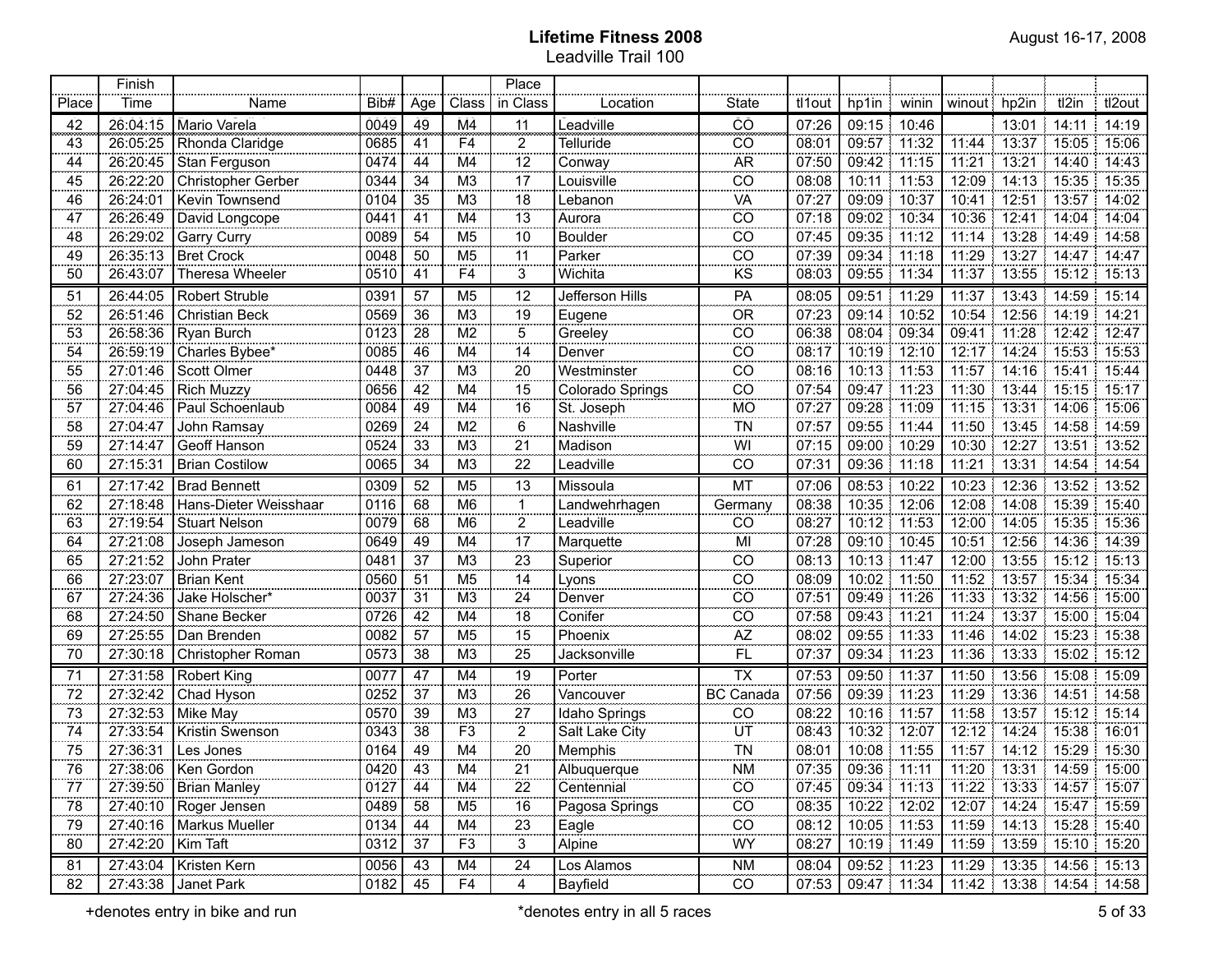# Lifetime Fitness 2008

## Leadville Trail 100

August 16-17, 2008

| Place | Finish Time | Name | Bib# | Age | Class | Place in Class | Location | State | tl1out | hp1in | winin | winout | hp2in | tl2in | tl2out |
|---|---|---|---|---|---|---|---|---|---|---|---|---|---|---|---|
| 42 | 26:04:15 | Mario Varela | 0049 | 49 | M4 | 11 | Leadville | CO | 07:26 | 09:15 | 10:46 | | 13:01 | 14:11 | 14:19 |
| 43 | 26:05:25 | Rhonda Claridge | 0685 | 41 | F4 | 2 | Telluride | CO | 08:01 | 09:57 | 11:32 | 11:44 | 13:37 | 15:05 | 15:06 |
| 44 | 26:20:45 | Stan Ferguson | 0474 | 44 | M4 | 12 | Conway | AR | 07:50 | 09:42 | 11:15 | 11:21 | 13:21 | 14:40 | 14:43 |
| 45 | 26:22:20 | Christopher Gerber | 0344 | 34 | M3 | 17 | Louisville | CO | 08:08 | 10:11 | 11:53 | 12:09 | 14:13 | 15:35 | 15:35 |
| 46 | 26:24:01 | Kevin Townsend | 0104 | 35 | M3 | 18 | Lebanon | VA | 07:27 | 09:09 | 10:37 | 10:41 | 12:51 | 13:57 | 14:02 |
| 47 | 26:26:49 | David Longcope | 0441 | 41 | M4 | 13 | Aurora | CO | 07:18 | 09:02 | 10:34 | 10:36 | 12:41 | 14:04 | 14:04 |
| 48 | 26:29:02 | Garry Curry | 0089 | 54 | M5 | 10 | Boulder | CO | 07:45 | 09:35 | 11:12 | 11:14 | 13:28 | 14:49 | 14:58 |
| 49 | 26:35:13 | Bret Crock | 0048 | 50 | M5 | 11 | Parker | CO | 07:39 | 09:34 | 11:18 | 11:29 | 13:27 | 14:47 | 14:47 |
| 50 | 26:43:07 | Theresa Wheeler | 0510 | 41 | F4 | 3 | Wichita | KS | 08:03 | 09:55 | 11:34 | 11:37 | 13:55 | 15:12 | 15:13 |
| 51 | 26:44:05 | Robert Struble | 0391 | 57 | M5 | 12 | Jefferson Hills | PA | 08:05 | 09:51 | 11:29 | 11:37 | 13:43 | 14:59 | 15:14 |
| 52 | 26:51:46 | Christian Beck | 0569 | 36 | M3 | 19 | Eugene | OR | 07:23 | 09:14 | 10:52 | 10:54 | 12:56 | 14:19 | 14:21 |
| 53 | 26:58:36 | Ryan Burch | 0123 | 28 | M2 | 5 | Greeley | CO | 06:38 | 08:04 | 09:34 | 09:41 | 11:28 | 12:42 | 12:47 |
| 54 | 26:59:19 | Charles Bybee* | 0085 | 46 | M4 | 14 | Denver | CO | 08:17 | 10:19 | 12:10 | 12:17 | 14:24 | 15:53 | 15:53 |
| 55 | 27:01:46 | Scott Olmer | 0448 | 37 | M3 | 20 | Westminster | CO | 08:16 | 10:13 | 11:53 | 11:57 | 14:16 | 15:41 | 15:44 |
| 56 | 27:04:45 | Rich Muzzy | 0656 | 42 | M4 | 15 | Colorado Springs | CO | 07:54 | 09:47 | 11:23 | 11:30 | 13:44 | 15:15 | 15:17 |
| 57 | 27:04:46 | Paul Schoenlaub | 0084 | 49 | M4 | 16 | St. Joseph | MO | 07:27 | 09:28 | 11:09 | 11:15 | 13:31 | 14:06 | 15:06 |
| 58 | 27:04:47 | John Ramsay | 0269 | 24 | M2 | 6 | Nashville | TN | 07:57 | 09:55 | 11:44 | 11:50 | 13:45 | 14:58 | 14:59 |
| 59 | 27:14:47 | Geoff Hanson | 0524 | 33 | M3 | 21 | Madison | WI | 07:15 | 09:00 | 10:29 | 10:30 | 12:27 | 13:51 | 13:52 |
| 60 | 27:15:31 | Brian Costilow | 0065 | 34 | M3 | 22 | Leadville | CO | 07:31 | 09:36 | 11:18 | 11:21 | 13:31 | 14:54 | 14:54 |
| 61 | 27:17:42 | Brad Bennett | 0309 | 52 | M5 | 13 | Missoula | MT | 07:06 | 08:53 | 10:22 | 10:23 | 12:36 | 13:52 | 13:52 |
| 62 | 27:18:48 | Hans-Dieter Weisshaar | 0116 | 68 | M6 | 1 | Landwehrhagen | Germany | 08:38 | 10:35 | 12:06 | 12:08 | 14:08 | 15:39 | 15:40 |
| 63 | 27:19:54 | Stuart Nelson | 0079 | 68 | M6 | 2 | Leadville | CO | 08:27 | 10:12 | 11:53 | 12:00 | 14:05 | 15:35 | 15:36 |
| 64 | 27:21:08 | Joseph Jameson | 0649 | 49 | M4 | 17 | Marquette | MI | 07:28 | 09:10 | 10:45 | 10:51 | 12:56 | 14:36 | 14:39 |
| 65 | 27:21:52 | John Prater | 0481 | 37 | M3 | 23 | Superior | CO | 08:13 | 10:13 | 11:47 | 12:00 | 13:55 | 15:12 | 15:13 |
| 66 | 27:23:07 | Brian Kent | 0560 | 51 | M5 | 14 | Lyons | CO | 08:09 | 10:02 | 11:50 | 11:52 | 13:57 | 15:34 | 15:34 |
| 67 | 27:24:36 | Jake Holscher* | 0037 | 31 | M3 | 24 | Denver | CO | 07:51 | 09:49 | 11:26 | 11:33 | 13:32 | 14:56 | 15:00 |
| 68 | 27:24:50 | Shane Becker | 0726 | 42 | M4 | 18 | Conifer | CO | 07:58 | 09:43 | 11:21 | 11:24 | 13:37 | 15:00 | 15:04 |
| 69 | 27:25:55 | Dan Brenden | 0082 | 57 | M5 | 15 | Phoenix | AZ | 08:02 | 09:55 | 11:33 | 11:46 | 14:02 | 15:23 | 15:38 |
| 70 | 27:30:18 | Christopher Roman | 0573 | 38 | M3 | 25 | Jacksonville | FL | 07:37 | 09:34 | 11:23 | 11:36 | 13:33 | 15:02 | 15:12 |
| 71 | 27:31:58 | Robert King | 0077 | 47 | M4 | 19 | Porter | TX | 07:53 | 09:50 | 11:37 | 11:50 | 13:56 | 15:08 | 15:09 |
| 72 | 27:32:42 | Chad Hyson | 0252 | 37 | M3 | 26 | Vancouver | BC Canada | 07:56 | 09:39 | 11:23 | 11:29 | 13:36 | 14:51 | 14:58 |
| 73 | 27:32:53 | Mike May | 0570 | 39 | M3 | 27 | Idaho Springs | CO | 08:22 | 10:16 | 11:57 | 11:58 | 13:57 | 15:12 | 15:14 |
| 74 | 27:33:54 | Kristin Swenson | 0343 | 38 | F3 | 2 | Salt Lake City | UT | 08:43 | 10:32 | 12:07 | 12:12 | 14:24 | 15:38 | 16:01 |
| 75 | 27:36:31 | Les Jones | 0164 | 49 | M4 | 20 | Memphis | TN | 08:01 | 10:08 | 11:55 | 11:57 | 14:12 | 15:29 | 15:30 |
| 76 | 27:38:06 | Ken Gordon | 0420 | 43 | M4 | 21 | Albuquerque | NM | 07:35 | 09:36 | 11:11 | 11:20 | 13:31 | 14:59 | 15:00 |
| 77 | 27:39:50 | Brian Manley | 0127 | 44 | M4 | 22 | Centennial | CO | 07:45 | 09:34 | 11:13 | 11:22 | 13:33 | 14:57 | 15:07 |
| 78 | 27:40:10 | Roger Jensen | 0489 | 58 | M5 | 16 | Pagosa Springs | CO | 08:35 | 10:22 | 12:02 | 12:07 | 14:24 | 15:47 | 15:59 |
| 79 | 27:40:16 | Markus Mueller | 0134 | 44 | M4 | 23 | Eagle | CO | 08:12 | 10:05 | 11:53 | 11:59 | 14:13 | 15:28 | 15:40 |
| 80 | 27:42:20 | Kim Taft | 0312 | 37 | F3 | 3 | Alpine | WY | 08:27 | 10:19 | 11:49 | 11:59 | 13:59 | 15:10 | 15:20 |
| 81 | 27:43:04 | Kristen Kern | 0056 | 43 | M4 | 24 | Los Alamos | NM | 08:04 | 09:52 | 11:23 | 11:29 | 13:35 | 14:56 | 15:13 |
| 82 | 27:43:38 | Janet Park | 0182 | 45 | F4 | 4 | Bayfield | CO | 07:53 | 09:47 | 11:34 | 11:42 | 13:38 | 14:54 | 14:58 |

+denotes entry in bike and run

*denotes entry in all 5 races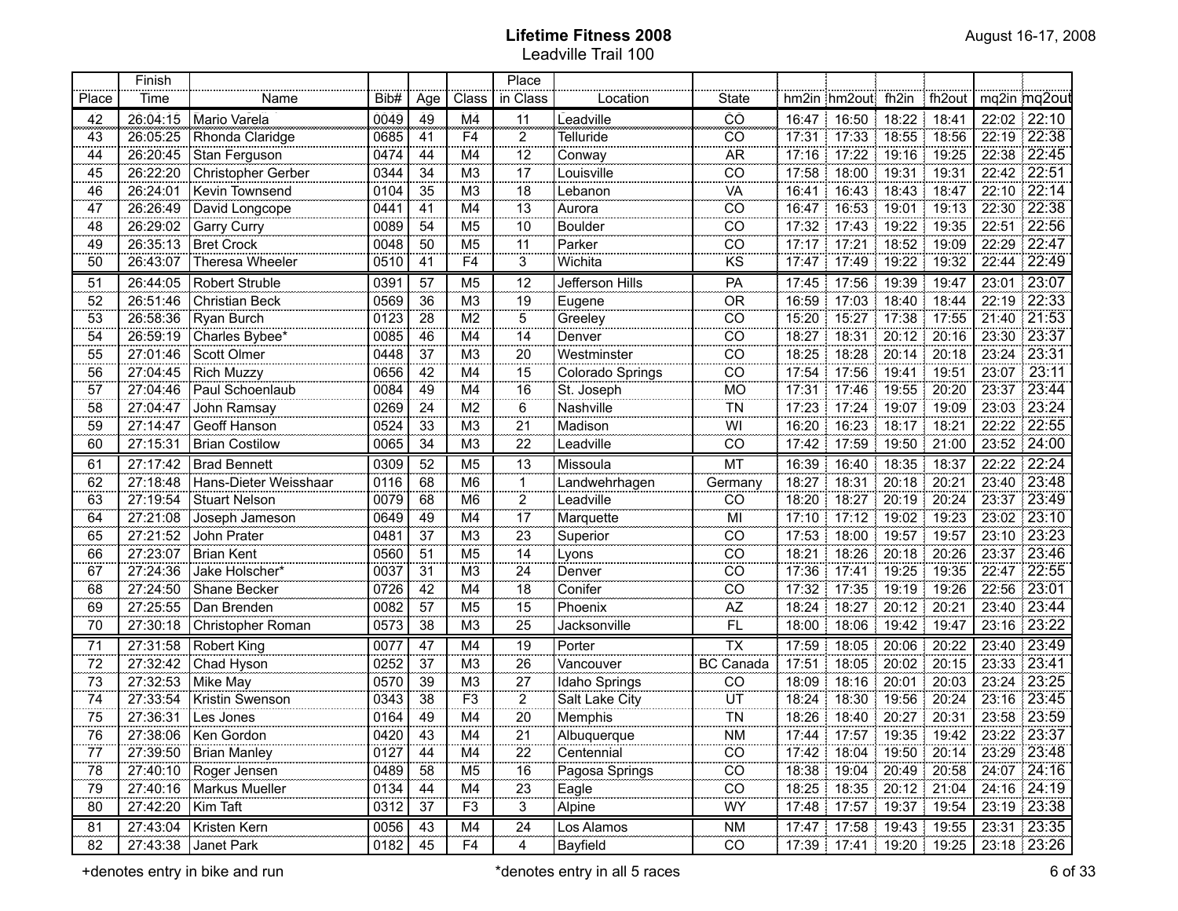**Lifetime Fitness 2008**
Leadville Trail 100

August 16-17, 2008

| Place | Finish Time | Name | Bib# | Age | Class | Place in Class | Location | State | hm2in | hm2out | fh2in | fh2out | mq2in | mq2out |
|---|---|---|---|---|---|---|---|---|---|---|---|---|---|---|
| 42 | 26:04:15 | Mario Varela | 0049 | 49 | M4 | 11 | Leadville | CO | 16:47 | 16:50 | 18:22 | 18:41 | 22:02 | 22:10 |
| 43 | 26:05:25 | Rhonda Claridge | 0685 | 41 | F4 | 2 | Telluride | CO | 17:31 | 17:33 | 18:55 | 18:56 | 22:19 | 22:38 |
| 44 | 26:20:45 | Stan Ferguson | 0474 | 44 | M4 | 12 | Conway | AR | 17:16 | 17:22 | 19:16 | 19:25 | 22:38 | 22:45 |
| 45 | 26:22:20 | Christopher Gerber | 0344 | 34 | M3 | 17 | Louisville | CO | 17:58 | 18:00 | 19:31 | 19:31 | 22:42 | 22:51 |
| 46 | 26:24:01 | Kevin Townsend | 0104 | 35 | M3 | 18 | Lebanon | VA | 16:41 | 16:43 | 18:43 | 18:47 | 22:10 | 22:14 |
| 47 | 26:26:49 | David Longcope | 0441 | 41 | M4 | 13 | Aurora | CO | 16:47 | 16:53 | 19:01 | 19:13 | 22:30 | 22:38 |
| 48 | 26:29:02 | Garry Curry | 0089 | 54 | M5 | 10 | Boulder | CO | 17:32 | 17:43 | 19:22 | 19:35 | 22:51 | 22:56 |
| 49 | 26:35:13 | Bret Crock | 0048 | 50 | M5 | 11 | Parker | CO | 17:17 | 17:21 | 18:52 | 19:09 | 22:29 | 22:47 |
| 50 | 26:43:07 | Theresa Wheeler | 0510 | 41 | F4 | 3 | Wichita | KS | 17:47 | 17:49 | 19:22 | 19:32 | 22:44 | 22:49 |
| 51 | 26:44:05 | Robert Struble | 0391 | 57 | M5 | 12 | Jefferson Hills | PA | 17:45 | 17:56 | 19:39 | 19:47 | 23:01 | 23:07 |
| 52 | 26:51:46 | Christian Beck | 0569 | 36 | M3 | 19 | Eugene | OR | 16:59 | 17:03 | 18:40 | 18:44 | 22:19 | 22:33 |
| 53 | 26:58:36 | Ryan Burch | 0123 | 28 | M2 | 5 | Greeley | CO | 15:20 | 15:27 | 17:38 | 17:55 | 21:40 | 21:53 |
| 54 | 26:59:19 | Charles Bybee* | 0085 | 46 | M4 | 14 | Denver | CO | 18:27 | 18:31 | 20:12 | 20:16 | 23:30 | 23:37 |
| 55 | 27:01:46 | Scott Olmer | 0448 | 37 | M3 | 20 | Westminster | CO | 18:25 | 18:28 | 20:14 | 20:18 | 23:24 | 23:31 |
| 56 | 27:04:45 | Rich Muzzy | 0656 | 42 | M4 | 15 | Colorado Springs | CO | 17:54 | 17:56 | 19:41 | 19:51 | 23:07 | 23:11 |
| 57 | 27:04:46 | Paul Schoenlaub | 0084 | 49 | M4 | 16 | St. Joseph | MO | 17:31 | 17:46 | 19:55 | 20:20 | 23:37 | 23:44 |
| 58 | 27:04:47 | John Ramsay | 0269 | 24 | M2 | 6 | Nashville | TN | 17:23 | 17:24 | 19:07 | 19:09 | 23:03 | 23:24 |
| 59 | 27:14:47 | Geoff Hanson | 0524 | 33 | M3 | 21 | Madison | WI | 16:20 | 16:23 | 18:17 | 18:21 | 22:22 | 22:55 |
| 60 | 27:15:31 | Brian Costilow | 0065 | 34 | M3 | 22 | Leadville | CO | 17:42 | 17:59 | 19:50 | 21:00 | 23:52 | 24:00 |
| 61 | 27:17:42 | Brad Bennett | 0309 | 52 | M5 | 13 | Missoula | MT | 16:39 | 16:40 | 18:35 | 18:37 | 22:22 | 22:24 |
| 62 | 27:18:48 | Hans-Dieter Weisshaar | 0116 | 68 | M6 | 1 | Landwehrhagen | Germany | 18:27 | 18:31 | 20:18 | 20:21 | 23:40 | 23:48 |
| 63 | 27:19:54 | Stuart Nelson | 0079 | 68 | M6 | 2 | Leadville | CO | 18:20 | 18:27 | 20:19 | 20:24 | 23:37 | 23:49 |
| 64 | 27:21:08 | Joseph Jameson | 0649 | 49 | M4 | 17 | Marquette | MI | 17:10 | 17:12 | 19:02 | 19:23 | 23:02 | 23:10 |
| 65 | 27:21:52 | John Prater | 0481 | 37 | M3 | 23 | Superior | CO | 17:53 | 18:00 | 19:57 | 19:57 | 23:10 | 23:23 |
| 66 | 27:23:07 | Brian Kent | 0560 | 51 | M5 | 14 | Lyons | CO | 18:21 | 18:26 | 20:18 | 20:26 | 23:37 | 23:46 |
| 67 | 27:24:36 | Jake Holscher* | 0037 | 31 | M3 | 24 | Denver | CO | 17:36 | 17:41 | 19:25 | 19:35 | 22:47 | 22:55 |
| 68 | 27:24:50 | Shane Becker | 0726 | 42 | M4 | 18 | Conifer | CO | 17:32 | 17:35 | 19:19 | 19:26 | 22:56 | 23:01 |
| 69 | 27:25:55 | Dan Brenden | 0082 | 57 | M5 | 15 | Phoenix | AZ | 18:24 | 18:27 | 20:12 | 20:21 | 23:40 | 23:44 |
| 70 | 27:30:18 | Christopher Roman | 0573 | 38 | M3 | 25 | Jacksonville | FL | 18:00 | 18:06 | 19:42 | 19:47 | 23:16 | 23:22 |
| 71 | 27:31:58 | Robert King | 0077 | 47 | M4 | 19 | Porter | TX | 17:59 | 18:05 | 20:06 | 20:22 | 23:40 | 23:49 |
| 72 | 27:32:42 | Chad Hyson | 0252 | 37 | M3 | 26 | Vancouver | BC Canada | 17:51 | 18:05 | 20:02 | 20:15 | 23:33 | 23:41 |
| 73 | 27:32:53 | Mike May | 0570 | 39 | M3 | 27 | Idaho Springs | CO | 18:09 | 18:16 | 20:01 | 20:03 | 23:24 | 23:25 |
| 74 | 27:33:54 | Kristin Swenson | 0343 | 38 | F3 | 2 | Salt Lake City | UT | 18:24 | 18:30 | 19:56 | 20:24 | 23:16 | 23:45 |
| 75 | 27:36:31 | Les Jones | 0164 | 49 | M4 | 20 | Memphis | TN | 18:26 | 18:40 | 20:27 | 20:31 | 23:58 | 23:59 |
| 76 | 27:38:06 | Ken Gordon | 0420 | 43 | M4 | 21 | Albuquerque | NM | 17:44 | 17:57 | 19:35 | 19:42 | 23:22 | 23:37 |
| 77 | 27:39:50 | Brian Manley | 0127 | 44 | M4 | 22 | Centennial | CO | 17:42 | 18:04 | 19:50 | 20:14 | 23:29 | 23:48 |
| 78 | 27:40:10 | Roger Jensen | 0489 | 58 | M5 | 16 | Pagosa Springs | CO | 18:38 | 19:04 | 20:49 | 20:58 | 24:07 | 24:16 |
| 79 | 27:40:16 | Markus Mueller | 0134 | 44 | M4 | 23 | Eagle | CO | 18:25 | 18:35 | 20:12 | 21:04 | 24:16 | 24:19 |
| 80 | 27:42:20 | Kim Taft | 0312 | 37 | F3 | 3 | Alpine | WY | 17:48 | 17:57 | 19:37 | 19:54 | 23:19 | 23:38 |
| 81 | 27:43:04 | Kristen Kern | 0056 | 43 | M4 | 24 | Los Alamos | NM | 17:47 | 17:58 | 19:43 | 19:55 | 23:31 | 23:35 |
| 82 | 27:43:38 | Janet Park | 0182 | 45 | F4 | 4 | Bayfield | CO | 17:39 | 17:41 | 19:20 | 19:25 | 23:18 | 23:26 |

+denotes entry in bike and run

*denotes entry in all 5 races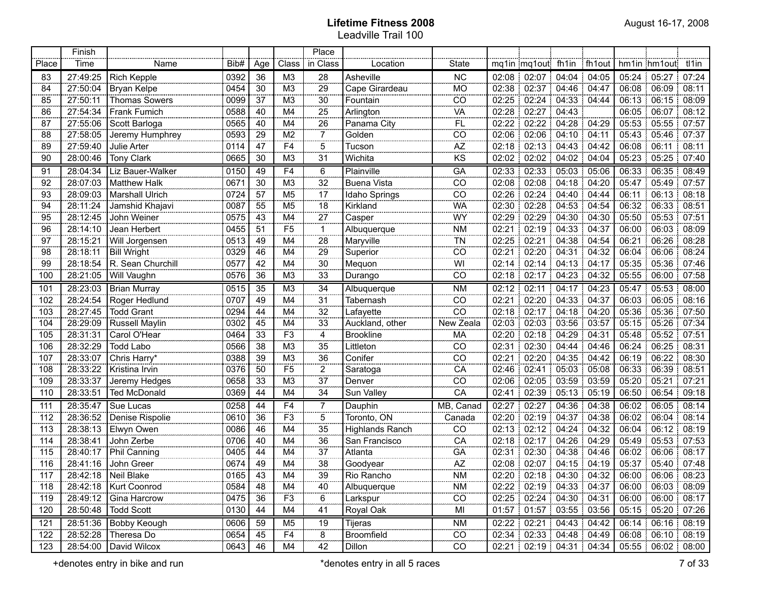# Lifetime Fitness 2008

Leadville Trail 100

August 16-17, 2008

| Place | Finish Time | Name | Bib# | Age | Class | Place in Class | Location | State | mq1in | mq1out | fh1in | fh1out | hm1in | hm1out | tl1in |
|---|---|---|---|---|---|---|---|---|---|---|---|---|---|---|---|
| 83 | 27:49:25 | Rich Kepple | 0392 | 36 | M3 | 28 | Asheville | NC | 02:08 | 02:07 | 04:04 | 04:05 | 05:24 | 05:27 | 07:24 |
| 84 | 27:50:04 | Bryan Kelpe | 0454 | 30 | M3 | 29 | Cape Girardeau | MO | 02:38 | 02:37 | 04:46 | 04:47 | 06:08 | 06:09 | 08:11 |
| 85 | 27:50:11 | Thomas Sowers | 0099 | 37 | M3 | 30 | Fountain | CO | 02:25 | 02:24 | 04:33 | 04:44 | 06:13 | 06:15 | 08:09 |
| 86 | 27:54:34 | Frank Fumich | 0588 | 40 | M4 | 25 | Arlington | VA | 02:28 | 02:27 | 04:43 | | 06:05 | 06:07 | 08:12 |
| 87 | 27:55:06 | Scott Barloga | 0565 | 40 | M4 | 26 | Panama City | FL | 02:22 | 02:22 | 04:28 | 04:29 | 05:53 | 05:55 | 07:57 |
| 88 | 27:58:05 | Jeremy Humphrey | 0593 | 29 | M2 | 7 | Golden | CO | 02:06 | 02:06 | 04:10 | 04:11 | 05:43 | 05:46 | 07:37 |
| 89 | 27:59:40 | Julie Arter | 0114 | 47 | F4 | 5 | Tucson | AZ | 02:18 | 02:13 | 04:43 | 04:42 | 06:08 | 06:11 | 08:11 |
| 90 | 28:00:46 | Tony Clark | 0665 | 30 | M3 | 31 | Wichita | KS | 02:02 | 02:02 | 04:02 | 04:04 | 05:23 | 05:25 | 07:40 |
| 91 | 28:04:34 | Liz Bauer-Walker | 0150 | 49 | F4 | 6 | Plainville | GA | 02:33 | 02:33 | 05:03 | 05:06 | 06:33 | 06:35 | 08:49 |
| 92 | 28:07:03 | Matthew Halk | 0671 | 30 | M3 | 32 | Buena Vista | CO | 02:08 | 02:08 | 04:18 | 04:20 | 05:47 | 05:49 | 07:57 |
| 93 | 28:09:03 | Marshall Ulrich | 0724 | 57 | M5 | 17 | Idaho Springs | CO | 02:26 | 02:24 | 04:40 | 04:44 | 06:11 | 06:13 | 08:18 |
| 94 | 28:11:24 | Jamshid Khajavi | 0087 | 55 | M5 | 18 | Kirkland | WA | 02:30 | 02:28 | 04:53 | 04:54 | 06:32 | 06:33 | 08:51 |
| 95 | 28:12:45 | John Weiner | 0575 | 43 | M4 | 27 | Casper | WY | 02:29 | 02:29 | 04:30 | 04:30 | 05:50 | 05:53 | 07:51 |
| 96 | 28:14:10 | Jean Herbert | 0455 | 51 | F5 | 1 | Albuquerque | NM | 02:21 | 02:19 | 04:33 | 04:37 | 06:00 | 06:03 | 08:09 |
| 97 | 28:15:21 | Will Jorgensen | 0513 | 49 | M4 | 28 | Maryville | TN | 02:25 | 02:21 | 04:38 | 04:54 | 06:21 | 06:26 | 08:28 |
| 98 | 28:18:11 | Bill Wright | 0329 | 46 | M4 | 29 | Superior | CO | 02:21 | 02:20 | 04:31 | 04:32 | 06:04 | 06:06 | 08:24 |
| 99 | 28:18:54 | R. Sean Churchill | 0577 | 42 | M4 | 30 | Mequon | WI | 02:14 | 02:14 | 04:13 | 04:17 | 05:35 | 05:36 | 07:46 |
| 100 | 28:21:05 | Will Vaughn | 0576 | 36 | M3 | 33 | Durango | CO | 02:18 | 02:17 | 04:23 | 04:32 | 05:55 | 06:00 | 07:58 |
| 101 | 28:23:03 | Brian Murray | 0515 | 35 | M3 | 34 | Albuquerque | NM | 02:12 | 02:11 | 04:17 | 04:23 | 05:47 | 05:53 | 08:00 |
| 102 | 28:24:54 | Roger Hedlund | 0707 | 49 | M4 | 31 | Tabernash | CO | 02:21 | 02:20 | 04:33 | 04:37 | 06:03 | 06:05 | 08:16 |
| 103 | 28:27:45 | Todd Grant | 0294 | 44 | M4 | 32 | Lafayette | CO | 02:18 | 02:17 | 04:18 | 04:20 | 05:36 | 05:36 | 07:50 |
| 104 | 28:29:09 | Russell Maylin | 0302 | 45 | M4 | 33 | Auckland, other | New Zeala | 02:03 | 02:03 | 03:56 | 03:57 | 05:15 | 05:26 | 07:34 |
| 105 | 28:31:31 | Carol O'Hear | 0464 | 33 | F3 | 4 | Brookline | MA | 02:20 | 02:18 | 04:29 | 04:31 | 05:48 | 05:52 | 07:51 |
| 106 | 28:32:29 | Todd Labo | 0566 | 38 | M3 | 35 | Littleton | CO | 02:31 | 02:30 | 04:44 | 04:46 | 06:24 | 06:25 | 08:31 |
| 107 | 28:33:07 | Chris Harry* | 0388 | 39 | M3 | 36 | Conifer | CO | 02:21 | 02:20 | 04:35 | 04:42 | 06:19 | 06:22 | 08:30 |
| 108 | 28:33:22 | Kristina Irvin | 0376 | 50 | F5 | 2 | Saratoga | CA | 02:46 | 02:41 | 05:03 | 05:08 | 06:33 | 06:39 | 08:51 |
| 109 | 28:33:37 | Jeremy Hedges | 0658 | 33 | M3 | 37 | Denver | CO | 02:06 | 02:05 | 03:59 | 03:59 | 05:20 | 05:21 | 07:21 |
| 110 | 28:33:51 | Ted McDonald | 0369 | 44 | M4 | 34 | Sun Valley | CA | 02:41 | 02:39 | 05:13 | 05:19 | 06:50 | 06:54 | 09:18 |
| 111 | 28:35:47 | Sue Lucas | 0258 | 44 | F4 | 7 | Dauphin | MB, Canad | 02:27 | 02:27 | 04:36 | 04:38 | 06:02 | 06:05 | 08:14 |
| 112 | 28:36:52 | Denise Rispolie | 0610 | 36 | F3 | 5 | Toronto, ON | Canada | 02:20 | 02:19 | 04:37 | 04:38 | 06:02 | 06:04 | 08:14 |
| 113 | 28:38:13 | Elwyn Owen | 0086 | 46 | M4 | 35 | Highlands Ranch | CO | 02:13 | 02:12 | 04:24 | 04:32 | 06:04 | 06:12 | 08:19 |
| 114 | 28:38:41 | John Zerbe | 0706 | 40 | M4 | 36 | San Francisco | CA | 02:18 | 02:17 | 04:26 | 04:29 | 05:49 | 05:53 | 07:53 |
| 115 | 28:40:17 | Phil Canning | 0405 | 44 | M4 | 37 | Atlanta | GA | 02:31 | 02:30 | 04:38 | 04:46 | 06:02 | 06:06 | 08:17 |
| 116 | 28:41:16 | John Greer | 0674 | 49 | M4 | 38 | Goodyear | AZ | 02:08 | 02:07 | 04:15 | 04:19 | 05:37 | 05:40 | 07:48 |
| 117 | 28:42:18 | Neil Blake | 0165 | 43 | M4 | 39 | Rio Rancho | NM | 02:20 | 02:18 | 04:30 | 04:32 | 06:00 | 06:06 | 08:23 |
| 118 | 28:42:18 | Kurt Coonrod | 0584 | 48 | M4 | 40 | Albuquerque | NM | 02:22 | 02:19 | 04:33 | 04:37 | 06:00 | 06:03 | 08:09 |
| 119 | 28:49:12 | Gina Harcrow | 0475 | 36 | F3 | 6 | Larkspur | CO | 02:25 | 02:24 | 04:30 | 04:31 | 06:00 | 06:00 | 08:17 |
| 120 | 28:50:48 | Todd Scott | 0130 | 44 | M4 | 41 | Royal Oak | MI | 01:57 | 01:57 | 03:55 | 03:56 | 05:15 | 05:20 | 07:26 |
| 121 | 28:51:36 | Bobby Keough | 0606 | 59 | M5 | 19 | Tijeras | NM | 02:22 | 02:21 | 04:43 | 04:42 | 06:14 | 06:16 | 08:19 |
| 122 | 28:52:28 | Theresa Do | 0654 | 45 | F4 | 8 | Broomfield | CO | 02:34 | 02:33 | 04:48 | 04:49 | 06:08 | 06:10 | 08:19 |
| 123 | 28:54:00 | David Wilcox | 0643 | 46 | M4 | 42 | Dillon | CO | 02:21 | 02:19 | 04:31 | 04:34 | 05:55 | 06:02 | 08:00 |

+denotes entry in bike and run

*denotes entry in all 5 races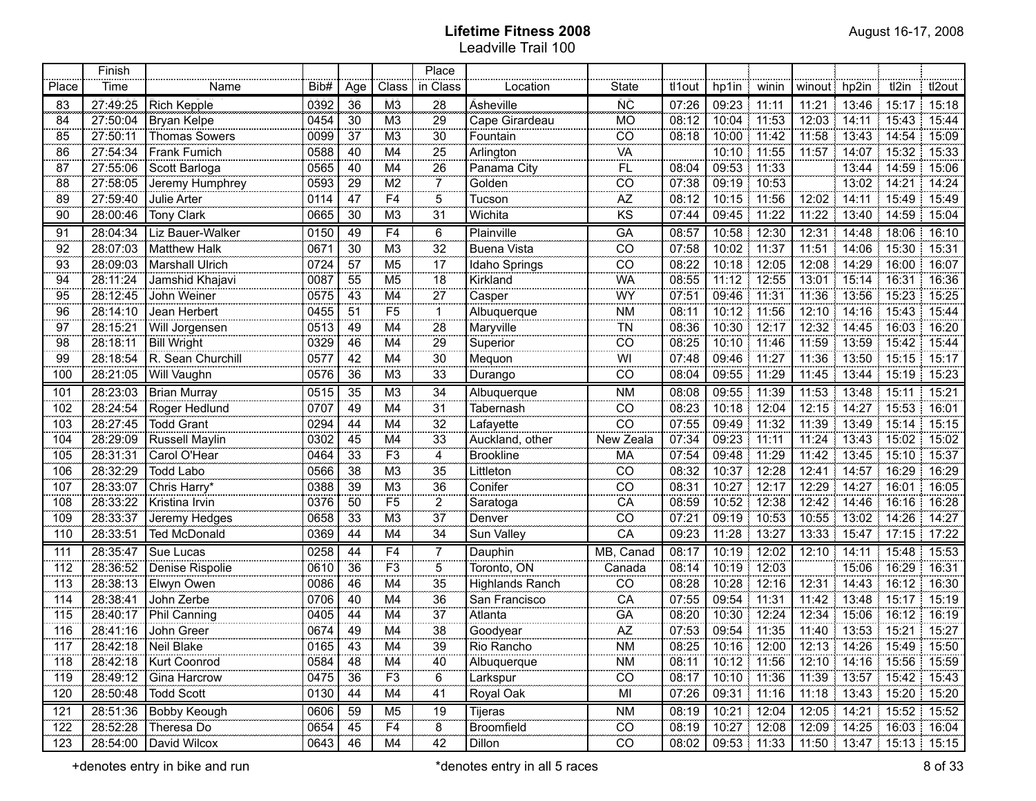# Lifetime Fitness 2008

## Leadville Trail 100

August 16-17, 2008

| Place | Finish Time | Name | Bib# | Age | Class | Place in Class | Location | State | tl1out | hp1in | winin | winout | hp2in | tl2in | tl2out |
|---|---|---|---|---|---|---|---|---|---|---|---|---|---|---|---|
| 83 | 27:49:25 | Rich Kepple | 0392 | 36 | M3 | 28 | Asheville | NC | 07:26 | 09:23 | 11:11 | 11:21 | 13:46 | 15:17 | 15:18 |
| 84 | 27:50:04 | Bryan Kelpe | 0454 | 30 | M3 | 29 | Cape Girardeau | MO | 08:12 | 10:04 | 11:53 | 12:03 | 14:11 | 15:43 | 15:44 |
| 85 | 27:50:11 | Thomas Sowers | 0099 | 37 | M3 | 30 | Fountain | CO | 08:18 | 10:00 | 11:42 | 11:58 | 13:43 | 14:54 | 15:09 |
| 86 | 27:54:34 | Frank Fumich | 0588 | 40 | M4 | 25 | Arlington | VA | | 10:10 | 11:55 | 11:57 | 14:07 | 15:32 | 15:33 |
| 87 | 27:55:06 | Scott Barloga | 0565 | 40 | M4 | 26 | Panama City | FL | 08:04 | 09:53 | 11:33 | | 13:44 | 14:59 | 15:06 |
| 88 | 27:58:05 | Jeremy Humphrey | 0593 | 29 | M2 | 7 | Golden | CO | 07:38 | 09:19 | 10:53 | | 13:02 | 14:21 | 14:24 |
| 89 | 27:59:40 | Julie Arter | 0114 | 47 | F4 | 5 | Tucson | AZ | 08:12 | 10:15 | 11:56 | 12:02 | 14:11 | 15:49 | 15:49 |
| 90 | 28:00:46 | Tony Clark | 0665 | 30 | M3 | 31 | Wichita | KS | 07:44 | 09:45 | 11:22 | 11:22 | 13:40 | 14:59 | 15:04 |
| 91 | 28:04:34 | Liz Bauer-Walker | 0150 | 49 | F4 | 6 | Plainville | GA | 08:57 | 10:58 | 12:30 | 12:31 | 14:48 | 18:06 | 16:10 |
| 92 | 28:07:03 | Matthew Halk | 0671 | 30 | M3 | 32 | Buena Vista | CO | 07:58 | 10:02 | 11:37 | 11:51 | 14:06 | 15:30 | 15:31 |
| 93 | 28:09:03 | Marshall Ulrich | 0724 | 57 | M5 | 17 | Idaho Springs | CO | 08:22 | 10:18 | 12:05 | 12:08 | 14:29 | 16:00 | 16:07 |
| 94 | 28:11:24 | Jamshid Khajavi | 0087 | 55 | M5 | 18 | Kirkland | WA | 08:55 | 11:12 | 12:55 | 13:01 | 15:14 | 16:31 | 16:36 |
| 95 | 28:12:45 | John Weiner | 0575 | 43 | M4 | 27 | Casper | WY | 07:51 | 09:46 | 11:31 | 11:36 | 13:56 | 15:23 | 15:25 |
| 96 | 28:14:10 | Jean Herbert | 0455 | 51 | F5 | 1 | Albuquerque | NM | 08:11 | 10:12 | 11:56 | 12:10 | 14:16 | 15:43 | 15:44 |
| 97 | 28:15:21 | Will Jorgensen | 0513 | 49 | M4 | 28 | Maryville | TN | 08:36 | 10:30 | 12:17 | 12:32 | 14:45 | 16:03 | 16:20 |
| 98 | 28:18:11 | Bill Wright | 0329 | 46 | M4 | 29 | Superior | CO | 08:25 | 10:10 | 11:46 | 11:59 | 13:59 | 15:42 | 15:44 |
| 99 | 28:18:54 | R. Sean Churchill | 0577 | 42 | M4 | 30 | Mequon | WI | 07:48 | 09:46 | 11:27 | 11:36 | 13:50 | 15:15 | 15:17 |
| 100 | 28:21:05 | Will Vaughn | 0576 | 36 | M3 | 33 | Durango | CO | 08:04 | 09:55 | 11:29 | 11:45 | 13:44 | 15:19 | 15:23 |
| 101 | 28:23:03 | Brian Murray | 0515 | 35 | M3 | 34 | Albuquerque | NM | 08:08 | 09:55 | 11:39 | 11:53 | 13:48 | 15:11 | 15:21 |
| 102 | 28:24:54 | Roger Hedlund | 0707 | 49 | M4 | 31 | Tabernash | CO | 08:23 | 10:18 | 12:04 | 12:15 | 14:27 | 15:53 | 16:01 |
| 103 | 28:27:45 | Todd Grant | 0294 | 44 | M4 | 32 | Lafayette | CO | 07:55 | 09:49 | 11:32 | 11:39 | 13:49 | 15:14 | 15:15 |
| 104 | 28:29:09 | Russell Maylin | 0302 | 45 | M4 | 33 | Auckland, other | New Zeala | 07:34 | 09:23 | 11:11 | 11:24 | 13:43 | 15:02 | 15:02 |
| 105 | 28:31:31 | Carol O'Hear | 0464 | 33 | F3 | 4 | Brookline | MA | 07:54 | 09:48 | 11:29 | 11:42 | 13:45 | 15:10 | 15:37 |
| 106 | 28:32:29 | Todd Labo | 0566 | 38 | M3 | 35 | Littleton | CO | 08:32 | 10:37 | 12:28 | 12:41 | 14:57 | 16:29 | 16:29 |
| 107 | 28:33:07 | Chris Harry* | 0388 | 39 | M3 | 36 | Conifer | CO | 08:31 | 10:27 | 12:17 | 12:29 | 14:27 | 16:01 | 16:05 |
| 108 | 28:33:22 | Kristina Irvin | 0376 | 50 | F5 | 2 | Saratoga | CA | 08:59 | 10:52 | 12:38 | 12:42 | 14:46 | 16:16 | 16:28 |
| 109 | 28:33:37 | Jeremy Hedges | 0658 | 33 | M3 | 37 | Denver | CO | 07:21 | 09:19 | 10:53 | 10:55 | 13:02 | 14:26 | 14:27 |
| 110 | 28:33:51 | Ted McDonald | 0369 | 44 | M4 | 34 | Sun Valley | CA | 09:23 | 11:28 | 13:27 | 13:33 | 15:47 | 17:15 | 17:22 |
| 111 | 28:35:47 | Sue Lucas | 0258 | 44 | F4 | 7 | Dauphin | MB, Canad | 08:17 | 10:19 | 12:02 | 12:10 | 14:11 | 15:48 | 15:53 |
| 112 | 28:36:52 | Denise Rispolie | 0610 | 36 | F3 | 5 | Toronto, ON | Canada | 08:14 | 10:19 | 12:03 | | 15:06 | 16:29 | 16:31 |
| 113 | 28:38:13 | Elwyn Owen | 0086 | 46 | M4 | 35 | Highlands Ranch | CO | 08:28 | 10:28 | 12:16 | 12:31 | 14:43 | 16:12 | 16:30 |
| 114 | 28:38:41 | John Zerbe | 0706 | 40 | M4 | 36 | San Francisco | CA | 07:55 | 09:54 | 11:31 | 11:42 | 13:48 | 15:17 | 15:19 |
| 115 | 28:40:17 | Phil Canning | 0405 | 44 | M4 | 37 | Atlanta | GA | 08:20 | 10:30 | 12:24 | 12:34 | 15:06 | 16:12 | 16:19 |
| 116 | 28:41:16 | John Greer | 0674 | 49 | M4 | 38 | Goodyear | AZ | 07:53 | 09:54 | 11:35 | 11:40 | 13:53 | 15:21 | 15:27 |
| 117 | 28:42:18 | Neil Blake | 0165 | 43 | M4 | 39 | Rio Rancho | NM | 08:25 | 10:16 | 12:00 | 12:13 | 14:26 | 15:49 | 15:50 |
| 118 | 28:42:18 | Kurt Coonrod | 0584 | 48 | M4 | 40 | Albuquerque | NM | 08:11 | 10:12 | 11:56 | 12:10 | 14:16 | 15:56 | 15:59 |
| 119 | 28:49:12 | Gina Harcrow | 0475 | 36 | F3 | 6 | Larkspur | CO | 08:17 | 10:10 | 11:36 | 11:39 | 13:57 | 15:42 | 15:43 |
| 120 | 28:50:48 | Todd Scott | 0130 | 44 | M4 | 41 | Royal Oak | MI | 07:26 | 09:31 | 11:16 | 11:18 | 13:43 | 15:20 | 15:20 |
| 121 | 28:51:36 | Bobby Keough | 0606 | 59 | M5 | 19 | Tijeras | NM | 08:19 | 10:21 | 12:04 | 12:05 | 14:21 | 15:52 | 15:52 |
| 122 | 28:52:28 | Theresa Do | 0654 | 45 | F4 | 8 | Broomfield | CO | 08:19 | 10:27 | 12:08 | 12:09 | 14:25 | 16:03 | 16:04 |
| 123 | 28:54:00 | David Wilcox | 0643 | 46 | M4 | 42 | Dillon | CO | 08:02 | 09:53 | 11:33 | 11:50 | 13:47 | 15:13 | 15:15 |

+denotes entry in bike and run

*denotes entry in all 5 races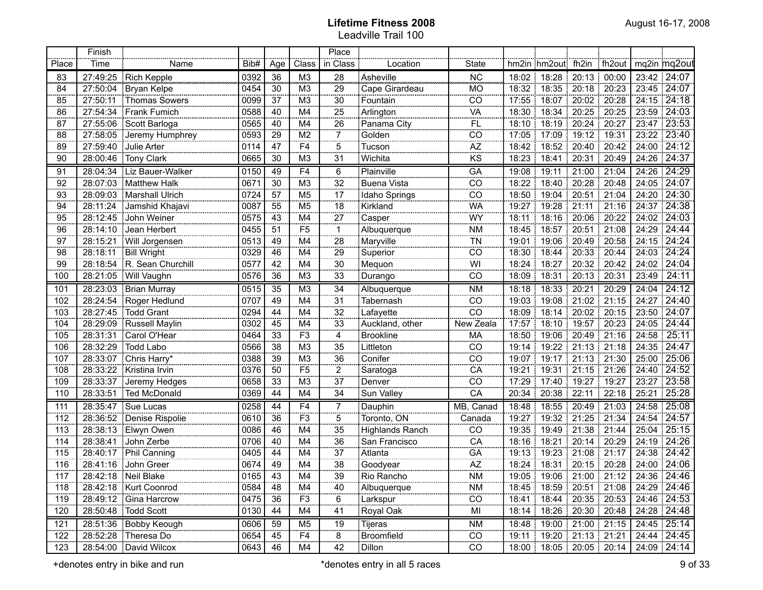**Lifetime Fitness 2008**
Leadville Trail 100

August 16-17, 2008

| Place | Finish Time | Name | Bib# | Age | Class | Place in Class | Location | State | hm2in | hm2out | fh2in | fh2out | mq2in | mq2out |
|---|---|---|---|---|---|---|---|---|---|---|---|---|---|---|
| 83 | 27:49:25 | Rich Kepple | 0392 | 36 | M3 | 28 | Asheville | NC | 18:02 | 18:28 | 20:13 | 00:00 | 23:42 | 24:07 |
| 84 | 27:50:04 | Bryan Kelpe | 0454 | 30 | M3 | 29 | Cape Girardeau | MO | 18:32 | 18:35 | 20:18 | 20:23 | 23:45 | 24:07 |
| 85 | 27:50:11 | Thomas Sowers | 0099 | 37 | M3 | 30 | Fountain | CO | 17:55 | 18:07 | 20:02 | 20:28 | 24:15 | 24:18 |
| 86 | 27:54:34 | Frank Fumich | 0588 | 40 | M4 | 25 | Arlington | VA | 18:30 | 18:34 | 20:25 | 20:25 | 23:59 | 24:03 |
| 87 | 27:55:06 | Scott Barloga | 0565 | 40 | M4 | 26 | Panama City | FL | 18:10 | 18:19 | 20:24 | 20:27 | 23:47 | 23:53 |
| 88 | 27:58:05 | Jeremy Humphrey | 0593 | 29 | M2 | 7 | Golden | CO | 17:05 | 17:09 | 19:12 | 19:31 | 23:22 | 23:40 |
| 89 | 27:59:40 | Julie Arter | 0114 | 47 | F4 | 5 | Tucson | AZ | 18:42 | 18:52 | 20:40 | 20:42 | 24:00 | 24:12 |
| 90 | 28:00:46 | Tony Clark | 0665 | 30 | M3 | 31 | Wichita | KS | 18:23 | 18:41 | 20:31 | 20:49 | 24:26 | 24:37 |
| 91 | 28:04:34 | Liz Bauer-Walker | 0150 | 49 | F4 | 6 | Plainville | GA | 19:08 | 19:11 | 21:00 | 21:04 | 24:26 | 24:29 |
| 92 | 28:07:03 | Matthew Halk | 0671 | 30 | M3 | 32 | Buena Vista | CO | 18:22 | 18:40 | 20:28 | 20:48 | 24:05 | 24:07 |
| 93 | 28:09:03 | Marshall Ulrich | 0724 | 57 | M5 | 17 | Idaho Springs | CO | 18:50 | 19:04 | 20:51 | 21:04 | 24:20 | 24:30 |
| 94 | 28:11:24 | Jamshid Khajavi | 0087 | 55 | M5 | 18 | Kirkland | WA | 19:27 | 19:28 | 21:11 | 21:16 | 24:37 | 24:38 |
| 95 | 28:12:45 | John Weiner | 0575 | 43 | M4 | 27 | Casper | WY | 18:11 | 18:16 | 20:06 | 20:22 | 24:02 | 24:03 |
| 96 | 28:14:10 | Jean Herbert | 0455 | 51 | F5 | 1 | Albuquerque | NM | 18:45 | 18:57 | 20:51 | 21:08 | 24:29 | 24:44 |
| 97 | 28:15:21 | Will Jorgensen | 0513 | 49 | M4 | 28 | Maryville | TN | 19:01 | 19:06 | 20:49 | 20:58 | 24:15 | 24:24 |
| 98 | 28:18:11 | Bill Wright | 0329 | 46 | M4 | 29 | Superior | CO | 18:30 | 18:44 | 20:33 | 20:44 | 24:03 | 24:24 |
| 99 | 28:18:54 | R. Sean Churchill | 0577 | 42 | M4 | 30 | Mequon | WI | 18:24 | 18:27 | 20:32 | 20:42 | 24:02 | 24:04 |
| 100 | 28:21:05 | Will Vaughn | 0576 | 36 | M3 | 33 | Durango | CO | 18:09 | 18:31 | 20:13 | 20:31 | 23:49 | 24:11 |
| 101 | 28:23:03 | Brian Murray | 0515 | 35 | M3 | 34 | Albuquerque | NM | 18:18 | 18:33 | 20:21 | 20:29 | 24:04 | 24:12 |
| 102 | 28:24:54 | Roger Hedlund | 0707 | 49 | M4 | 31 | Tabernash | CO | 19:03 | 19:08 | 21:02 | 21:15 | 24:27 | 24:40 |
| 103 | 28:27:45 | Todd Grant | 0294 | 44 | M4 | 32 | Lafayette | CO | 18:09 | 18:14 | 20:02 | 20:15 | 23:50 | 24:07 |
| 104 | 28:29:09 | Russell Maylin | 0302 | 45 | M4 | 33 | Auckland, other | New Zeala | 17:57 | 18:10 | 19:57 | 20:23 | 24:05 | 24:44 |
| 105 | 28:31:31 | Carol O'Hear | 0464 | 33 | F3 | 4 | Brookline | MA | 18:50 | 19:06 | 20:49 | 21:16 | 24:58 | 25:11 |
| 106 | 28:32:29 | Todd Labo | 0566 | 38 | M3 | 35 | Littleton | CO | 19:14 | 19:22 | 21:13 | 21:18 | 24:35 | 24:47 |
| 107 | 28:33:07 | Chris Harry* | 0388 | 39 | M3 | 36 | Conifer | CO | 19:07 | 19:17 | 21:13 | 21:30 | 25:00 | 25:06 |
| 108 | 28:33:22 | Kristina Irvin | 0376 | 50 | F5 | 2 | Saratoga | CA | 19:21 | 19:31 | 21:15 | 21:26 | 24:40 | 24:52 |
| 109 | 28:33:37 | Jeremy Hedges | 0658 | 33 | M3 | 37 | Denver | CO | 17:29 | 17:40 | 19:27 | 19:27 | 23:27 | 23:58 |
| 110 | 28:33:51 | Ted McDonald | 0369 | 44 | M4 | 34 | Sun Valley | CA | 20:34 | 20:38 | 22:11 | 22:18 | 25:21 | 25:28 |
| 111 | 28:35:47 | Sue Lucas | 0258 | 44 | F4 | 7 | Dauphin | MB, Canad | 18:48 | 18:55 | 20:49 | 21:03 | 24:58 | 25:08 |
| 112 | 28:36:52 | Denise Rispolie | 0610 | 36 | F3 | 5 | Toronto, ON | Canada | 19:27 | 19:32 | 21:25 | 21:34 | 24:54 | 24:57 |
| 113 | 28:38:13 | Elwyn Owen | 0086 | 46 | M4 | 35 | Highlands Ranch | CO | 19:35 | 19:49 | 21:38 | 21:44 | 25:04 | 25:15 |
| 114 | 28:38:41 | John Zerbe | 0706 | 40 | M4 | 36 | San Francisco | CA | 18:16 | 18:21 | 20:14 | 20:29 | 24:19 | 24:26 |
| 115 | 28:40:17 | Phil Canning | 0405 | 44 | M4 | 37 | Atlanta | GA | 19:13 | 19:23 | 21:08 | 21:17 | 24:38 | 24:42 |
| 116 | 28:41:16 | John Greer | 0674 | 49 | M4 | 38 | Goodyear | AZ | 18:24 | 18:31 | 20:15 | 20:28 | 24:00 | 24:06 |
| 117 | 28:42:18 | Neil Blake | 0165 | 43 | M4 | 39 | Rio Rancho | NM | 19:05 | 19:06 | 21:00 | 21:12 | 24:36 | 24:46 |
| 118 | 28:42:18 | Kurt Coonrod | 0584 | 48 | M4 | 40 | Albuquerque | NM | 18:45 | 18:59 | 20:51 | 21:08 | 24:29 | 24:46 |
| 119 | 28:49:12 | Gina Harcrow | 0475 | 36 | F3 | 6 | Larkspur | CO | 18:41 | 18:44 | 20:35 | 20:53 | 24:46 | 24:53 |
| 120 | 28:50:48 | Todd Scott | 0130 | 44 | M4 | 41 | Royal Oak | MI | 18:14 | 18:26 | 20:30 | 20:48 | 24:28 | 24:48 |
| 121 | 28:51:36 | Bobby Keough | 0606 | 59 | M5 | 19 | Tijeras | NM | 18:48 | 19:00 | 21:00 | 21:15 | 24:45 | 25:14 |
| 122 | 28:52:28 | Theresa Do | 0654 | 45 | F4 | 8 | Broomfield | CO | 19:11 | 19:20 | 21:13 | 21:21 | 24:44 | 24:45 |
| 123 | 28:54:00 | David Wilcox | 0643 | 46 | M4 | 42 | Dillon | CO | 18:00 | 18:05 | 20:05 | 20:14 | 24:09 | 24:14 |

+denotes entry in bike and run

*denotes entry in all 5 races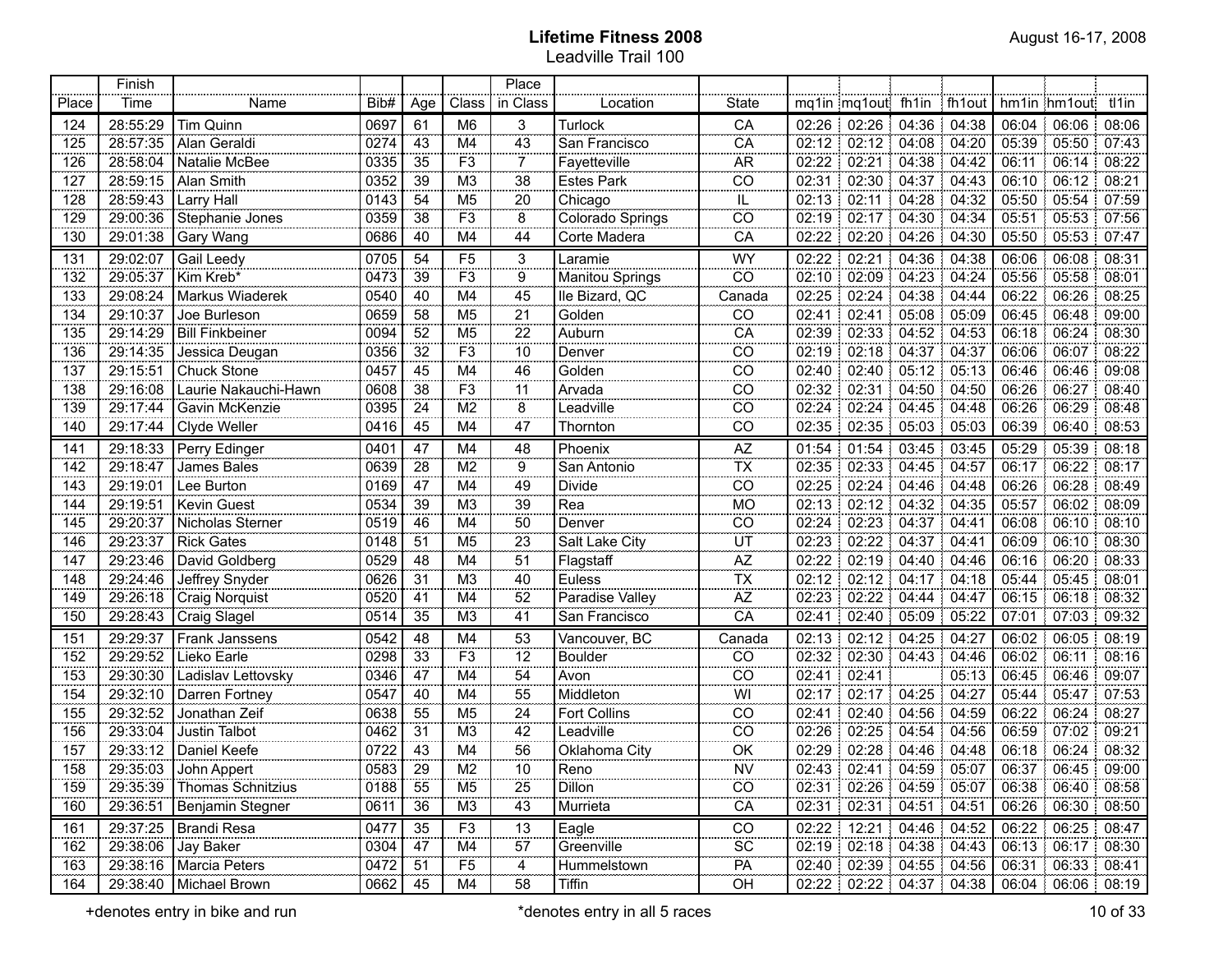**Lifetime Fitness 2008**
Leadville Trail 100

August 16-17, 2008

| Place | Finish Time | Name | Bib# | Age | Class | Place in Class | Location | State | mq1in | mq1out | fh1in | fh1out | hm1in | hm1out | tl1in |
|---|---|---|---|---|---|---|---|---|---|---|---|---|---|---|---|
| 124 | 28:55:29 | Tim Quinn | 0697 | 61 | M6 | 3 | Turlock | CA | 02:26 | 02:26 | 04:36 | 04:38 | 06:04 | 06:06 | 08:06 |
| 125 | 28:57:35 | Alan Geraldi | 0274 | 43 | M4 | 43 | San Francisco | CA | 02:12 | 02:12 | 04:08 | 04:20 | 05:39 | 05:50 | 07:43 |
| 126 | 28:58:04 | Natalie McBee | 0335 | 35 | F3 | 7 | Fayetteville | AR | 02:22 | 02:21 | 04:38 | 04:42 | 06:11 | 06:14 | 08:22 |
| 127 | 28:59:15 | Alan Smith | 0352 | 39 | M3 | 38 | Estes Park | CO | 02:31 | 02:30 | 04:37 | 04:43 | 06:10 | 06:12 | 08:21 |
| 128 | 28:59:43 | Larry Hall | 0143 | 54 | M5 | 20 | Chicago | IL | 02:13 | 02:11 | 04:28 | 04:32 | 05:50 | 05:54 | 07:59 |
| 129 | 29:00:36 | Stephanie Jones | 0359 | 38 | F3 | 8 | Colorado Springs | CO | 02:19 | 02:17 | 04:30 | 04:34 | 05:51 | 05:53 | 07:56 |
| 130 | 29:01:38 | Gary Wang | 0686 | 40 | M4 | 44 | Corte Madera | CA | 02:22 | 02:20 | 04:26 | 04:30 | 05:50 | 05:53 | 07:47 |
| 131 | 29:02:07 | Gail Leedy | 0705 | 54 | F5 | 3 | Laramie | WY | 02:22 | 02:21 | 04:36 | 04:38 | 06:06 | 06:08 | 08:31 |
| 132 | 29:05:37 | Kim Kreb* | 0473 | 39 | F3 | 9 | Manitou Springs | CO | 02:10 | 02:09 | 04:23 | 04:24 | 05:56 | 05:58 | 08:01 |
| 133 | 29:08:24 | Markus Wiaderek | 0540 | 40 | M4 | 45 | Ile Bizard, QC | Canada | 02:25 | 02:24 | 04:38 | 04:44 | 06:22 | 06:26 | 08:25 |
| 134 | 29:10:37 | Joe Burleson | 0659 | 58 | M5 | 21 | Golden | CO | 02:41 | 02:41 | 05:08 | 05:09 | 06:45 | 06:48 | 09:00 |
| 135 | 29:14:29 | Bill Finkbeiner | 0094 | 52 | M5 | 22 | Auburn | CA | 02:39 | 02:33 | 04:52 | 04:53 | 06:18 | 06:24 | 08:30 |
| 136 | 29:14:35 | Jessica Deugan | 0356 | 32 | F3 | 10 | Denver | CO | 02:19 | 02:18 | 04:37 | 04:37 | 06:06 | 06:07 | 08:22 |
| 137 | 29:15:51 | Chuck Stone | 0457 | 45 | M4 | 46 | Golden | CO | 02:40 | 02:40 | 05:12 | 05:13 | 06:46 | 06:46 | 09:08 |
| 138 | 29:16:08 | Laurie Nakauchi-Hawn | 0608 | 38 | F3 | 11 | Arvada | CO | 02:32 | 02:31 | 04:50 | 04:50 | 06:26 | 06:27 | 08:40 |
| 139 | 29:17:44 | Gavin McKenzie | 0395 | 24 | M2 | 8 | Leadville | CO | 02:24 | 02:24 | 04:45 | 04:48 | 06:26 | 06:29 | 08:48 |
| 140 | 29:17:44 | Clyde Weller | 0416 | 45 | M4 | 47 | Thornton | CO | 02:35 | 02:35 | 05:03 | 05:03 | 06:39 | 06:40 | 08:53 |
| 141 | 29:18:33 | Perry Edinger | 0401 | 47 | M4 | 48 | Phoenix | AZ | 01:54 | 01:54 | 03:45 | 03:45 | 05:29 | 05:39 | 08:18 |
| 142 | 29:18:47 | James Bales | 0639 | 28 | M2 | 9 | San Antonio | TX | 02:35 | 02:33 | 04:45 | 04:57 | 06:17 | 06:22 | 08:17 |
| 143 | 29:19:01 | Lee Burton | 0169 | 47 | M4 | 49 | Divide | CO | 02:25 | 02:24 | 04:46 | 04:48 | 06:26 | 06:28 | 08:49 |
| 144 | 29:19:51 | Kevin Guest | 0534 | 39 | M3 | 39 | Rea | MO | 02:13 | 02:12 | 04:32 | 04:35 | 05:57 | 06:02 | 08:09 |
| 145 | 29:20:37 | Nicholas Sterner | 0519 | 46 | M4 | 50 | Denver | CO | 02:24 | 02:23 | 04:37 | 04:41 | 06:08 | 06:10 | 08:10 |
| 146 | 29:23:37 | Rick Gates | 0148 | 51 | M5 | 23 | Salt Lake City | UT | 02:23 | 02:22 | 04:37 | 04:41 | 06:09 | 06:10 | 08:30 |
| 147 | 29:23:46 | David Goldberg | 0529 | 48 | M4 | 51 | Flagstaff | AZ | 02:22 | 02:19 | 04:40 | 04:46 | 06:16 | 06:20 | 08:33 |
| 148 | 29:24:46 | Jeffrey Snyder | 0626 | 31 | M3 | 40 | Euless | TX | 02:12 | 02:12 | 04:17 | 04:18 | 05:44 | 05:45 | 08:01 |
| 149 | 29:26:18 | Craig Norquist | 0520 | 41 | M4 | 52 | Paradise Valley | AZ | 02:23 | 02:22 | 04:44 | 04:47 | 06:15 | 06:18 | 08:32 |
| 150 | 29:28:43 | Craig Slagel | 0514 | 35 | M3 | 41 | San Francisco | CA | 02:41 | 02:40 | 05:09 | 05:22 | 07:01 | 07:03 | 09:32 |
| 151 | 29:29:37 | Frank Janssens | 0542 | 48 | M4 | 53 | Vancouver, BC | Canada | 02:13 | 02:12 | 04:25 | 04:27 | 06:02 | 06:05 | 08:19 |
| 152 | 29:29:52 | Lieko Earle | 0298 | 33 | F3 | 12 | Boulder | CO | 02:32 | 02:30 | 04:43 | 04:46 | 06:02 | 06:11 | 08:16 |
| 153 | 29:30:30 | Ladislav Lettovsky | 0346 | 47 | M4 | 54 | Avon | CO | 02:41 | 02:41 | | 05:13 | 06:45 | 06:46 | 09:07 |
| 154 | 29:32:10 | Darren Fortney | 0547 | 40 | M4 | 55 | Middleton | WI | 02:17 | 02:17 | 04:25 | 04:27 | 05:44 | 05:47 | 07:53 |
| 155 | 29:32:52 | Jonathan Zeif | 0638 | 55 | M5 | 24 | Fort Collins | CO | 02:41 | 02:40 | 04:56 | 04:59 | 06:22 | 06:24 | 08:27 |
| 156 | 29:33:04 | Justin Talbot | 0462 | 31 | M3 | 42 | Leadville | CO | 02:26 | 02:25 | 04:54 | 04:56 | 06:59 | 07:02 | 09:21 |
| 157 | 29:33:12 | Daniel Keefe | 0722 | 43 | M4 | 56 | Oklahoma City | OK | 02:29 | 02:28 | 04:46 | 04:48 | 06:18 | 06:24 | 08:32 |
| 158 | 29:35:03 | John Appert | 0583 | 29 | M2 | 10 | Reno | NV | 02:43 | 02:41 | 04:59 | 05:07 | 06:37 | 06:45 | 09:00 |
| 159 | 29:35:39 | Thomas Schnitzius | 0188 | 55 | M5 | 25 | Dillon | CO | 02:31 | 02:26 | 04:59 | 05:07 | 06:38 | 06:40 | 08:58 |
| 160 | 29:36:51 | Benjamin Stegner | 0611 | 36 | M3 | 43 | Murrieta | CA | 02:31 | 02:31 | 04:51 | 04:51 | 06:26 | 06:30 | 08:50 |
| 161 | 29:37:25 | Brandi Resa | 0477 | 35 | F3 | 13 | Eagle | CO | 02:22 | 12:21 | 04:46 | 04:52 | 06:22 | 06:25 | 08:47 |
| 162 | 29:38:06 | Jay Baker | 0304 | 47 | M4 | 57 | Greenville | SC | 02:19 | 02:18 | 04:38 | 04:43 | 06:13 | 06:17 | 08:30 |
| 163 | 29:38:16 | Marcia Peters | 0472 | 51 | F5 | 4 | Hummelstown | PA | 02:40 | 02:39 | 04:55 | 04:56 | 06:31 | 06:33 | 08:41 |
| 164 | 29:38:40 | Michael Brown | 0662 | 45 | M4 | 58 | Tiffin | OH | 02:22 | 02:22 | 04:37 | 04:38 | 06:04 | 06:06 | 08:19 |

+denotes entry in bike and run

*denotes entry in all 5 races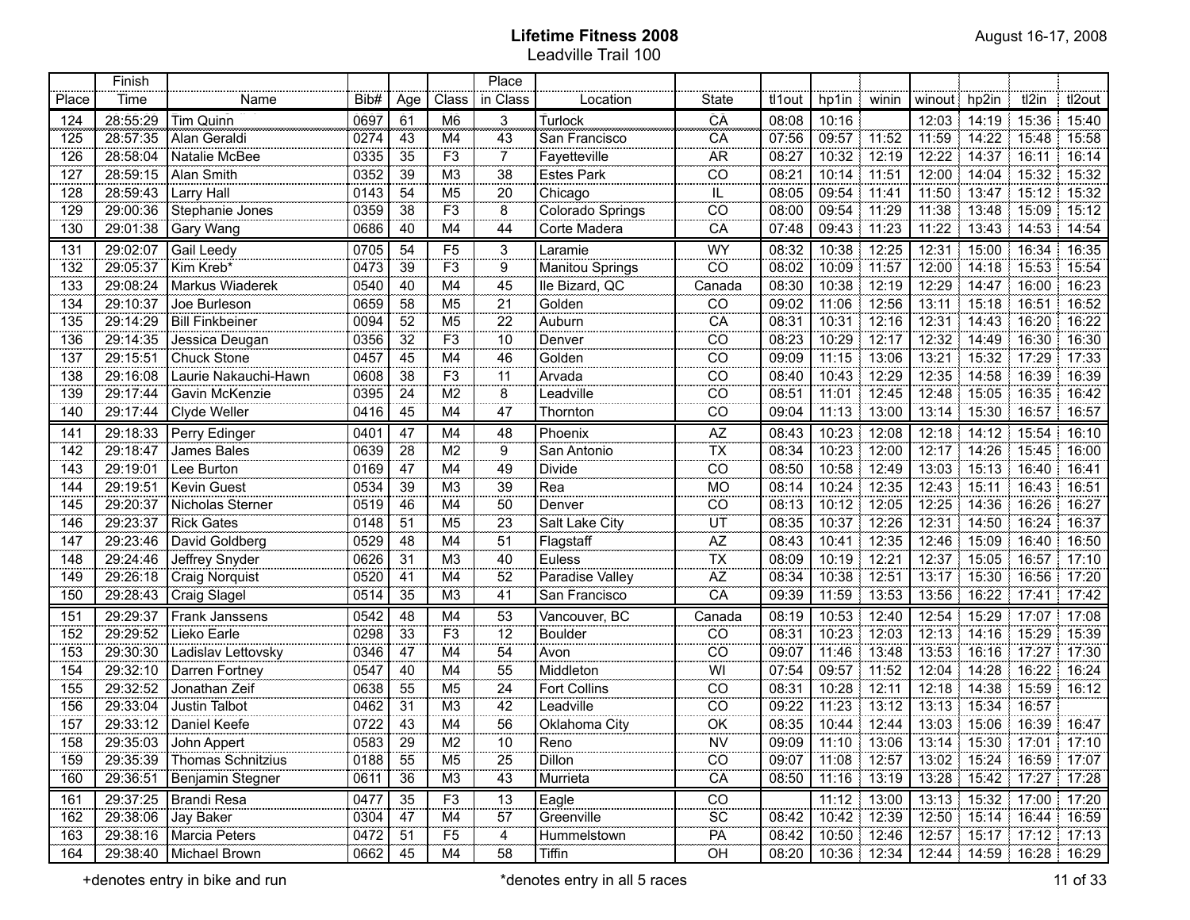# Lifetime Fitness 2008

## Leadville Trail 100

August 16-17, 2008

| Place | Finish Time | Name | Bib# | Age | Class | Place in Class | Location | State | tl1out | hp1in | winin | winout | hp2in | tl2in | tl2out |
|---|---|---|---|---|---|---|---|---|---|---|---|---|---|---|---|
| 124 | 28:55:29 | Tim Quinn | 0697 | 61 | M6 | 3 | Turlock | CA | 08:08 | 10:16 | | 12:03 | 14:19 | 15:36 | 15:40 |
| 125 | 28:57:35 | Alan Geraldi | 0274 | 43 | M4 | 43 | San Francisco | CA | 07:56 | 09:57 | 11:52 | 11:59 | 14:22 | 15:48 | 15:58 |
| 126 | 28:58:04 | Natalie McBee | 0335 | 35 | F3 | 7 | Fayetteville | AR | 08:27 | 10:32 | 12:19 | 12:22 | 14:37 | 16:11 | 16:14 |
| 127 | 28:59:15 | Alan Smith | 0352 | 39 | M3 | 38 | Estes Park | CO | 08:21 | 10:14 | 11:51 | 12:00 | 14:04 | 15:32 | 15:32 |
| 128 | 28:59:43 | Larry Hall | 0143 | 54 | M5 | 20 | Chicago | IL | 08:05 | 09:54 | 11:41 | 11:50 | 13:47 | 15:12 | 15:32 |
| 129 | 29:00:36 | Stephanie Jones | 0359 | 38 | F3 | 8 | Colorado Springs | CO | 08:00 | 09:54 | 11:29 | 11:38 | 13:48 | 15:09 | 15:12 |
| 130 | 29:01:38 | Gary Wang | 0686 | 40 | M4 | 44 | Corte Madera | CA | 07:48 | 09:43 | 11:23 | 11:22 | 13:43 | 14:53 | 14:54 |
| 131 | 29:02:07 | Gail Leedy | 0705 | 54 | F5 | 3 | Laramie | WY | 08:32 | 10:38 | 12:25 | 12:31 | 15:00 | 16:34 | 16:35 |
| 132 | 29:05:37 | Kim Kreb* | 0473 | 39 | F3 | 9 | Manitou Springs | CO | 08:02 | 10:09 | 11:57 | 12:00 | 14:18 | 15:53 | 15:54 |
| 133 | 29:08:24 | Markus Wiaderek | 0540 | 40 | M4 | 45 | Ile Bizard, QC | Canada | 08:30 | 10:38 | 12:19 | 12:29 | 14:47 | 16:00 | 16:23 |
| 134 | 29:10:37 | Joe Burleson | 0659 | 58 | M5 | 21 | Golden | CO | 09:02 | 11:06 | 12:56 | 13:11 | 15:18 | 16:51 | 16:52 |
| 135 | 29:14:29 | Bill Finkbeiner | 0094 | 52 | M5 | 22 | Auburn | CA | 08:31 | 10:31 | 12:16 | 12:31 | 14:43 | 16:20 | 16:22 |
| 136 | 29:14:35 | Jessica Deugan | 0356 | 32 | F3 | 10 | Denver | CO | 08:23 | 10:29 | 12:17 | 12:32 | 14:49 | 16:30 | 16:30 |
| 137 | 29:15:51 | Chuck Stone | 0457 | 45 | M4 | 46 | Golden | CO | 09:09 | 11:15 | 13:06 | 13:21 | 15:32 | 17:29 | 17:33 |
| 138 | 29:16:08 | Laurie Nakauchi-Hawn | 0608 | 38 | F3 | 11 | Arvada | CO | 08:40 | 10:43 | 12:29 | 12:35 | 14:58 | 16:39 | 16:39 |
| 139 | 29:17:44 | Gavin McKenzie | 0395 | 24 | M2 | 8 | Leadville | CO | 08:51 | 11:01 | 12:45 | 12:48 | 15:05 | 16:35 | 16:42 |
| 140 | 29:17:44 | Clyde Weller | 0416 | 45 | M4 | 47 | Thornton | CO | 09:04 | 11:13 | 13:00 | 13:14 | 15:30 | 16:57 | 16:57 |
| 141 | 29:18:33 | Perry Edinger | 0401 | 47 | M4 | 48 | Phoenix | AZ | 08:43 | 10:23 | 12:08 | 12:18 | 14:12 | 15:54 | 16:10 |
| 142 | 29:18:47 | James Bales | 0639 | 28 | M2 | 9 | San Antonio | TX | 08:34 | 10:23 | 12:00 | 12:17 | 14:26 | 15:45 | 16:00 |
| 143 | 29:19:01 | Lee Burton | 0169 | 47 | M4 | 49 | Divide | CO | 08:50 | 10:58 | 12:49 | 13:03 | 15:13 | 16:40 | 16:41 |
| 144 | 29:19:51 | Kevin Guest | 0534 | 39 | M3 | 39 | Rea | MO | 08:14 | 10:24 | 12:35 | 12:43 | 15:11 | 16:43 | 16:51 |
| 145 | 29:20:37 | Nicholas Sterner | 0519 | 46 | M4 | 50 | Denver | CO | 08:13 | 10:12 | 12:05 | 12:25 | 14:36 | 16:26 | 16:27 |
| 146 | 29:23:37 | Rick Gates | 0148 | 51 | M5 | 23 | Salt Lake City | UT | 08:35 | 10:37 | 12:26 | 12:31 | 14:50 | 16:24 | 16:37 |
| 147 | 29:23:46 | David Goldberg | 0529 | 48 | M4 | 51 | Flagstaff | AZ | 08:43 | 10:41 | 12:35 | 12:46 | 15:09 | 16:40 | 16:50 |
| 148 | 29:24:46 | Jeffrey Snyder | 0626 | 31 | M3 | 40 | Euless | TX | 08:09 | 10:19 | 12:21 | 12:37 | 15:05 | 16:57 | 17:10 |
| 149 | 29:26:18 | Craig Norquist | 0520 | 41 | M4 | 52 | Paradise Valley | AZ | 08:34 | 10:38 | 12:51 | 13:17 | 15:30 | 16:56 | 17:20 |
| 150 | 29:28:43 | Craig Slagel | 0514 | 35 | M3 | 41 | San Francisco | CA | 09:39 | 11:59 | 13:53 | 13:56 | 16:22 | 17:41 | 17:42 |
| 151 | 29:29:37 | Frank Janssens | 0542 | 48 | M4 | 53 | Vancouver, BC | Canada | 08:19 | 10:53 | 12:40 | 12:54 | 15:29 | 17:07 | 17:08 |
| 152 | 29:29:52 | Lieko Earle | 0298 | 33 | F3 | 12 | Boulder | CO | 08:31 | 10:23 | 12:03 | 12:13 | 14:16 | 15:29 | 15:39 |
| 153 | 29:30:30 | Ladislav Lettovsky | 0346 | 47 | M4 | 54 | Avon | CO | 09:07 | 11:46 | 13:48 | 13:53 | 16:16 | 17:27 | 17:30 |
| 154 | 29:32:10 | Darren Fortney | 0547 | 40 | M4 | 55 | Middleton | WI | 07:54 | 09:57 | 11:52 | 12:04 | 14:28 | 16:22 | 16:24 |
| 155 | 29:32:52 | Jonathan Zeif | 0638 | 55 | M5 | 24 | Fort Collins | CO | 08:31 | 10:28 | 12:11 | 12:18 | 14:38 | 15:59 | 16:12 |
| 156 | 29:33:04 | Justin Talbot | 0462 | 31 | M3 | 42 | Leadville | CO | 09:22 | 11:23 | 13:12 | 13:13 | 15:34 | 16:57 | |
| 157 | 29:33:12 | Daniel Keefe | 0722 | 43 | M4 | 56 | Oklahoma City | OK | 08:35 | 10:44 | 12:44 | 13:03 | 15:06 | 16:39 | 16:47 |
| 158 | 29:35:03 | John Appert | 0583 | 29 | M2 | 10 | Reno | NV | 09:09 | 11:10 | 13:06 | 13:14 | 15:30 | 17:01 | 17:10 |
| 159 | 29:35:39 | Thomas Schnitzius | 0188 | 55 | M5 | 25 | Dillon | CO | 09:07 | 11:08 | 12:57 | 13:02 | 15:24 | 16:59 | 17:07 |
| 160 | 29:36:51 | Benjamin Stegner | 0611 | 36 | M3 | 43 | Murrieta | CA | 08:50 | 11:16 | 13:19 | 13:28 | 15:42 | 17:27 | 17:28 |
| 161 | 29:37:25 | Brandi Resa | 0477 | 35 | F3 | 13 | Eagle | CO | | 11:12 | 13:00 | 13:13 | 15:32 | 17:00 | 17:20 |
| 162 | 29:38:06 | Jay Baker | 0304 | 47 | M4 | 57 | Greenville | SC | 08:42 | 10:42 | 12:39 | 12:50 | 15:14 | 16:44 | 16:59 |
| 163 | 29:38:16 | Marcia Peters | 0472 | 51 | F5 | 4 | Hummelstown | PA | 08:42 | 10:50 | 12:46 | 12:57 | 15:17 | 17:12 | 17:13 |
| 164 | 29:38:40 | Michael Brown | 0662 | 45 | M4 | 58 | Tiffin | OH | 08:20 | 10:36 | 12:34 | 12:44 | 14:59 | 16:28 | 16:29 |

+denotes entry in bike and run

*denotes entry in all 5 races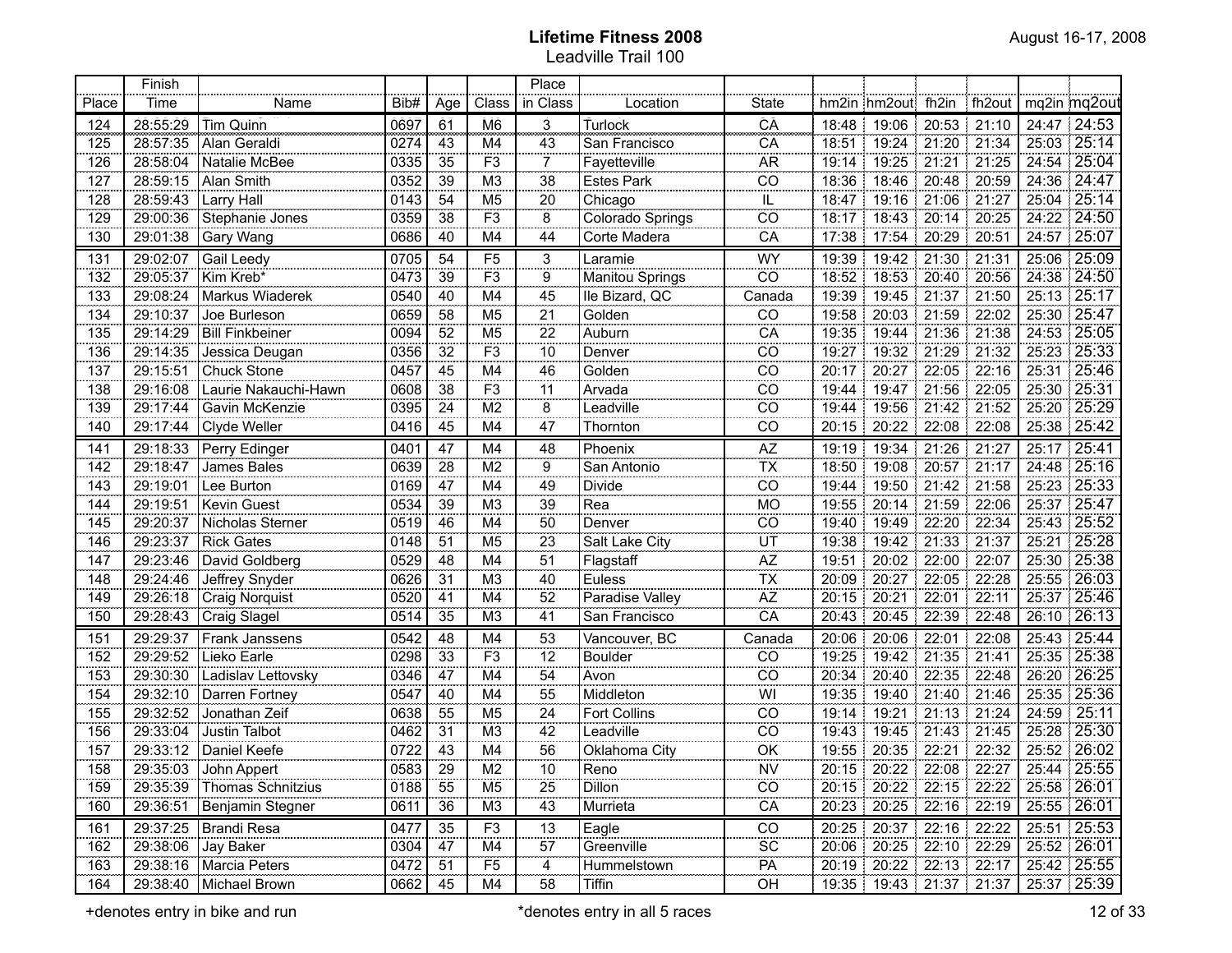# Lifetime Fitness 2008

Leadville Trail 100

August 16-17, 2008

| Place | Finish Time | Name | Bib# | Age | Class | Place in Class | Location | State | hm2in | hm2out | fh2in | fh2out | mq2in | mq2out |
|---|---|---|---|---|---|---|---|---|---|---|---|---|---|---|
| 124 | 28:55:29 | Tim Quinn | 0697 | 61 | M6 | 3 | Turlock | CA | 18:48 | 19:06 | 20:53 | 21:10 | 24:47 | 24:53 |
| 125 | 28:57:35 | Alan Geraldi | 0274 | 43 | M4 | 43 | San Francisco | CA | 18:51 | 19:24 | 21:20 | 21:34 | 25:03 | 25:14 |
| 126 | 28:58:04 | Natalie McBee | 0335 | 35 | F3 | 7 | Fayetteville | AR | 19:14 | 19:25 | 21:21 | 21:25 | 24:54 | 25:04 |
| 127 | 28:59:15 | Alan Smith | 0352 | 39 | M3 | 38 | Estes Park | CO | 18:36 | 18:46 | 20:48 | 20:59 | 24:36 | 24:47 |
| 128 | 28:59:43 | Larry Hall | 0143 | 54 | M5 | 20 | Chicago | IL | 18:47 | 19:16 | 21:06 | 21:27 | 25:04 | 25:14 |
| 129 | 29:00:36 | Stephanie Jones | 0359 | 38 | F3 | 8 | Colorado Springs | CO | 18:17 | 18:43 | 20:14 | 20:25 | 24:22 | 24:50 |
| 130 | 29:01:38 | Gary Wang | 0686 | 40 | M4 | 44 | Corte Madera | CA | 17:38 | 17:54 | 20:29 | 20:51 | 24:57 | 25:07 |
| 131 | 29:02:07 | Gail Leedy | 0705 | 54 | F5 | 3 | Laramie | WY | 19:39 | 19:42 | 21:30 | 21:31 | 25:06 | 25:09 |
| 132 | 29:05:37 | Kim Kreb* | 0473 | 39 | F3 | 9 | Manitou Springs | CO | 18:52 | 18:53 | 20:40 | 20:56 | 24:38 | 24:50 |
| 133 | 29:08:24 | Markus Wiaderek | 0540 | 40 | M4 | 45 | Ile Bizard, QC | Canada | 19:39 | 19:45 | 21:37 | 21:50 | 25:13 | 25:17 |
| 134 | 29:10:37 | Joe Burleson | 0659 | 58 | M5 | 21 | Golden | CO | 19:58 | 20:03 | 21:59 | 22:02 | 25:30 | 25:47 |
| 135 | 29:14:29 | Bill Finkbeiner | 0094 | 52 | M5 | 22 | Auburn | CA | 19:35 | 19:44 | 21:36 | 21:38 | 24:53 | 25:05 |
| 136 | 29:14:35 | Jessica Deugan | 0356 | 32 | F3 | 10 | Denver | CO | 19:27 | 19:32 | 21:29 | 21:32 | 25:23 | 25:33 |
| 137 | 29:15:51 | Chuck Stone | 0457 | 45 | M4 | 46 | Golden | CO | 20:17 | 20:27 | 22:05 | 22:16 | 25:31 | 25:46 |
| 138 | 29:16:08 | Laurie Nakauchi-Hawn | 0608 | 38 | F3 | 11 | Arvada | CO | 19:44 | 19:47 | 21:56 | 22:05 | 25:30 | 25:31 |
| 139 | 29:17:44 | Gavin McKenzie | 0395 | 24 | M2 | 8 | Leadville | CO | 19:44 | 19:56 | 21:42 | 21:52 | 25:20 | 25:29 |
| 140 | 29:17:44 | Clyde Weller | 0416 | 45 | M4 | 47 | Thornton | CO | 20:15 | 20:22 | 22:08 | 22:08 | 25:38 | 25:42 |
| 141 | 29:18:33 | Perry Edinger | 0401 | 47 | M4 | 48 | Phoenix | AZ | 19:19 | 19:34 | 21:26 | 21:27 | 25:17 | 25:41 |
| 142 | 29:18:47 | James Bales | 0639 | 28 | M2 | 9 | San Antonio | TX | 18:50 | 19:08 | 20:57 | 21:17 | 24:48 | 25:16 |
| 143 | 29:19:01 | Lee Burton | 0169 | 47 | M4 | 49 | Divide | CO | 19:44 | 19:50 | 21:42 | 21:58 | 25:23 | 25:33 |
| 144 | 29:19:51 | Kevin Guest | 0534 | 39 | M3 | 39 | Rea | MO | 19:55 | 20:14 | 21:59 | 22:06 | 25:37 | 25:47 |
| 145 | 29:20:37 | Nicholas Sterner | 0519 | 46 | M4 | 50 | Denver | CO | 19:40 | 19:49 | 22:20 | 22:34 | 25:43 | 25:52 |
| 146 | 29:23:37 | Rick Gates | 0148 | 51 | M5 | 23 | Salt Lake City | UT | 19:38 | 19:42 | 21:33 | 21:37 | 25:21 | 25:28 |
| 147 | 29:23:46 | David Goldberg | 0529 | 48 | M4 | 51 | Flagstaff | AZ | 19:51 | 20:02 | 22:00 | 22:07 | 25:30 | 25:38 |
| 148 | 29:24:46 | Jeffrey Snyder | 0626 | 31 | M3 | 40 | Euless | TX | 20:09 | 20:27 | 22:05 | 22:28 | 25:55 | 26:03 |
| 149 | 29:26:18 | Craig Norquist | 0520 | 41 | M4 | 52 | Paradise Valley | AZ | 20:15 | 20:21 | 22:01 | 22:11 | 25:37 | 25:46 |
| 150 | 29:28:43 | Craig Slagel | 0514 | 35 | M3 | 41 | San Francisco | CA | 20:43 | 20:45 | 22:39 | 22:48 | 26:10 | 26:13 |
| 151 | 29:29:37 | Frank Janssens | 0542 | 48 | M4 | 53 | Vancouver, BC | Canada | 20:06 | 20:06 | 22:01 | 22:08 | 25:43 | 25:44 |
| 152 | 29:29:52 | Lieko Earle | 0298 | 33 | F3 | 12 | Boulder | CO | 19:25 | 19:42 | 21:35 | 21:41 | 25:35 | 25:38 |
| 153 | 29:30:30 | Ladislav Lettovsky | 0346 | 47 | M4 | 54 | Avon | CO | 20:34 | 20:40 | 22:35 | 22:48 | 26:20 | 26:25 |
| 154 | 29:32:10 | Darren Fortney | 0547 | 40 | M4 | 55 | Middleton | WI | 19:35 | 19:40 | 21:40 | 21:46 | 25:35 | 25:36 |
| 155 | 29:32:52 | Jonathan Zeif | 0638 | 55 | M5 | 24 | Fort Collins | CO | 19:14 | 19:21 | 21:13 | 21:24 | 24:59 | 25:11 |
| 156 | 29:33:04 | Justin Talbot | 0462 | 31 | M3 | 42 | Leadville | CO | 19:43 | 19:45 | 21:43 | 21:45 | 25:28 | 25:30 |
| 157 | 29:33:12 | Daniel Keefe | 0722 | 43 | M4 | 56 | Oklahoma City | OK | 19:55 | 20:35 | 22:21 | 22:32 | 25:52 | 26:02 |
| 158 | 29:35:03 | John Appert | 0583 | 29 | M2 | 10 | Reno | NV | 20:15 | 20:22 | 22:08 | 22:27 | 25:44 | 25:55 |
| 159 | 29:35:39 | Thomas Schnitzius | 0188 | 55 | M5 | 25 | Dillon | CO | 20:15 | 20:22 | 22:15 | 22:22 | 25:58 | 26:01 |
| 160 | 29:36:51 | Benjamin Stegner | 0611 | 36 | M3 | 43 | Murrieta | CA | 20:23 | 20:25 | 22:16 | 22:19 | 25:55 | 26:01 |
| 161 | 29:37:25 | Brandi Resa | 0477 | 35 | F3 | 13 | Eagle | CO | 20:25 | 20:37 | 22:16 | 22:22 | 25:51 | 25:53 |
| 162 | 29:38:06 | Jay Baker | 0304 | 47 | M4 | 57 | Greenville | SC | 20:06 | 20:25 | 22:10 | 22:29 | 25:52 | 26:01 |
| 163 | 29:38:16 | Marcia Peters | 0472 | 51 | F5 | 4 | Hummelstown | PA | 20:19 | 20:22 | 22:13 | 22:17 | 25:42 | 25:55 |
| 164 | 29:38:40 | Michael Brown | 0662 | 45 | M4 | 58 | Tiffin | OH | 19:35 | 19:43 | 21:37 | 21:37 | 25:37 | 25:39 |

+denotes entry in bike and run

*denotes entry in all 5 races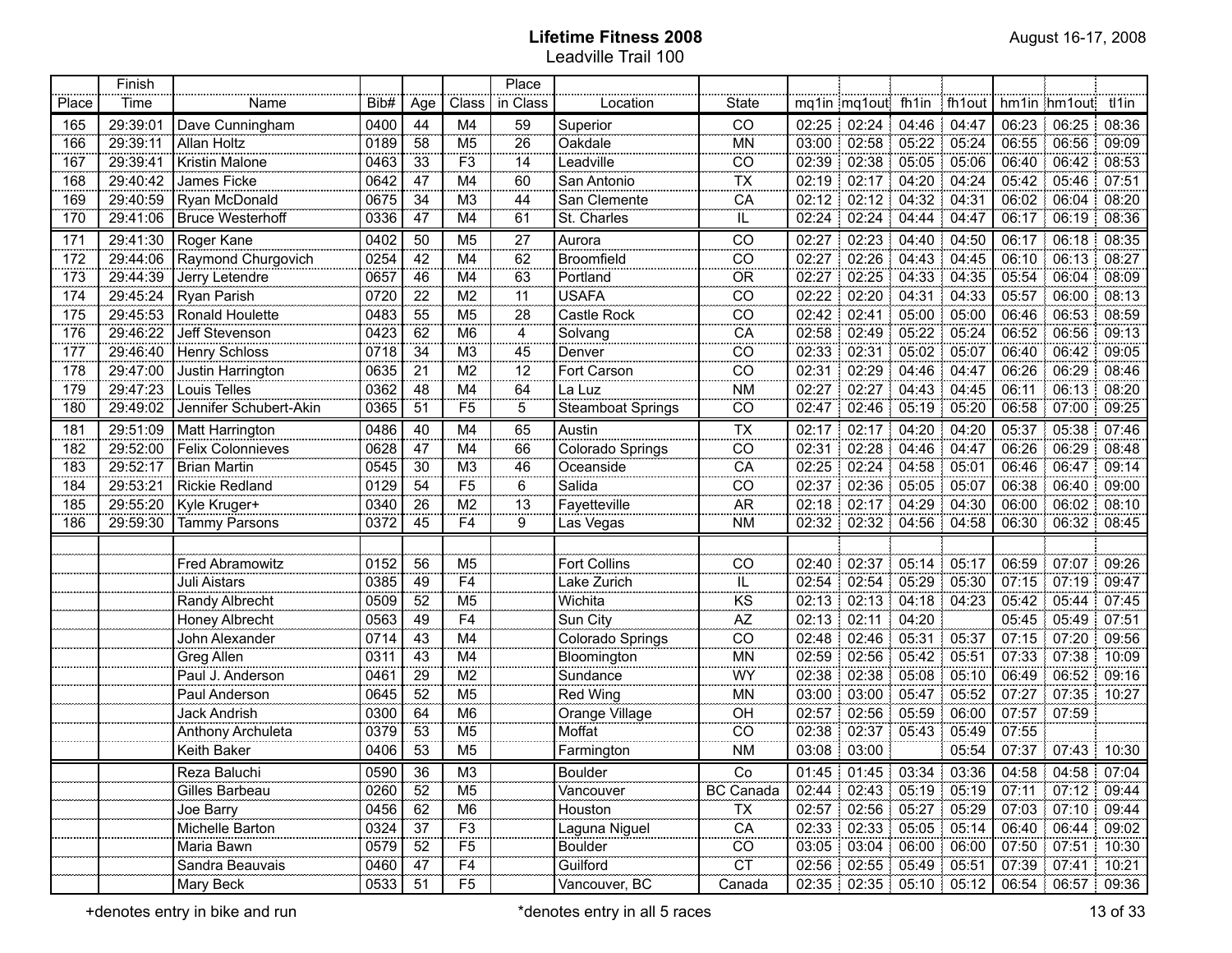# Lifetime Fitness 2008

## Leadville Trail 100

August 16-17, 2008

| Place | Finish Time | Name | Bib# | Age | Class | Place in Class | Location | State | mq1in | mq1out | fh1in | fh1out | hm1in | hm1out | tl1in |
|---|---|---|---|---|---|---|---|---|---|---|---|---|---|---|---|
| 165 | 29:39:01 | Dave Cunningham | 0400 | 44 | M4 | 59 | Superior | CO | 02:25 | 02:24 | 04:46 | 04:47 | 06:23 | 06:25 | 08:36 |
| 166 | 29:39:11 | Allan Holtz | 0189 | 58 | M5 | 26 | Oakdale | MN | 03:00 | 02:58 | 05:22 | 05:24 | 06:55 | 06:56 | 09:09 |
| 167 | 29:39:41 | Kristin Malone | 0463 | 33 | F3 | 14 | Leadville | CO | 02:39 | 02:38 | 05:05 | 05:06 | 06:40 | 06:42 | 08:53 |
| 168 | 29:40:42 | James Ficke | 0642 | 47 | M4 | 60 | San Antonio | TX | 02:19 | 02:17 | 04:20 | 04:24 | 05:42 | 05:46 | 07:51 |
| 169 | 29:40:59 | Ryan McDonald | 0675 | 34 | M3 | 44 | San Clemente | CA | 02:12 | 02:12 | 04:32 | 04:31 | 06:02 | 06:04 | 08:20 |
| 170 | 29:41:06 | Bruce Westerhoff | 0336 | 47 | M4 | 61 | St. Charles | IL | 02:24 | 02:24 | 04:44 | 04:47 | 06:17 | 06:19 | 08:36 |
| 171 | 29:41:30 | Roger Kane | 0402 | 50 | M5 | 27 | Aurora | CO | 02:27 | 02:23 | 04:40 | 04:50 | 06:17 | 06:18 | 08:35 |
| 172 | 29:44:06 | Raymond Churgovich | 0254 | 42 | M4 | 62 | Broomfield | CO | 02:27 | 02:26 | 04:43 | 04:45 | 06:10 | 06:13 | 08:27 |
| 173 | 29:44:39 | Jerry Letendre | 0657 | 46 | M4 | 63 | Portland | OR | 02:27 | 02:25 | 04:33 | 04:35 | 05:54 | 06:04 | 08:09 |
| 174 | 29:45:24 | Ryan Parish | 0720 | 22 | M2 | 11 | USAFA | CO | 02:22 | 02:20 | 04:31 | 04:33 | 05:57 | 06:00 | 08:13 |
| 175 | 29:45:53 | Ronald Houlette | 0483 | 55 | M5 | 28 | Castle Rock | CO | 02:42 | 02:41 | 05:00 | 05:00 | 06:46 | 06:53 | 08:59 |
| 176 | 29:46:22 | Jeff Stevenson | 0423 | 62 | M6 | 4 | Solvang | CA | 02:58 | 02:49 | 05:22 | 05:24 | 06:52 | 06:56 | 09:13 |
| 177 | 29:46:40 | Henry Schloss | 0718 | 34 | M3 | 45 | Denver | CO | 02:33 | 02:31 | 05:02 | 05:07 | 06:40 | 06:42 | 09:05 |
| 178 | 29:47:00 | Justin Harrington | 0635 | 21 | M2 | 12 | Fort Carson | CO | 02:31 | 02:29 | 04:46 | 04:47 | 06:26 | 06:29 | 08:46 |
| 179 | 29:47:23 | Louis Telles | 0362 | 48 | M4 | 64 | La Luz | NM | 02:27 | 02:27 | 04:43 | 04:45 | 06:11 | 06:13 | 08:20 |
| 180 | 29:49:02 | Jennifer Schubert-Akin | 0365 | 51 | F5 | 5 | Steamboat Springs | CO | 02:47 | 02:46 | 05:19 | 05:20 | 06:58 | 07:00 | 09:25 |
| 181 | 29:51:09 | Matt Harrington | 0486 | 40 | M4 | 65 | Austin | TX | 02:17 | 02:17 | 04:20 | 04:20 | 05:37 | 05:38 | 07:46 |
| 182 | 29:52:00 | Felix Colonnieves | 0628 | 47 | M4 | 66 | Colorado Springs | CO | 02:31 | 02:28 | 04:46 | 04:47 | 06:26 | 06:29 | 08:48 |
| 183 | 29:52:17 | Brian Martin | 0545 | 30 | M3 | 46 | Oceanside | CA | 02:25 | 02:24 | 04:58 | 05:01 | 06:46 | 06:47 | 09:14 |
| 184 | 29:53:21 | Rickie Redland | 0129 | 54 | F5 | 6 | Salida | CO | 02:37 | 02:36 | 05:05 | 05:07 | 06:38 | 06:40 | 09:00 |
| 185 | 29:55:20 | Kyle Kruger+ | 0340 | 26 | M2 | 13 | Fayetteville | AR | 02:18 | 02:17 | 04:29 | 04:30 | 06:00 | 06:02 | 08:10 |
| 186 | 29:59:30 | Tammy Parsons | 0372 | 45 | F4 | 9 | Las Vegas | NM | 02:32 | 02:32 | 04:56 | 04:58 | 06:30 | 06:32 | 08:45 |
| | | | | | | | | | | | | | | | |
| | | Fred Abramowitz | 0152 | 56 | M5 | | Fort Collins | CO | 02:40 | 02:37 | 05:14 | 05:17 | 06:59 | 07:07 | 09:26 |
| | | Juli Aistars | 0385 | 49 | F4 | | Lake Zurich | IL | 02:54 | 02:54 | 05:29 | 05:30 | 07:15 | 07:19 | 09:47 |
| | | Randy Albrecht | 0509 | 52 | M5 | | Wichita | KS | 02:13 | 02:13 | 04:18 | 04:23 | 05:42 | 05:44 | 07:45 |
| | | Honey Albrecht | 0563 | 49 | F4 | | Sun City | AZ | 02:13 | 02:11 | 04:20 | | 05:45 | 05:49 | 07:51 |
| | | John Alexander | 0714 | 43 | M4 | | Colorado Springs | CO | 02:48 | 02:46 | 05:31 | 05:37 | 07:15 | 07:20 | 09:56 |
| | | Greg Allen | 0311 | 43 | M4 | | Bloomington | MN | 02:59 | 02:56 | 05:42 | 05:51 | 07:33 | 07:38 | 10:09 |
| | | Paul J. Anderson | 0461 | 29 | M2 | | Sundance | WY | 02:38 | 02:38 | 05:08 | 05:10 | 06:49 | 06:52 | 09:16 |
| | | Paul Anderson | 0645 | 52 | M5 | | Red Wing | MN | 03:00 | 03:00 | 05:47 | 05:52 | 07:27 | 07:35 | 10:27 |
| | | Jack Andrish | 0300 | 64 | M6 | | Orange Village | OH | 02:57 | 02:56 | 05:59 | 06:00 | 07:57 | 07:59 | |
| | | Anthony Archuleta | 0379 | 53 | M5 | | Moffat | CO | 02:38 | 02:37 | 05:43 | 05:49 | 07:55 | | |
| | | Keith Baker | 0406 | 53 | M5 | | Farmington | NM | 03:08 | 03:00 | | 05:54 | 07:37 | 07:43 | 10:30 |
| | | Reza Baluchi | 0590 | 36 | M3 | | Boulder | Co | 01:45 | 01:45 | 03:34 | 03:36 | 04:58 | 04:58 | 07:04 |
| | | Gilles Barbeau | 0260 | 52 | M5 | | Vancouver | BC Canada | 02:44 | 02:43 | 05:19 | 05:19 | 07:11 | 07:12 | 09:44 |
| | | Joe Barry | 0456 | 62 | M6 | | Houston | TX | 02:57 | 02:56 | 05:27 | 05:29 | 07:03 | 07:10 | 09:44 |
| | | Michelle Barton | 0324 | 37 | F3 | | Laguna Niguel | CA | 02:33 | 02:33 | 05:05 | 05:14 | 06:40 | 06:44 | 09:02 |
| | | Maria Bawn | 0579 | 52 | F5 | | Boulder | CO | 03:05 | 03:04 | 06:00 | 06:00 | 07:50 | 07:51 | 10:30 |
| | | Sandra Beauvais | 0460 | 47 | F4 | | Guilford | CT | 02:56 | 02:55 | 05:49 | 05:51 | 07:39 | 07:41 | 10:21 |
| | | Mary Beck | 0533 | 51 | F5 | | Vancouver, BC | Canada | 02:35 | 02:35 | 05:10 | 05:12 | 06:54 | 06:57 | 09:36 |

+denotes entry in bike and run

*denotes entry in all 5 races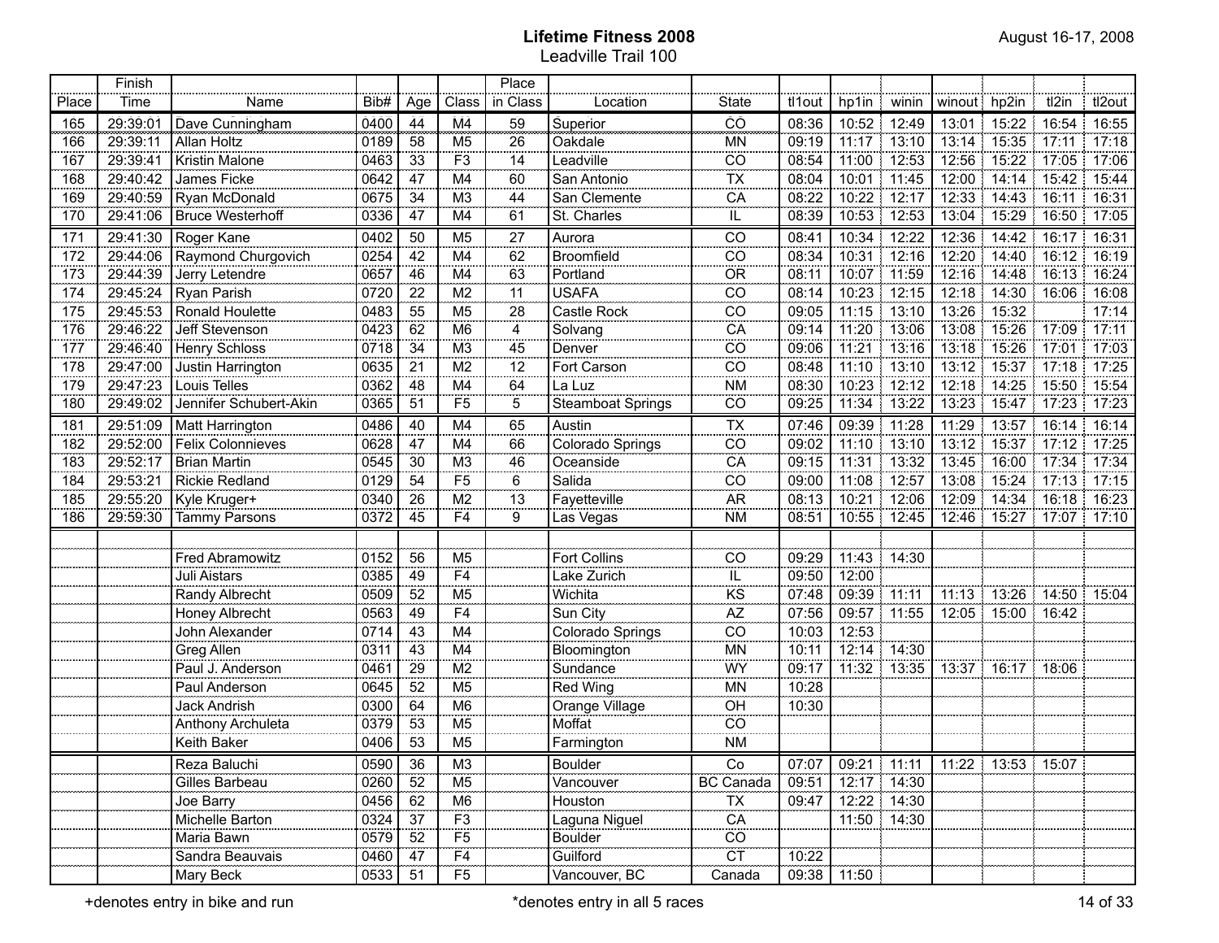**Lifetime Fitness 2008**
Leadville Trail 100

August 16-17, 2008

| Place | Finish Time | Name | Bib# | Age | Class | Place in Class | Location | State | tl1out | hp1in | winin | winout | hp2in | tl2in | tl2out |
|---|---|---|---|---|---|---|---|---|---|---|---|---|---|---|---|
| 165 | 29:39:01 | Dave Cunningham | 0400 | 44 | M4 | 59 | Superior | CO | 08:36 | 10:52 | 12:49 | 13:01 | 15:22 | 16:54 | 16:55 |
| 166 | 29:39:11 | Allan Holtz | 0189 | 58 | M5 | 26 | Oakdale | MN | 09:19 | 11:17 | 13:10 | 13:14 | 15:35 | 17:11 | 17:18 |
| 167 | 29:39:41 | Kristin Malone | 0463 | 33 | F3 | 14 | Leadville | CO | 08:54 | 11:00 | 12:53 | 12:56 | 15:22 | 17:05 | 17:06 |
| 168 | 29:40:42 | James Ficke | 0642 | 47 | M4 | 60 | San Antonio | TX | 08:04 | 10:01 | 11:45 | 12:00 | 14:14 | 15:42 | 15:44 |
| 169 | 29:40:59 | Ryan McDonald | 0675 | 34 | M3 | 44 | San Clemente | CA | 08:22 | 10:22 | 12:17 | 12:33 | 14:43 | 16:11 | 16:31 |
| 170 | 29:41:06 | Bruce Westerhoff | 0336 | 47 | M4 | 61 | St. Charles | IL | 08:39 | 10:53 | 12:53 | 13:04 | 15:29 | 16:50 | 17:05 |
| 171 | 29:41:30 | Roger Kane | 0402 | 50 | M5 | 27 | Aurora | CO | 08:41 | 10:34 | 12:22 | 12:36 | 14:42 | 16:17 | 16:31 |
| 172 | 29:44:06 | Raymond Churgovich | 0254 | 42 | M4 | 62 | Broomfield | CO | 08:34 | 10:31 | 12:16 | 12:20 | 14:40 | 16:12 | 16:19 |
| 173 | 29:44:39 | Jerry Letendre | 0657 | 46 | M4 | 63 | Portland | OR | 08:11 | 10:07 | 11:59 | 12:16 | 14:48 | 16:13 | 16:24 |
| 174 | 29:45:24 | Ryan Parish | 0720 | 22 | M2 | 11 | USAFA | CO | 08:14 | 10:23 | 12:15 | 12:18 | 14:30 | 16:06 | 16:08 |
| 175 | 29:45:53 | Ronald Houlette | 0483 | 55 | M5 | 28 | Castle Rock | CO | 09:05 | 11:15 | 13:10 | 13:26 | 15:32 | | 17:14 |
| 176 | 29:46:22 | Jeff Stevenson | 0423 | 62 | M6 | 4 | Solvang | CA | 09:14 | 11:20 | 13:06 | 13:08 | 15:26 | 17:09 | 17:11 |
| 177 | 29:46:40 | Henry Schloss | 0718 | 34 | M3 | 45 | Denver | CO | 09:06 | 11:21 | 13:16 | 13:18 | 15:26 | 17:01 | 17:03 |
| 178 | 29:47:00 | Justin Harrington | 0635 | 21 | M2 | 12 | Fort Carson | CO | 08:48 | 11:10 | 13:10 | 13:12 | 15:37 | 17:18 | 17:25 |
| 179 | 29:47:23 | Louis Telles | 0362 | 48 | M4 | 64 | La Luz | NM | 08:30 | 10:23 | 12:12 | 12:18 | 14:25 | 15:50 | 15:54 |
| 180 | 29:49:02 | Jennifer Schubert-Akin | 0365 | 51 | F5 | 5 | Steamboat Springs | CO | 09:25 | 11:34 | 13:22 | 13:23 | 15:47 | 17:23 | 17:23 |
| 181 | 29:51:09 | Matt Harrington | 0486 | 40 | M4 | 65 | Austin | TX | 07:46 | 09:39 | 11:28 | 11:29 | 13:57 | 16:14 | 16:14 |
| 182 | 29:52:00 | Felix Colonnieves | 0628 | 47 | M4 | 66 | Colorado Springs | CO | 09:02 | 11:10 | 13:10 | 13:12 | 15:37 | 17:12 | 17:25 |
| 183 | 29:52:17 | Brian Martin | 0545 | 30 | M3 | 46 | Oceanside | CA | 09:15 | 11:31 | 13:32 | 13:45 | 16:00 | 17:34 | 17:34 |
| 184 | 29:53:21 | Rickie Redland | 0129 | 54 | F5 | 6 | Salida | CO | 09:00 | 11:08 | 12:57 | 13:08 | 15:24 | 17:13 | 17:15 |
| 185 | 29:55:20 | Kyle Kruger+ | 0340 | 26 | M2 | 13 | Fayetteville | AR | 08:13 | 10:21 | 12:06 | 12:09 | 14:34 | 16:18 | 16:23 |
| 186 | 29:59:30 | Tammy Parsons | 0372 | 45 | F4 | 9 | Las Vegas | NM | 08:51 | 10:55 | 12:45 | 12:46 | 15:27 | 17:07 | 17:10 |
| | | | | | | | | | | | | | | | |
| | | Fred Abramowitz | 0152 | 56 | M5 | | Fort Collins | CO | 09:29 | 11:43 | 14:30 | | | | |
| | | Juli Aistars | 0385 | 49 | F4 | | Lake Zurich | IL | 09:50 | 12:00 | | | | | |
| | | Randy Albrecht | 0509 | 52 | M5 | | Wichita | KS | 07:48 | 09:39 | 11:11 | 11:13 | 13:26 | 14:50 | 15:04 |
| | | Honey Albrecht | 0563 | 49 | F4 | | Sun City | AZ | 07:56 | 09:57 | 11:55 | 12:05 | 15:00 | 16:42 | |
| | | John Alexander | 0714 | 43 | M4 | | Colorado Springs | CO | 10:03 | 12:53 | | | | | |
| | | Greg Allen | 0311 | 43 | M4 | | Bloomington | MN | 10:11 | 12:14 | 14:30 | | | | |
| | | Paul J. Anderson | 0461 | 29 | M2 | | Sundance | WY | 09:17 | 11:32 | 13:35 | 13:37 | 16:17 | 18:06 | |
| | | Paul Anderson | 0645 | 52 | M5 | | Red Wing | MN | 10:28 | | | | | | |
| | | Jack Andrish | 0300 | 64 | M6 | | Orange Village | OH | 10:30 | | | | | | |
| | | Anthony Archuleta | 0379 | 53 | M5 | | Moffat | CO | | | | | | | |
| | | Keith Baker | 0406 | 53 | M5 | | Farmington | NM | | | | | | | |
| | | Reza Baluchi | 0590 | 36 | M3 | | Boulder | Co | 07:07 | 09:21 | 11:11 | 11:22 | 13:53 | 15:07 | |
| | | Gilles Barbeau | 0260 | 52 | M5 | | Vancouver | BC Canada | 09:51 | 12:17 | 14:30 | | | | |
| | | Joe Barry | 0456 | 62 | M6 | | Houston | TX | 09:47 | 12:22 | 14:30 | | | | |
| | | Michelle Barton | 0324 | 37 | F3 | | Laguna Niguel | CA | | 11:50 | 14:30 | | | | |
| | | Maria Bawn | 0579 | 52 | F5 | | Boulder | CO | | | | | | | |
| | | Sandra Beauvais | 0460 | 47 | F4 | | Guilford | CT | 10:22 | | | | | | |
| | | Mary Beck | 0533 | 51 | F5 | | Vancouver, BC | Canada | 09:38 | 11:50 | | | | | |

+denotes entry in bike and run

*denotes entry in all 5 races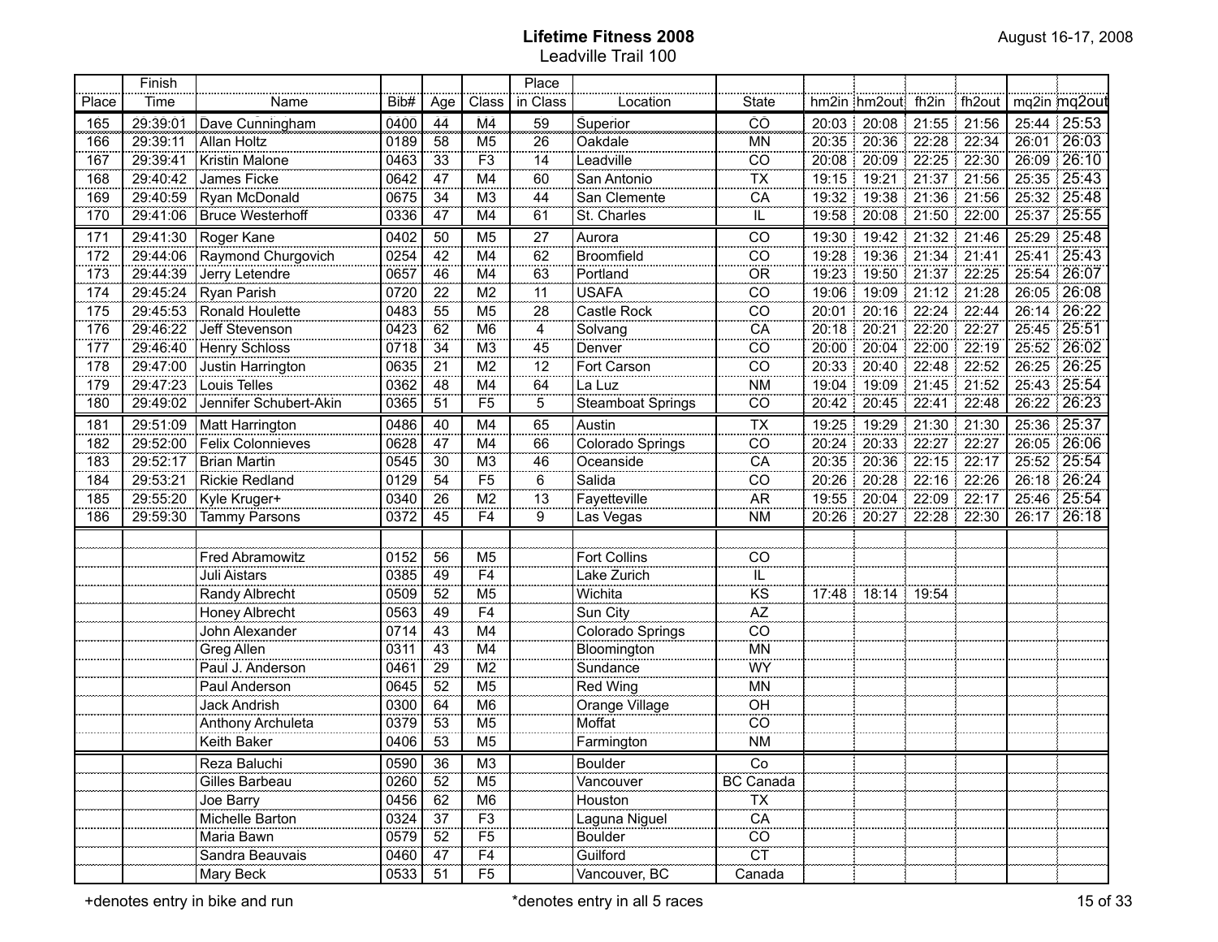# Lifetime Fitness 2008

Leadville Trail 100

August 16-17, 2008

| Place | Finish Time | Name | Bib# | Age | Class | Place in Class | Location | State | hm2in | hm2out | fh2in | fh2out | mq2in | mq2out |
|---|---|---|---|---|---|---|---|---|---|---|---|---|---|---|
| 165 | 29:39:01 | Dave Cunningham | 0400 | 44 | M4 | 59 | Superior | CO | 20:03 | 20:08 | 21:55 | 21:56 | 25:44 | 25:53 |
| 166 | 29:39:11 | Allan Holtz | 0189 | 58 | M5 | 26 | Oakdale | MN | 20:35 | 20:36 | 22:28 | 22:34 | 26:01 | 26:03 |
| 167 | 29:39:41 | Kristin Malone | 0463 | 33 | F3 | 14 | Leadville | CO | 20:08 | 20:09 | 22:25 | 22:30 | 26:09 | 26:10 |
| 168 | 29:40:42 | James Ficke | 0642 | 47 | M4 | 60 | San Antonio | TX | 19:15 | 19:21 | 21:37 | 21:56 | 25:35 | 25:43 |
| 169 | 29:40:59 | Ryan McDonald | 0675 | 34 | M3 | 44 | San Clemente | CA | 19:32 | 19:38 | 21:36 | 21:56 | 25:32 | 25:48 |
| 170 | 29:41:06 | Bruce Westerhoff | 0336 | 47 | M4 | 61 | St. Charles | IL | 19:58 | 20:08 | 21:50 | 22:00 | 25:37 | 25:55 |
| 171 | 29:41:30 | Roger Kane | 0402 | 50 | M5 | 27 | Aurora | CO | 19:30 | 19:42 | 21:32 | 21:46 | 25:29 | 25:48 |
| 172 | 29:44:06 | Raymond Churgovich | 0254 | 42 | M4 | 62 | Broomfield | CO | 19:28 | 19:36 | 21:34 | 21:41 | 25:41 | 25:43 |
| 173 | 29:44:39 | Jerry Letendre | 0657 | 46 | M4 | 63 | Portland | OR | 19:23 | 19:50 | 21:37 | 22:25 | 25:54 | 26:07 |
| 174 | 29:45:24 | Ryan Parish | 0720 | 22 | M2 | 11 | USAFA | CO | 19:06 | 19:09 | 21:12 | 21:28 | 26:05 | 26:08 |
| 175 | 29:45:53 | Ronald Houlette | 0483 | 55 | M5 | 28 | Castle Rock | CO | 20:01 | 20:16 | 22:24 | 22:44 | 26:14 | 26:22 |
| 176 | 29:46:22 | Jeff Stevenson | 0423 | 62 | M6 | 4 | Solvang | CA | 20:18 | 20:21 | 22:20 | 22:27 | 25:45 | 25:51 |
| 177 | 29:46:40 | Henry Schloss | 0718 | 34 | M3 | 45 | Denver | CO | 20:00 | 20:04 | 22:00 | 22:19 | 25:52 | 26:02 |
| 178 | 29:47:00 | Justin Harrington | 0635 | 21 | M2 | 12 | Fort Carson | CO | 20:33 | 20:40 | 22:48 | 22:52 | 26:25 | 26:25 |
| 179 | 29:47:23 | Louis Telles | 0362 | 48 | M4 | 64 | La Luz | NM | 19:04 | 19:09 | 21:45 | 21:52 | 25:43 | 25:54 |
| 180 | 29:49:02 | Jennifer Schubert-Akin | 0365 | 51 | F5 | 5 | Steamboat Springs | CO | 20:42 | 20:45 | 22:41 | 22:48 | 26:22 | 26:23 |
| 181 | 29:51:09 | Matt Harrington | 0486 | 40 | M4 | 65 | Austin | TX | 19:25 | 19:29 | 21:30 | 21:30 | 25:36 | 25:37 |
| 182 | 29:52:00 | Felix Colonnieves | 0628 | 47 | M4 | 66 | Colorado Springs | CO | 20:24 | 20:33 | 22:27 | 22:27 | 26:05 | 26:06 |
| 183 | 29:52:17 | Brian Martin | 0545 | 30 | M3 | 46 | Oceanside | CA | 20:35 | 20:36 | 22:15 | 22:17 | 25:52 | 25:54 |
| 184 | 29:53:21 | Rickie Redland | 0129 | 54 | F5 | 6 | Salida | CO | 20:26 | 20:28 | 22:16 | 22:26 | 26:18 | 26:24 |
| 185 | 29:55:20 | Kyle Kruger+ | 0340 | 26 | M2 | 13 | Fayetteville | AR | 19:55 | 20:04 | 22:09 | 22:17 | 25:46 | 25:54 |
| 186 | 29:59:30 | Tammy Parsons | 0372 | 45 | F4 | 9 | Las Vegas | NM | 20:26 | 20:27 | 22:28 | 22:30 | 26:17 | 26:18 |
| | | | | | | | | | | | | | | |
| | | Fred Abramowitz | 0152 | 56 | M5 | | Fort Collins | CO | | | | | | |
| | | Juli Aistars | 0385 | 49 | F4 | | Lake Zurich | IL | | | | | | |
| | | Randy Albrecht | 0509 | 52 | M5 | | Wichita | KS | 17:48 | 18:14 | 19:54 | | | |
| | | Honey Albrecht | 0563 | 49 | F4 | | Sun City | AZ | | | | | | |
| | | John Alexander | 0714 | 43 | M4 | | Colorado Springs | CO | | | | | | |
| | | Greg Allen | 0311 | 43 | M4 | | Bloomington | MN | | | | | | |
| | | Paul J. Anderson | 0461 | 29 | M2 | | Sundance | WY | | | | | | |
| | | Paul Anderson | 0645 | 52 | M5 | | Red Wing | MN | | | | | | |
| | | Jack Andrish | 0300 | 64 | M6 | | Orange Village | OH | | | | | | |
| | | Anthony Archuleta | 0379 | 53 | M5 | | Moffat | CO | | | | | | |
| | | Keith Baker | 0406 | 53 | M5 | | Farmington | NM | | | | | | |
| | | Reza Baluchi | 0590 | 36 | M3 | | Boulder | Co | | | | | | |
| | | Gilles Barbeau | 0260 | 52 | M5 | | Vancouver | BC Canada | | | | | | |
| | | Joe Barry | 0456 | 62 | M6 | | Houston | TX | | | | | | |
| | | Michelle Barton | 0324 | 37 | F3 | | Laguna Niguel | CA | | | | | | |
| | | Maria Bawn | 0579 | 52 | F5 | | Boulder | CO | | | | | | |
| | | Sandra Beauvais | 0460 | 47 | F4 | | Guilford | CT | | | | | | |
| | | Mary Beck | 0533 | 51 | F5 | | Vancouver, BC | Canada | | | | | | |

+denotes entry in bike and run

*denotes entry in all 5 races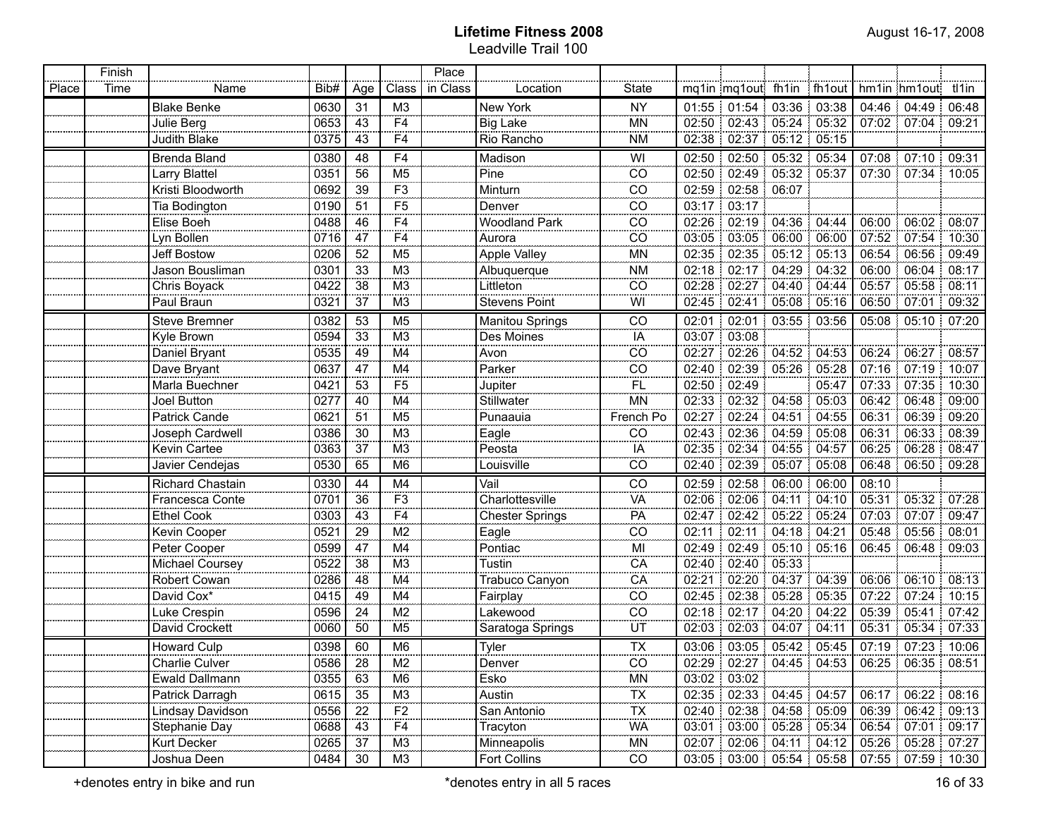# Lifetime Fitness 2008

## Leadville Trail 100

August 16-17, 2008

| Place | Finish Time | Name | Bib# | Age | Class | Place in Class | Location | State | mq1in | mq1out | fh1in | fh1out | hm1in | hm1out | tl1in |
|---|---|---|---|---|---|---|---|---|---|---|---|---|---|---|---|
| | | Blake Benke | 0630 | 31 | M3 | | New York | NY | 01:55 | 01:54 | 03:36 | 03:38 | 04:46 | 04:49 | 06:48 |
| | | Julie Berg | 0653 | 43 | F4 | | Big Lake | MN | 02:50 | 02:43 | 05:24 | 05:32 | 07:02 | 07:04 | 09:21 |
| | | Judith Blake | 0375 | 43 | F4 | | Rio Rancho | NM | 02:38 | 02:37 | 05:12 | 05:15 | | | |
| | | Brenda Bland | 0380 | 48 | F4 | | Madison | WI | 02:50 | 02:50 | 05:32 | 05:34 | 07:08 | 07:10 | 09:31 |
| | | Larry Blattel | 0351 | 56 | M5 | | Pine | CO | 02:50 | 02:49 | 05:32 | 05:37 | 07:30 | 07:34 | 10:05 |
| | | Kristi Bloodworth | 0692 | 39 | F3 | | Minturn | CO | 02:59 | 02:58 | 06:07 | | | | |
| | | Tia Bodington | 0190 | 51 | F5 | | Denver | CO | 03:17 | 03:17 | | | | | |
| | | Elise Boeh | 0488 | 46 | F4 | | Woodland Park | CO | 02:26 | 02:19 | 04:36 | 04:44 | 06:00 | 06:02 | 08:07 |
| | | Lyn Bollen | 0716 | 47 | F4 | | Aurora | CO | 03:05 | 03:05 | 06:00 | 06:00 | 07:52 | 07:54 | 10:30 |
| | | Jeff Bostow | 0206 | 52 | M5 | | Apple Valley | MN | 02:35 | 02:35 | 05:12 | 05:13 | 06:54 | 06:56 | 09:49 |
| | | Jason Bousliman | 0301 | 33 | M3 | | Albuquerque | NM | 02:18 | 02:17 | 04:29 | 04:32 | 06:00 | 06:04 | 08:17 |
| | | Chris Boyack | 0422 | 38 | M3 | | Littleton | CO | 02:28 | 02:27 | 04:40 | 04:44 | 05:57 | 05:58 | 08:11 |
| | | Paul Braun | 0321 | 37 | M3 | | Stevens Point | WI | 02:45 | 02:41 | 05:08 | 05:16 | 06:50 | 07:01 | 09:32 |
| | | Steve Bremner | 0382 | 53 | M5 | | Manitou Springs | CO | 02:01 | 02:01 | 03:55 | 03:56 | 05:08 | 05:10 | 07:20 |
| | | Kyle Brown | 0594 | 33 | M3 | | Des Moines | IA | 03:07 | 03:08 | | | | | |
| | | Daniel Bryant | 0535 | 49 | M4 | | Avon | CO | 02:27 | 02:26 | 04:52 | 04:53 | 06:24 | 06:27 | 08:57 |
| | | Dave Bryant | 0637 | 47 | M4 | | Parker | CO | 02:40 | 02:39 | 05:26 | 05:28 | 07:16 | 07:19 | 10:07 |
| | | Marla Buechner | 0421 | 53 | F5 | | Jupiter | FL | 02:50 | 02:49 | | 05:47 | 07:33 | 07:35 | 10:30 |
| | | Joel Button | 0277 | 40 | M4 | | Stillwater | MN | 02:33 | 02:32 | 04:58 | 05:03 | 06:42 | 06:48 | 09:00 |
| | | Patrick Cande | 0621 | 51 | M5 | | Punaauia | French Po | 02:27 | 02:24 | 04:51 | 04:55 | 06:31 | 06:39 | 09:20 |
| | | Joseph Cardwell | 0386 | 30 | M3 | | Eagle | CO | 02:43 | 02:36 | 04:59 | 05:08 | 06:31 | 06:33 | 08:39 |
| | | Kevin Cartee | 0363 | 37 | M3 | | Peosta | IA | 02:35 | 02:34 | 04:55 | 04:57 | 06:25 | 06:28 | 08:47 |
| | | Javier Cendejas | 0530 | 65 | M6 | | Louisville | CO | 02:40 | 02:39 | 05:07 | 05:08 | 06:48 | 06:50 | 09:28 |
| | | Richard Chastain | 0330 | 44 | M4 | | Vail | CO | 02:59 | 02:58 | 06:00 | 06:00 | 08:10 | | |
| | | Francesca Conte | 0701 | 36 | F3 | | Charlottesville | VA | 02:06 | 02:06 | 04:11 | 04:10 | 05:31 | 05:32 | 07:28 |
| | | Ethel Cook | 0303 | 43 | F4 | | Chester Springs | PA | 02:47 | 02:42 | 05:22 | 05:24 | 07:03 | 07:07 | 09:47 |
| | | Kevin Cooper | 0521 | 29 | M2 | | Eagle | CO | 02:11 | 02:11 | 04:18 | 04:21 | 05:48 | 05:56 | 08:01 |
| | | Peter Cooper | 0599 | 47 | M4 | | Pontiac | MI | 02:49 | 02:49 | 05:10 | 05:16 | 06:45 | 06:48 | 09:03 |
| | | Michael Coursey | 0522 | 38 | M3 | | Tustin | CA | 02:40 | 02:40 | 05:33 | | | | |
| | | Robert Cowan | 0286 | 48 | M4 | | Trabuco Canyon | CA | 02:21 | 02:20 | 04:37 | 04:39 | 06:06 | 06:10 | 08:13 |
| | | David Cox* | 0415 | 49 | M4 | | Fairplay | CO | 02:45 | 02:38 | 05:28 | 05:35 | 07:22 | 07:24 | 10:15 |
| | | Luke Crespin | 0596 | 24 | M2 | | Lakewood | CO | 02:18 | 02:17 | 04:20 | 04:22 | 05:39 | 05:41 | 07:42 |
| | | David Crockett | 0060 | 50 | M5 | | Saratoga Springs | UT | 02:03 | 02:03 | 04:07 | 04:11 | 05:31 | 05:34 | 07:33 |
| | | Howard Culp | 0398 | 60 | M6 | | Tyler | TX | 03:06 | 03:05 | 05:42 | 05:45 | 07:19 | 07:23 | 10:06 |
| | | Charlie Culver | 0586 | 28 | M2 | | Denver | CO | 02:29 | 02:27 | 04:45 | 04:53 | 06:25 | 06:35 | 08:51 |
| | | Ewald Dallmann | 0355 | 63 | M6 | | Esko | MN | 03:02 | 03:02 | | | | | |
| | | Patrick Darragh | 0615 | 35 | M3 | | Austin | TX | 02:35 | 02:33 | 04:45 | 04:57 | 06:17 | 06:22 | 08:16 |
| | | Lindsay Davidson | 0556 | 22 | F2 | | San Antonio | TX | 02:40 | 02:38 | 04:58 | 05:09 | 06:39 | 06:42 | 09:13 |
| | | Stephanie Day | 0688 | 43 | F4 | | Tracyton | WA | 03:01 | 03:00 | 05:28 | 05:34 | 06:54 | 07:01 | 09:17 |
| | | Kurt Decker | 0265 | 37 | M3 | | Minneapolis | MN | 02:07 | 02:06 | 04:11 | 04:12 | 05:26 | 05:28 | 07:27 |
| | | Joshua Deen | 0484 | 30 | M3 | | Fort Collins | CO | 03:05 | 03:00 | 05:54 | 05:58 | 07:55 | 07:59 | 10:30 |

+denotes entry in bike and run *denotes entry in all 5 races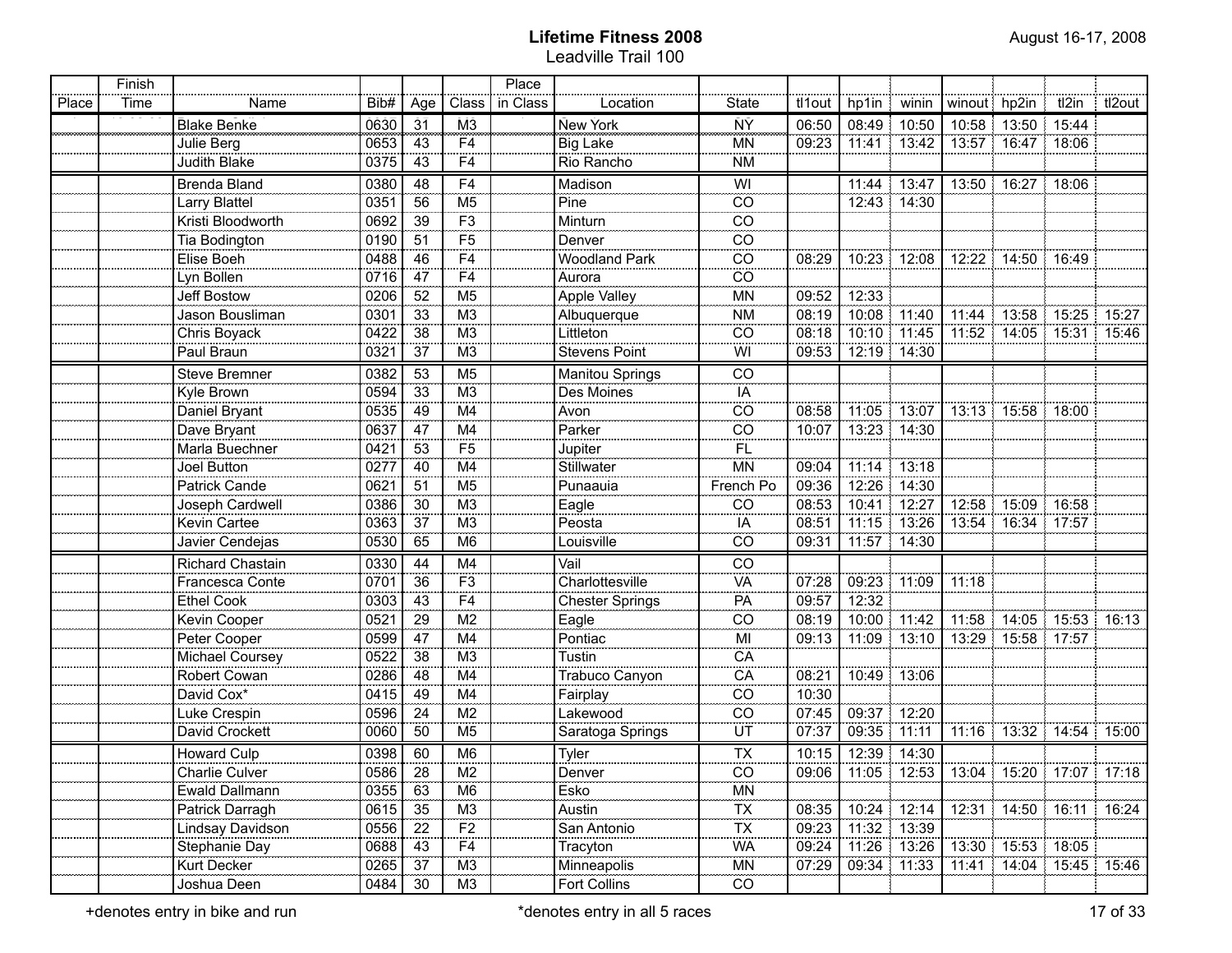# Lifetime Fitness 2008

## Leadville Trail 100

August 16-17, 2008

| Place | Finish Time | Name | Bib# | Age | Class | Place in Class | Location | State | tl1out | hp1in | winin | winout | hp2in | tl2in | tl2out |
|---|---|---|---|---|---|---|---|---|---|---|---|---|---|---|---|
| | | Blake Benke | 0630 | 31 | M3 | | New York | NY | 06:50 | 08:49 | 10:50 | 10:58 | 13:50 | 15:44 | |
| | | Julie Berg | 0653 | 43 | F4 | | Big Lake | MN | 09:23 | 11:41 | 13:42 | 13:57 | 16:47 | 18:06 | |
| | | Judith Blake | 0375 | 43 | F4 | | Rio Rancho | NM | | | | | | | |
| | | Brenda Bland | 0380 | 48 | F4 | | Madison | WI | | 11:44 | 13:47 | 13:50 | 16:27 | 18:06 | |
| | | Larry Blattel | 0351 | 56 | M5 | | Pine | CO | | 12:43 | 14:30 | | | | |
| | | Kristi Bloodworth | 0692 | 39 | F3 | | Minturn | CO | | | | | | | |
| | | Tia Bodington | 0190 | 51 | F5 | | Denver | CO | | | | | | | |
| | | Elise Boeh | 0488 | 46 | F4 | | Woodland Park | CO | 08:29 | 10:23 | 12:08 | 12:22 | 14:50 | 16:49 | |
| | | Lyn Bollen | 0716 | 47 | F4 | | Aurora | CO | | | | | | | |
| | | Jeff Bostow | 0206 | 52 | M5 | | Apple Valley | MN | 09:52 | 12:33 | | | | | |
| | | Jason Bousliman | 0301 | 33 | M3 | | Albuquerque | NM | 08:19 | 10:08 | 11:40 | 11:44 | 13:58 | 15:25 | 15:27 |
| | | Chris Boyack | 0422 | 38 | M3 | | Littleton | CO | 08:18 | 10:10 | 11:45 | 11:52 | 14:05 | 15:31 | 15:46 |
| | | Paul Braun | 0321 | 37 | M3 | | Stevens Point | WI | 09:53 | 12:19 | 14:30 | | | | |
| | | Steve Bremner | 0382 | 53 | M5 | | Manitou Springs | CO | | | | | | | |
| | | Kyle Brown | 0594 | 33 | M3 | | Des Moines | IA | | | | | | | |
| | | Daniel Bryant | 0535 | 49 | M4 | | Avon | CO | 08:58 | 11:05 | 13:07 | 13:13 | 15:58 | 18:00 | |
| | | Dave Bryant | 0637 | 47 | M4 | | Parker | CO | 10:07 | 13:23 | 14:30 | | | | |
| | | Marla Buechner | 0421 | 53 | F5 | | Jupiter | FL | | | | | | | |
| | | Joel Button | 0277 | 40 | M4 | | Stillwater | MN | 09:04 | 11:14 | 13:18 | | | | |
| | | Patrick Cande | 0621 | 51 | M5 | | Punaauia | French Po | 09:36 | 12:26 | 14:30 | | | | |
| | | Joseph Cardwell | 0386 | 30 | M3 | | Eagle | CO | 08:53 | 10:41 | 12:27 | 12:58 | 15:09 | 16:58 | |
| | | Kevin Cartee | 0363 | 37 | M3 | | Peosta | IA | 08:51 | 11:15 | 13:26 | 13:54 | 16:34 | 17:57 | |
| | | Javier Cendejas | 0530 | 65 | M6 | | Louisville | CO | 09:31 | 11:57 | 14:30 | | | | |
| | | Richard Chastain | 0330 | 44 | M4 | | Vail | CO | | | | | | | |
| | | Francesca Conte | 0701 | 36 | F3 | | Charlottesville | VA | 07:28 | 09:23 | 11:09 | 11:18 | | | |
| | | Ethel Cook | 0303 | 43 | F4 | | Chester Springs | PA | 09:57 | 12:32 | | | | | |
| | | Kevin Cooper | 0521 | 29 | M2 | | Eagle | CO | 08:19 | 10:00 | 11:42 | 11:58 | 14:05 | 15:53 | 16:13 |
| | | Peter Cooper | 0599 | 47 | M4 | | Pontiac | MI | 09:13 | 11:09 | 13:10 | 13:29 | 15:58 | 17:57 | |
| | | Michael Coursey | 0522 | 38 | M3 | | Tustin | CA | | | | | | | |
| | | Robert Cowan | 0286 | 48 | M4 | | Trabuco Canyon | CA | 08:21 | 10:49 | 13:06 | | | | |
| | | David Cox* | 0415 | 49 | M4 | | Fairplay | CO | 10:30 | | | | | | |
| | | Luke Crespin | 0596 | 24 | M2 | | Lakewood | CO | 07:45 | 09:37 | 12:20 | | | | |
| | | David Crockett | 0060 | 50 | M5 | | Saratoga Springs | UT | 07:37 | 09:35 | 11:11 | 11:16 | 13:32 | 14:54 | 15:00 |
| | | Howard Culp | 0398 | 60 | M6 | | Tyler | TX | 10:15 | 12:39 | 14:30 | | | | |
| | | Charlie Culver | 0586 | 28 | M2 | | Denver | CO | 09:06 | 11:05 | 12:53 | 13:04 | 15:20 | 17:07 | 17:18 |
| | | Ewald Dallmann | 0355 | 63 | M6 | | Esko | MN | | | | | | | |
| | | Patrick Darragh | 0615 | 35 | M3 | | Austin | TX | 08:35 | 10:24 | 12:14 | 12:31 | 14:50 | 16:11 | 16:24 |
| | | Lindsay Davidson | 0556 | 22 | F2 | | San Antonio | TX | 09:23 | 11:32 | 13:39 | | | | |
| | | Stephanie Day | 0688 | 43 | F4 | | Tracyton | WA | 09:24 | 11:26 | 13:26 | 13:30 | 15:53 | 18:05 | |
| | | Kurt Decker | 0265 | 37 | M3 | | Minneapolis | MN | 07:29 | 09:34 | 11:33 | 11:41 | 14:04 | 15:45 | 15:46 |
| | | Joshua Deen | 0484 | 30 | M3 | | Fort Collins | CO | | | | | | | |

+denotes entry in bike and run

*denotes entry in all 5 races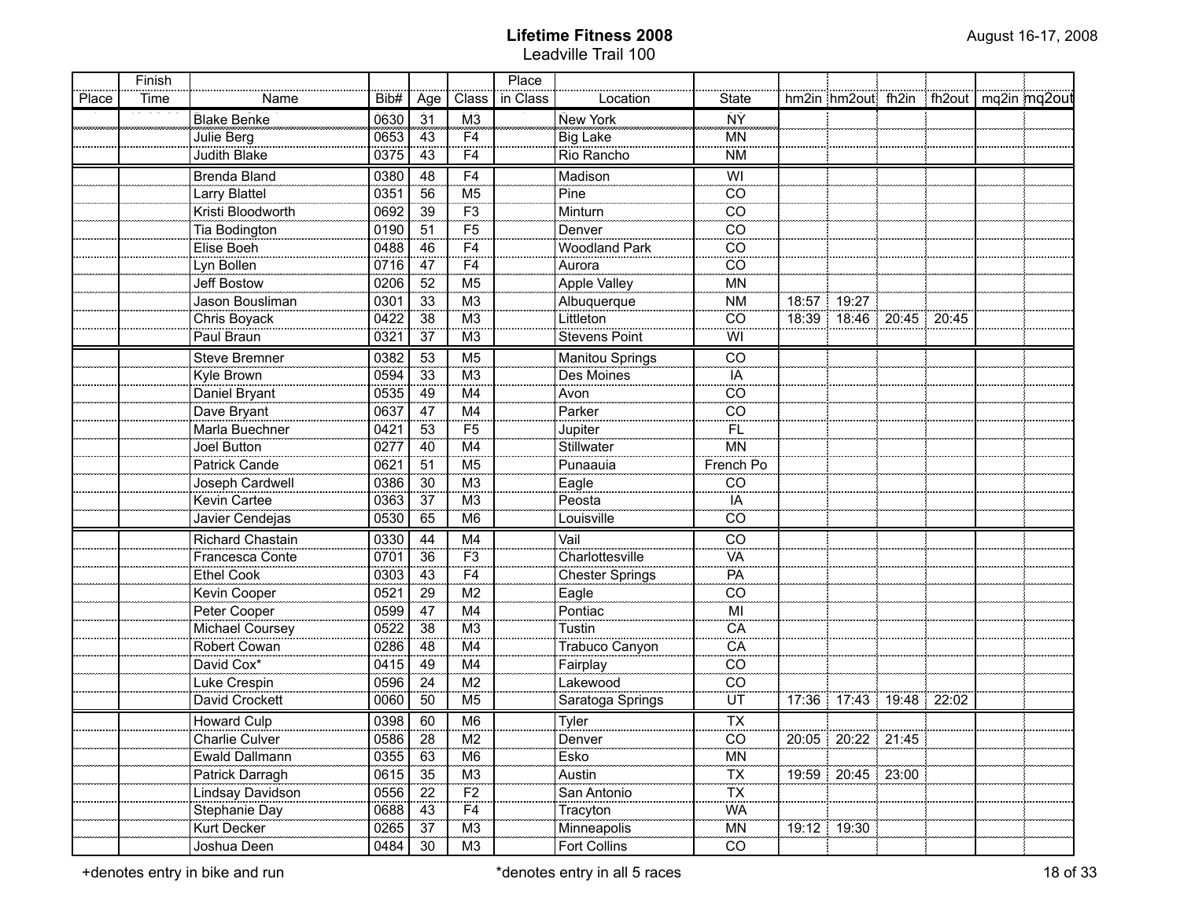**Lifetime Fitness 2008**
Leadville Trail 100

August 16-17, 2008

| Place | Finish Time | Name | Bib# | Age | Class | Place in Class | Location | State | hm2in | hm2out | fh2in | fh2out | mq2in | mq2out |
|---|---|---|---|---|---|---|---|---|---|---|---|---|---|---|
| | | Blake Benke | 0630 | 31 | M3 | | New York | NY | | | | | | |
| | | Julie Berg | 0653 | 43 | F4 | | Big Lake | MN | | | | | | |
| | | Judith Blake | 0375 | 43 | F4 | | Rio Rancho | NM | | | | | | |
| | | Brenda Bland | 0380 | 48 | F4 | | Madison | WI | | | | | | |
| | | Larry Blattel | 0351 | 56 | M5 | | Pine | CO | | | | | | |
| | | Kristi Bloodworth | 0692 | 39 | F3 | | Minturn | CO | | | | | | |
| | | Tia Bodington | 0190 | 51 | F5 | | Denver | CO | | | | | | |
| | | Elise Boeh | 0488 | 46 | F4 | | Woodland Park | CO | | | | | | |
| | | Lyn Bollen | 0716 | 47 | F4 | | Aurora | CO | | | | | | |
| | | Jeff Bostow | 0206 | 52 | M5 | | Apple Valley | MN | | | | | | |
| | | Jason Bousliman | 0301 | 33 | M3 | | Albuquerque | NM | 18:57 | 19:27 | | | | |
| | | Chris Boyack | 0422 | 38 | M3 | | Littleton | CO | 18:39 | 18:46 | 20:45 | 20:45 | | |
| | | Paul Braun | 0321 | 37 | M3 | | Stevens Point | WI | | | | | | |
| | | Steve Bremner | 0382 | 53 | M5 | | Manitou Springs | CO | | | | | | |
| | | Kyle Brown | 0594 | 33 | M3 | | Des Moines | IA | | | | | | |
| | | Daniel Bryant | 0535 | 49 | M4 | | Avon | CO | | | | | | |
| | | Dave Bryant | 0637 | 47 | M4 | | Parker | CO | | | | | | |
| | | Marla Buechner | 0421 | 53 | F5 | | Jupiter | FL | | | | | | |
| | | Joel Button | 0277 | 40 | M4 | | Stillwater | MN | | | | | | |
| | | Patrick Cande | 0621 | 51 | M5 | | Punaauia | French Po | | | | | | |
| | | Joseph Cardwell | 0386 | 30 | M3 | | Eagle | CO | | | | | | |
| | | Kevin Cartee | 0363 | 37 | M3 | | Peosta | IA | | | | | | |
| | | Javier Cendejas | 0530 | 65 | M6 | | Louisville | CO | | | | | | |
| | | Richard Chastain | 0330 | 44 | M4 | | Vail | CO | | | | | | |
| | | Francesca Conte | 0701 | 36 | F3 | | Charlottesville | VA | | | | | | |
| | | Ethel Cook | 0303 | 43 | F4 | | Chester Springs | PA | | | | | | |
| | | Kevin Cooper | 0521 | 29 | M2 | | Eagle | CO | | | | | | |
| | | Peter Cooper | 0599 | 47 | M4 | | Pontiac | MI | | | | | | |
| | | Michael Coursey | 0522 | 38 | M3 | | Tustin | CA | | | | | | |
| | | Robert Cowan | 0286 | 48 | M4 | | Trabuco Canyon | CA | | | | | | |
| | | David Cox* | 0415 | 49 | M4 | | Fairplay | CO | | | | | | |
| | | Luke Crespin | 0596 | 24 | M2 | | Lakewood | CO | | | | | | |
| | | David Crockett | 0060 | 50 | M5 | | Saratoga Springs | UT | 17:36 | 17:43 | 19:48 | 22:02 | | |
| | | Howard Culp | 0398 | 60 | M6 | | Tyler | TX | | | | | | |
| | | Charlie Culver | 0586 | 28 | M2 | | Denver | CO | 20:05 | 20:22 | 21:45 | | | |
| | | Ewald Dallmann | 0355 | 63 | M6 | | Esko | MN | | | | | | |
| | | Patrick Darragh | 0615 | 35 | M3 | | Austin | TX | 19:59 | 20:45 | 23:00 | | | |
| | | Lindsay Davidson | 0556 | 22 | F2 | | San Antonio | TX | | | | | | |
| | | Stephanie Day | 0688 | 43 | F4 | | Tracyton | WA | | | | | | |
| | | Kurt Decker | 0265 | 37 | M3 | | Minneapolis | MN | 19:12 | 19:30 | | | | |
| | | Joshua Deen | 0484 | 30 | M3 | | Fort Collins | CO | | | | | | |

+denotes entry in bike and run

*denotes entry in all 5 races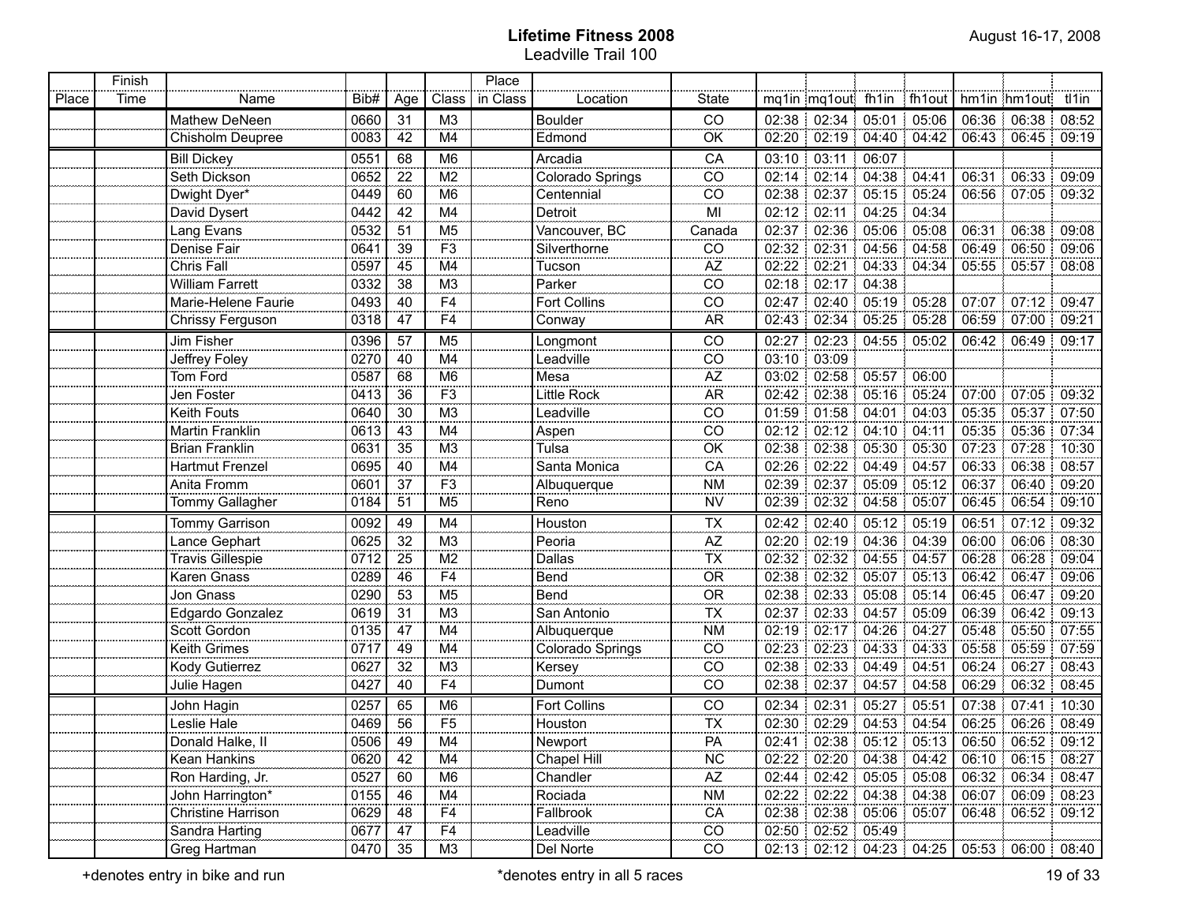**Lifetime Fitness 2008**
Leadville Trail 100

August 16-17, 2008

| Place | Finish Time | Name | Bib# | Age | Class | Place in Class | Location | State | mq1in | mq1out | fh1in | fh1out | hm1in | hm1out | tl1in |
|---|---|---|---|---|---|---|---|---|---|---|---|---|---|---|---|
| | | Mathew DeNeen | 0660 | 31 | M3 | | Boulder | CO | 02:38 | 02:34 | 05:01 | 05:06 | 06:36 | 06:38 | 08:52 |
| | | Chisholm Deupree | 0083 | 42 | M4 | | Edmond | OK | 02:20 | 02:19 | 04:40 | 04:42 | 06:43 | 06:45 | 09:19 |
| | | Bill Dickey | 0551 | 68 | M6 | | Arcadia | CA | 03:10 | 03:11 | 06:07 | | | | |
| | | Seth Dickson | 0652 | 22 | M2 | | Colorado Springs | CO | 02:14 | 02:14 | 04:38 | 04:41 | 06:31 | 06:33 | 09:09 |
| | | Dwight Dyer* | 0449 | 60 | M6 | | Centennial | CO | 02:38 | 02:37 | 05:15 | 05:24 | 06:56 | 07:05 | 09:32 |
| | | David Dysert | 0442 | 42 | M4 | | Detroit | MI | 02:12 | 02:11 | 04:25 | 04:34 | | | |
| | | Lang Evans | 0532 | 51 | M5 | | Vancouver, BC | Canada | 02:37 | 02:36 | 05:06 | 05:08 | 06:31 | 06:38 | 09:08 |
| | | Denise Fair | 0641 | 39 | F3 | | Silverthorne | CO | 02:32 | 02:31 | 04:56 | 04:58 | 06:49 | 06:50 | 09:06 |
| | | Chris Fall | 0597 | 45 | M4 | | Tucson | AZ | 02:22 | 02:21 | 04:33 | 04:34 | 05:55 | 05:57 | 08:08 |
| | | William Farrett | 0332 | 38 | M3 | | Parker | CO | 02:18 | 02:17 | 04:38 | | | | |
| | | Marie-Helene Faurie | 0493 | 40 | F4 | | Fort Collins | CO | 02:47 | 02:40 | 05:19 | 05:28 | 07:07 | 07:12 | 09:47 |
| | | Chrissy Ferguson | 0318 | 47 | F4 | | Conway | AR | 02:43 | 02:34 | 05:25 | 05:28 | 06:59 | 07:00 | 09:21 |
| | | Jim Fisher | 0396 | 57 | M5 | | Longmont | CO | 02:27 | 02:23 | 04:55 | 05:02 | 06:42 | 06:49 | 09:17 |
| | | Jeffrey Foley | 0270 | 40 | M4 | | Leadville | CO | 03:10 | 03:09 | | | | | |
| | | Tom Ford | 0587 | 68 | M6 | | Mesa | AZ | 03:02 | 02:58 | 05:57 | 06:00 | | | |
| | | Jen Foster | 0413 | 36 | F3 | | Little Rock | AR | 02:42 | 02:38 | 05:16 | 05:24 | 07:00 | 07:05 | 09:32 |
| | | Keith Fouts | 0640 | 30 | M3 | | Leadville | CO | 01:59 | 01:58 | 04:01 | 04:03 | 05:35 | 05:37 | 07:50 |
| | | Martin Franklin | 0613 | 43 | M4 | | Aspen | CO | 02:12 | 02:12 | 04:10 | 04:11 | 05:35 | 05:36 | 07:34 |
| | | Brian Franklin | 0631 | 35 | M3 | | Tulsa | OK | 02:38 | 02:38 | 05:30 | 05:30 | 07:23 | 07:28 | 10:30 |
| | | Hartmut Frenzel | 0695 | 40 | M4 | | Santa Monica | CA | 02:26 | 02:22 | 04:49 | 04:57 | 06:33 | 06:38 | 08:57 |
| | | Anita Fromm | 0601 | 37 | F3 | | Albuquerque | NM | 02:39 | 02:37 | 05:09 | 05:12 | 06:37 | 06:40 | 09:20 |
| | | Tommy Gallagher | 0184 | 51 | M5 | | Reno | NV | 02:39 | 02:32 | 04:58 | 05:07 | 06:45 | 06:54 | 09:10 |
| | | Tommy Garrison | 0092 | 49 | M4 | | Houston | TX | 02:42 | 02:40 | 05:12 | 05:19 | 06:51 | 07:12 | 09:32 |
| | | Lance Gephart | 0625 | 32 | M3 | | Peoria | AZ | 02:20 | 02:19 | 04:36 | 04:39 | 06:00 | 06:06 | 08:30 |
| | | Travis Gillespie | 0712 | 25 | M2 | | Dallas | TX | 02:32 | 02:32 | 04:55 | 04:57 | 06:28 | 06:28 | 09:04 |
| | | Karen Gnass | 0289 | 46 | F4 | | Bend | OR | 02:38 | 02:32 | 05:07 | 05:13 | 06:42 | 06:47 | 09:06 |
| | | Jon Gnass | 0290 | 53 | M5 | | Bend | OR | 02:38 | 02:33 | 05:08 | 05:14 | 06:45 | 06:47 | 09:20 |
| | | Edgardo Gonzalez | 0619 | 31 | M3 | | San Antonio | TX | 02:37 | 02:33 | 04:57 | 05:09 | 06:39 | 06:42 | 09:13 |
| | | Scott Gordon | 0135 | 47 | M4 | | Albuquerque | NM | 02:19 | 02:17 | 04:26 | 04:27 | 05:48 | 05:50 | 07:55 |
| | | Keith Grimes | 0717 | 49 | M4 | | Colorado Springs | CO | 02:23 | 02:23 | 04:33 | 04:33 | 05:58 | 05:59 | 07:59 |
| | | Kody Gutierrez | 0627 | 32 | M3 | | Kersey | CO | 02:38 | 02:33 | 04:49 | 04:51 | 06:24 | 06:27 | 08:43 |
| | | Julie Hagen | 0427 | 40 | F4 | | Dumont | CO | 02:38 | 02:37 | 04:57 | 04:58 | 06:29 | 06:32 | 08:45 |
| | | John Hagin | 0257 | 65 | M6 | | Fort Collins | CO | 02:34 | 02:31 | 05:27 | 05:51 | 07:38 | 07:41 | 10:30 |
| | | Leslie Hale | 0469 | 56 | F5 | | Houston | TX | 02:30 | 02:29 | 04:53 | 04:54 | 06:25 | 06:26 | 08:49 |
| | | Donald Halke, II | 0506 | 49 | M4 | | Newport | PA | 02:41 | 02:38 | 05:12 | 05:13 | 06:50 | 06:52 | 09:12 |
| | | Kean Hankins | 0620 | 42 | M4 | | Chapel Hill | NC | 02:22 | 02:20 | 04:38 | 04:42 | 06:10 | 06:15 | 08:27 |
| | | Ron Harding, Jr. | 0527 | 60 | M6 | | Chandler | AZ | 02:44 | 02:42 | 05:05 | 05:08 | 06:32 | 06:34 | 08:47 |
| | | John Harrington* | 0155 | 46 | M4 | | Rociada | NM | 02:22 | 02:22 | 04:38 | 04:38 | 06:07 | 06:09 | 08:23 |
| | | Christine Harrison | 0629 | 48 | F4 | | Fallbrook | CA | 02:38 | 02:38 | 05:06 | 05:07 | 06:48 | 06:52 | 09:12 |
| | | Sandra Harting | 0677 | 47 | F4 | | Leadville | CO | 02:50 | 02:52 | 05:49 | | | | |
| | | Greg Hartman | 0470 | 35 | M3 | | Del Norte | CO | 02:13 | 02:12 | 04:23 | 04:25 | 05:53 | 06:00 | 08:40 |

+denotes entry in bike and run

*denotes entry in all 5 races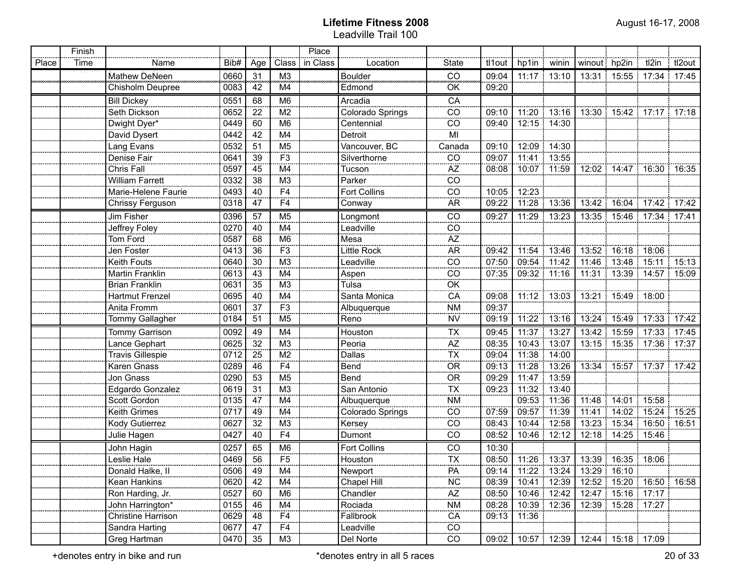# Lifetime Fitness 2008

Leadville Trail 100

August 16-17, 2008

| Place | Finish Time | Name | Bib# | Age | Class | Place in Class | Location | State | tl1out | hp1in | winin | winout | hp2in | tl2in | tl2out |
|---|---|---|---|---|---|---|---|---|---|---|---|---|---|---|---|
| | | Mathew DeNeen | 0660 | 31 | M3 | | Boulder | CO | 09:04 | 11:17 | 13:10 | 13:31 | 15:55 | 17:34 | 17:45 |
| | | Chisholm Deupree | 0083 | 42 | M4 | | Edmond | OK | 09:20 | | | | | | |
| | | Bill Dickey | 0551 | 68 | M6 | | Arcadia | CA | | | | | | | |
| | | Seth Dickson | 0652 | 22 | M2 | | Colorado Springs | CO | 09:10 | 11:20 | 13:16 | 13:30 | 15:42 | 17:17 | 17:18 |
| | | Dwight Dyer* | 0449 | 60 | M6 | | Centennial | CO | 09:40 | 12:15 | 14:30 | | | | |
| | | David Dysert | 0442 | 42 | M4 | | Detroit | MI | | | | | | | |
| | | Lang Evans | 0532 | 51 | M5 | | Vancouver, BC | Canada | 09:10 | 12:09 | 14:30 | | | | |
| | | Denise Fair | 0641 | 39 | F3 | | Silverthorne | CO | 09:07 | 11:41 | 13:55 | | | | |
| | | Chris Fall | 0597 | 45 | M4 | | Tucson | AZ | 08:08 | 10:07 | 11:59 | 12:02 | 14:47 | 16:30 | 16:35 |
| | | William Farrett | 0332 | 38 | M3 | | Parker | CO | | | | | | | |
| | | Marie-Helene Faurie | 0493 | 40 | F4 | | Fort Collins | CO | 10:05 | 12:23 | | | | | |
| | | Chrissy Ferguson | 0318 | 47 | F4 | | Conway | AR | 09:22 | 11:28 | 13:36 | 13:42 | 16:04 | 17:42 | 17:42 |
| | | Jim Fisher | 0396 | 57 | M5 | | Longmont | CO | 09:27 | 11:29 | 13:23 | 13:35 | 15:46 | 17:34 | 17:41 |
| | | Jeffrey Foley | 0270 | 40 | M4 | | Leadville | CO | | | | | | | |
| | | Tom Ford | 0587 | 68 | M6 | | Mesa | AZ | | | | | | | |
| | | Jen Foster | 0413 | 36 | F3 | | Little Rock | AR | 09:42 | 11:54 | 13:46 | 13:52 | 16:18 | 18:06 | |
| | | Keith Fouts | 0640 | 30 | M3 | | Leadville | CO | 07:50 | 09:54 | 11:42 | 11:46 | 13:48 | 15:11 | 15:13 |
| | | Martin Franklin | 0613 | 43 | M4 | | Aspen | CO | 07:35 | 09:32 | 11:16 | 11:31 | 13:39 | 14:57 | 15:09 |
| | | Brian Franklin | 0631 | 35 | M3 | | Tulsa | OK | | | | | | | |
| | | Hartmut Frenzel | 0695 | 40 | M4 | | Santa Monica | CA | 09:08 | 11:12 | 13:03 | 13:21 | 15:49 | 18:00 | |
| | | Anita Fromm | 0601 | 37 | F3 | | Albuquerque | NM | 09:37 | | | | | | |
| | | Tommy Gallagher | 0184 | 51 | M5 | | Reno | NV | 09:19 | 11:22 | 13:16 | 13:24 | 15:49 | 17:33 | 17:42 |
| | | Tommy Garrison | 0092 | 49 | M4 | | Houston | TX | 09:45 | 11:37 | 13:27 | 13:42 | 15:59 | 17:33 | 17:45 |
| | | Lance Gephart | 0625 | 32 | M3 | | Peoria | AZ | 08:35 | 10:43 | 13:07 | 13:15 | 15:35 | 17:36 | 17:37 |
| | | Travis Gillespie | 0712 | 25 | M2 | | Dallas | TX | 09:04 | 11:38 | 14:00 | | | | |
| | | Karen Gnass | 0289 | 46 | F4 | | Bend | OR | 09:13 | 11:28 | 13:26 | 13:34 | 15:57 | 17:37 | 17:42 |
| | | Jon Gnass | 0290 | 53 | M5 | | Bend | OR | 09:29 | 11:47 | 13:59 | | | | |
| | | Edgardo Gonzalez | 0619 | 31 | M3 | | San Antonio | TX | 09:23 | 11:32 | 13:40 | | | | |
| | | Scott Gordon | 0135 | 47 | M4 | | Albuquerque | NM | | 09:53 | 11:36 | 11:48 | 14:01 | 15:58 | |
| | | Keith Grimes | 0717 | 49 | M4 | | Colorado Springs | CO | 07:59 | 09:57 | 11:39 | 11:41 | 14:02 | 15:24 | 15:25 |
| | | Kody Gutierrez | 0627 | 32 | M3 | | Kersey | CO | 08:43 | 10:44 | 12:58 | 13:23 | 15:34 | 16:50 | 16:51 |
| | | Julie Hagen | 0427 | 40 | F4 | | Dumont | CO | 08:52 | 10:46 | 12:12 | 12:18 | 14:25 | 15:46 | |
| | | John Hagin | 0257 | 65 | M6 | | Fort Collins | CO | 10:30 | | | | | | |
| | | Leslie Hale | 0469 | 56 | F5 | | Houston | TX | 08:50 | 11:26 | 13:37 | 13:39 | 16:35 | 18:06 | |
| | | Donald Halke, II | 0506 | 49 | M4 | | Newport | PA | 09:14 | 11:22 | 13:24 | 13:29 | 16:10 | | |
| | | Kean Hankins | 0620 | 42 | M4 | | Chapel Hill | NC | 08:39 | 10:41 | 12:39 | 12:52 | 15:20 | 16:50 | 16:58 |
| | | Ron Harding, Jr. | 0527 | 60 | M6 | | Chandler | AZ | 08:50 | 10:46 | 12:42 | 12:47 | 15:16 | 17:17 | |
| | | John Harrington* | 0155 | 46 | M4 | | Rociada | NM | 08:28 | 10:39 | 12:36 | 12:39 | 15:28 | 17:27 | |
| | | Christine Harrison | 0629 | 48 | F4 | | Fallbrook | CA | 09:13 | 11:36 | | | | | |
| | | Sandra Harting | 0677 | 47 | F4 | | Leadville | CO | | | | | | | |
| | | Greg Hartman | 0470 | 35 | M3 | | Del Norte | CO | 09:02 | 10:57 | 12:39 | 12:44 | 15:18 | 17:09 | |

+denotes entry in bike and run

*denotes entry in all 5 races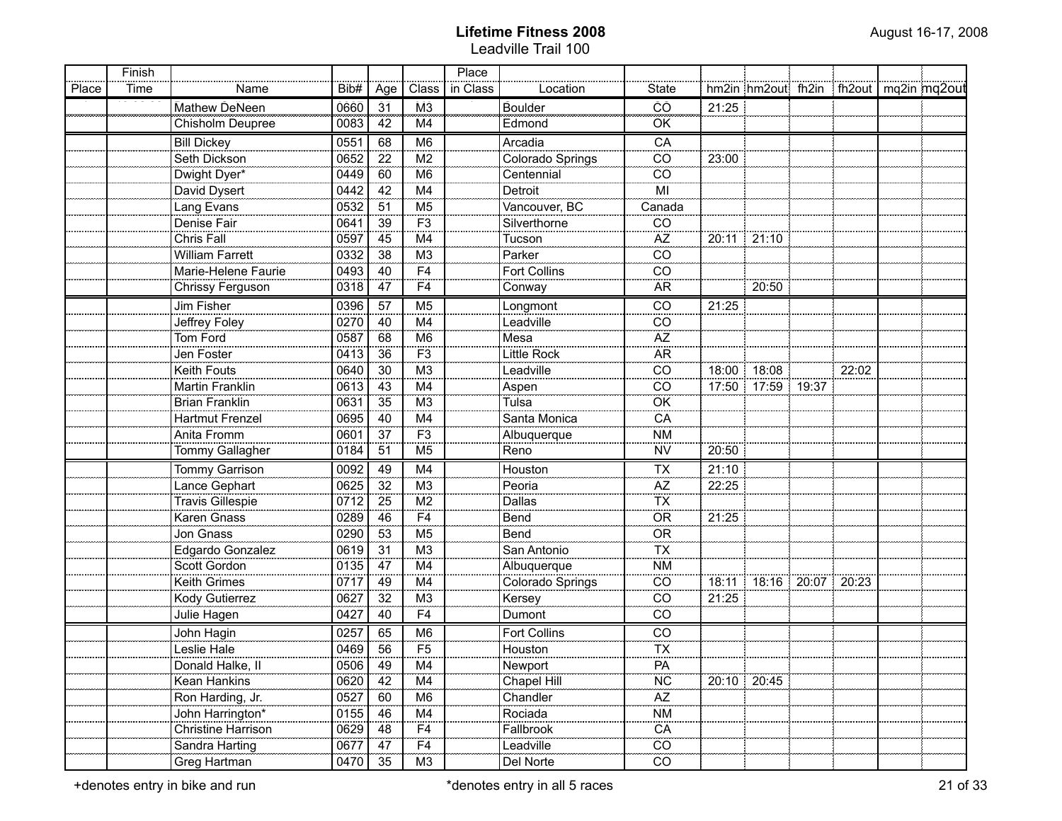# Lifetime Fitness 2008

Leadville Trail 100

August 16-17, 2008

| Place | Finish Time | Name | Bib# | Age | Class | Place in Class | Location | State | hm2in | hm2out | fh2in | fh2out | mq2in | mq2out |
|---|---|---|---|---|---|---|---|---|---|---|---|---|---|---|
| | | Mathew DeNeen | 0660 | 31 | M3 | | Boulder | CO | 21:25 | | | | | |
| | | Chisholm Deupree | 0083 | 42 | M4 | | Edmond | OK | | | | | | |
| | | Bill Dickey | 0551 | 68 | M6 | | Arcadia | CA | | | | | | |
| | | Seth Dickson | 0652 | 22 | M2 | | Colorado Springs | CO | 23:00 | | | | | |
| | | Dwight Dyer* | 0449 | 60 | M6 | | Centennial | CO | | | | | | |
| | | David Dysert | 0442 | 42 | M4 | | Detroit | MI | | | | | | |
| | | Lang Evans | 0532 | 51 | M5 | | Vancouver, BC | Canada | | | | | | |
| | | Denise Fair | 0641 | 39 | F3 | | Silverthorne | CO | | | | | | |
| | | Chris Fall | 0597 | 45 | M4 | | Tucson | AZ | 20:11 | 21:10 | | | | |
| | | William Farrett | 0332 | 38 | M3 | | Parker | CO | | | | | | |
| | | Marie-Helene Faurie | 0493 | 40 | F4 | | Fort Collins | CO | | | | | | |
| | | Chrissy Ferguson | 0318 | 47 | F4 | | Conway | AR | | 20:50 | | | | |
| | | Jim Fisher | 0396 | 57 | M5 | | Longmont | CO | 21:25 | | | | | |
| | | Jeffrey Foley | 0270 | 40 | M4 | | Leadville | CO | | | | | | |
| | | Tom Ford | 0587 | 68 | M6 | | Mesa | AZ | | | | | | |
| | | Jen Foster | 0413 | 36 | F3 | | Little Rock | AR | | | | | | |
| | | Keith Fouts | 0640 | 30 | M3 | | Leadville | CO | 18:00 | 18:08 | | 22:02 | | |
| | | Martin Franklin | 0613 | 43 | M4 | | Aspen | CO | 17:50 | 17:59 | 19:37 | | | |
| | | Brian Franklin | 0631 | 35 | M3 | | Tulsa | OK | | | | | | |
| | | Hartmut Frenzel | 0695 | 40 | M4 | | Santa Monica | CA | | | | | | |
| | | Anita Fromm | 0601 | 37 | F3 | | Albuquerque | NM | | | | | | |
| | | Tommy Gallagher | 0184 | 51 | M5 | | Reno | NV | 20:50 | | | | | |
| | | Tommy Garrison | 0092 | 49 | M4 | | Houston | TX | 21:10 | | | | | |
| | | Lance Gephart | 0625 | 32 | M3 | | Peoria | AZ | 22:25 | | | | | |
| | | Travis Gillespie | 0712 | 25 | M2 | | Dallas | TX | | | | | | |
| | | Karen Gnass | 0289 | 46 | F4 | | Bend | OR | 21:25 | | | | | |
| | | Jon Gnass | 0290 | 53 | M5 | | Bend | OR | | | | | | |
| | | Edgardo Gonzalez | 0619 | 31 | M3 | | San Antonio | TX | | | | | | |
| | | Scott Gordon | 0135 | 47 | M4 | | Albuquerque | NM | | | | | | |
| | | Keith Grimes | 0717 | 49 | M4 | | Colorado Springs | CO | 18:11 | 18:16 | 20:07 | 20:23 | | |
| | | Kody Gutierrez | 0627 | 32 | M3 | | Kersey | CO | 21:25 | | | | | |
| | | Julie Hagen | 0427 | 40 | F4 | | Dumont | CO | | | | | | |
| | | John Hagin | 0257 | 65 | M6 | | Fort Collins | CO | | | | | | |
| | | Leslie Hale | 0469 | 56 | F5 | | Houston | TX | | | | | | |
| | | Donald Halke, II | 0506 | 49 | M4 | | Newport | PA | | | | | | |
| | | Kean Hankins | 0620 | 42 | M4 | | Chapel Hill | NC | 20:10 | 20:45 | | | | |
| | | Ron Harding, Jr. | 0527 | 60 | M6 | | Chandler | AZ | | | | | | |
| | | John Harrington* | 0155 | 46 | M4 | | Rociada | NM | | | | | | |
| | | Christine Harrison | 0629 | 48 | F4 | | Fallbrook | CA | | | | | | |
| | | Sandra Harting | 0677 | 47 | F4 | | Leadville | CO | | | | | | |
| | | Greg Hartman | 0470 | 35 | M3 | | Del Norte | CO | | | | | | |

+denotes entry in bike and run

*denotes entry in all 5 races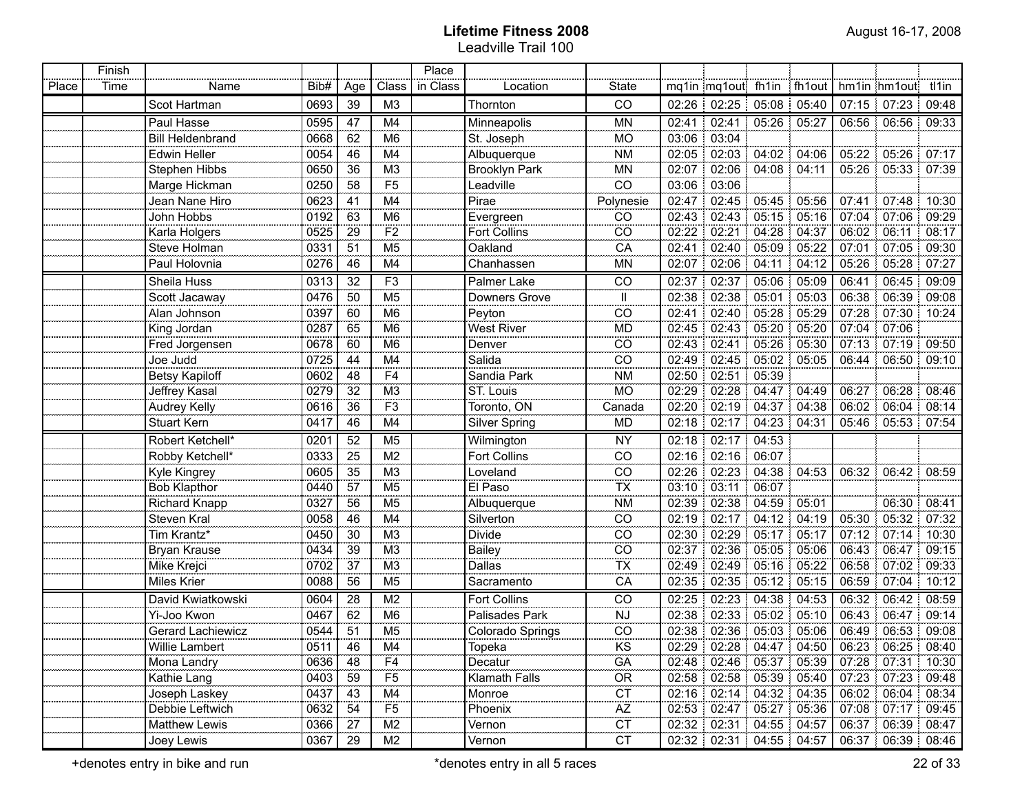# Lifetime Fitness 2008

## Leadville Trail 100

August 16-17, 2008

| Place | Finish Time | Name | Bib# | Age | Class | Place in Class | Location | State | mq1in | mq1out | fh1in | fh1out | hm1in | hm1out | tl1in |
|---|---|---|---|---|---|---|---|---|---|---|---|---|---|---|---|
| | | Scot Hartman | 0693 | 39 | M3 | | Thornton | CO | 02:26 | 02:25 | 05:08 | 05:40 | 07:15 | 07:23 | 09:48 |
| | | Paul Hasse | 0595 | 47 | M4 | | Minneapolis | MN | 02:41 | 02:41 | 05:26 | 05:27 | 06:56 | 06:56 | 09:33 |
| | | Bill Heldenbrand | 0668 | 62 | M6 | | St. Joseph | MO | 03:06 | 03:04 | | | | | |
| | | Edwin Heller | 0054 | 46 | M4 | | Albuquerque | NM | 02:05 | 02:03 | 04:02 | 04:06 | 05:22 | 05:26 | 07:17 |
| | | Stephen Hibbs | 0650 | 36 | M3 | | Brooklyn Park | MN | 02:07 | 02:06 | 04:08 | 04:11 | 05:26 | 05:33 | 07:39 |
| | | Marge Hickman | 0250 | 58 | F5 | | Leadville | CO | 03:06 | 03:06 | | | | | |
| | | Jean Nane Hiro | 0623 | 41 | M4 | | Pirae | Polynesie | 02:47 | 02:45 | 05:45 | 05:56 | 07:41 | 07:48 | 10:30 |
| | | John Hobbs | 0192 | 63 | M6 | | Evergreen | CO | 02:43 | 02:43 | 05:15 | 05:16 | 07:04 | 07:06 | 09:29 |
| | | Karla Holgers | 0525 | 29 | F2 | | Fort Collins | CO | 02:22 | 02:21 | 04:28 | 04:37 | 06:02 | 06:11 | 08:17 |
| | | Steve Holman | 0331 | 51 | M5 | | Oakland | CA | 02:41 | 02:40 | 05:09 | 05:22 | 07:01 | 07:05 | 09:30 |
| | | Paul Holovnia | 0276 | 46 | M4 | | Chanhassen | MN | 02:07 | 02:06 | 04:11 | 04:12 | 05:26 | 05:28 | 07:27 |
| | | Sheila Huss | 0313 | 32 | F3 | | Palmer Lake | CO | 02:37 | 02:37 | 05:06 | 05:09 | 06:41 | 06:45 | 09:09 |
| | | Scott Jacaway | 0476 | 50 | M5 | | Downers Grove | Il | 02:38 | 02:38 | 05:01 | 05:03 | 06:38 | 06:39 | 09:08 |
| | | Alan Johnson | 0397 | 60 | M6 | | Peyton | CO | 02:41 | 02:40 | 05:28 | 05:29 | 07:28 | 07:30 | 10:24 |
| | | King Jordan | 0287 | 65 | M6 | | West River | MD | 02:45 | 02:43 | 05:20 | 05:20 | 07:04 | 07:06 | |
| | | Fred Jorgensen | 0678 | 60 | M6 | | Denver | CO | 02:43 | 02:41 | 05:26 | 05:30 | 07:13 | 07:19 | 09:50 |
| | | Joe Judd | 0725 | 44 | M4 | | Salida | CO | 02:49 | 02:45 | 05:02 | 05:05 | 06:44 | 06:50 | 09:10 |
| | | Betsy Kapiloff | 0602 | 48 | F4 | | Sandia Park | NM | 02:50 | 02:51 | 05:39 | | | | |
| | | Jeffrey Kasal | 0279 | 32 | M3 | | ST. Louis | MO | 02:29 | 02:28 | 04:47 | 04:49 | 06:27 | 06:28 | 08:46 |
| | | Audrey Kelly | 0616 | 36 | F3 | | Toronto, ON | Canada | 02:20 | 02:19 | 04:37 | 04:38 | 06:02 | 06:04 | 08:14 |
| | | Stuart Kern | 0417 | 46 | M4 | | Silver Spring | MD | 02:18 | 02:17 | 04:23 | 04:31 | 05:46 | 05:53 | 07:54 |
| | | Robert Ketchell* | 0201 | 52 | M5 | | Wilmington | NY | 02:18 | 02:17 | 04:53 | | | | |
| | | Robby Ketchell* | 0333 | 25 | M2 | | Fort Collins | CO | 02:16 | 02:16 | 06:07 | | | | |
| | | Kyle Kingrey | 0605 | 35 | M3 | | Loveland | CO | 02:26 | 02:23 | 04:38 | 04:53 | 06:32 | 06:42 | 08:59 |
| | | Bob Klapthor | 0440 | 57 | M5 | | El Paso | TX | 03:10 | 03:11 | 06:07 | | | | |
| | | Richard Knapp | 0327 | 56 | M5 | | Albuquerque | NM | 02:39 | 02:38 | 04:59 | 05:01 | | 06:30 | 08:41 |
| | | Steven Kral | 0058 | 46 | M4 | | Silverton | CO | 02:19 | 02:17 | 04:12 | 04:19 | 05:30 | 05:32 | 07:32 |
| | | Tim Krantz* | 0450 | 30 | M3 | | Divide | CO | 02:30 | 02:29 | 05:17 | 05:17 | 07:12 | 07:14 | 10:30 |
| | | Bryan Krause | 0434 | 39 | M3 | | Bailey | CO | 02:37 | 02:36 | 05:05 | 05:06 | 06:43 | 06:47 | 09:15 |
| | | Mike Krejci | 0702 | 37 | M3 | | Dallas | TX | 02:49 | 02:49 | 05:16 | 05:22 | 06:58 | 07:02 | 09:33 |
| | | Miles Krier | 0088 | 56 | M5 | | Sacramento | CA | 02:35 | 02:35 | 05:12 | 05:15 | 06:59 | 07:04 | 10:12 |
| | | David Kwiatkowski | 0604 | 28 | M2 | | Fort Collins | CO | 02:25 | 02:23 | 04:38 | 04:53 | 06:32 | 06:42 | 08:59 |
| | | Yi-Joo Kwon | 0467 | 62 | M6 | | Palisades Park | NJ | 02:38 | 02:33 | 05:02 | 05:10 | 06:43 | 06:47 | 09:14 |
| | | Gerard Lachiewicz | 0544 | 51 | M5 | | Colorado Springs | CO | 02:38 | 02:36 | 05:03 | 05:06 | 06:49 | 06:53 | 09:08 |
| | | Willie Lambert | 0511 | 46 | M4 | | Topeka | KS | 02:29 | 02:28 | 04:47 | 04:50 | 06:23 | 06:25 | 08:40 |
| | | Mona Landry | 0636 | 48 | F4 | | Decatur | GA | 02:48 | 02:46 | 05:37 | 05:39 | 07:28 | 07:31 | 10:30 |
| | | Kathie Lang | 0403 | 59 | F5 | | Klamath Falls | OR | 02:58 | 02:58 | 05:39 | 05:40 | 07:23 | 07:23 | 09:48 |
| | | Joseph Laskey | 0437 | 43 | M4 | | Monroe | CT | 02:16 | 02:14 | 04:32 | 04:35 | 06:02 | 06:04 | 08:34 |
| | | Debbie Leftwich | 0632 | 54 | F5 | | Phoenix | AZ | 02:53 | 02:47 | 05:27 | 05:36 | 07:08 | 07:17 | 09:45 |
| | | Matthew Lewis | 0366 | 27 | M2 | | Vernon | CT | 02:32 | 02:31 | 04:55 | 04:57 | 06:37 | 06:39 | 08:47 |
| | | Joey Lewis | 0367 | 29 | M2 | | Vernon | CT | 02:32 | 02:31 | 04:55 | 04:57 | 06:37 | 06:39 | 08:46 |

+denotes entry in bike and run

*denotes entry in all 5 races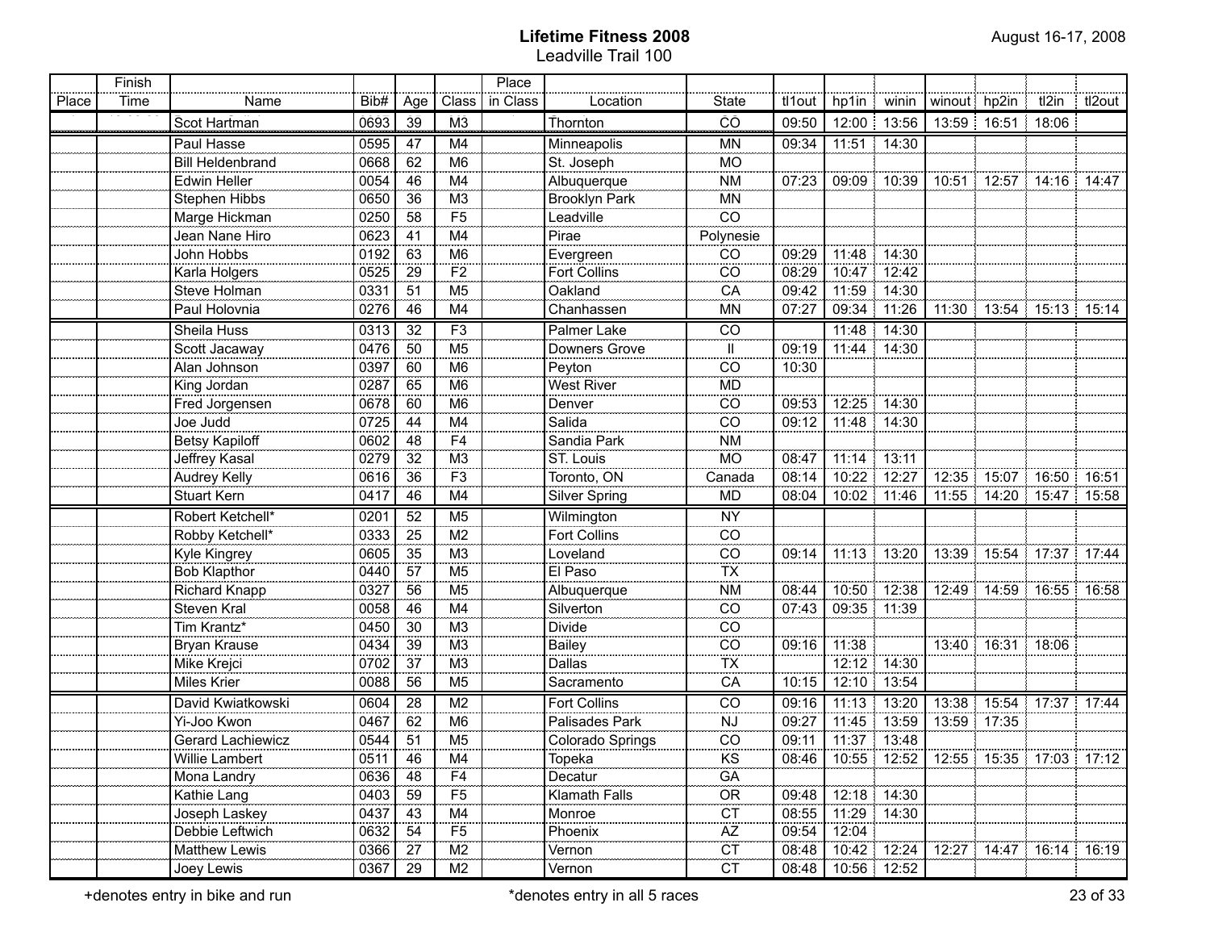# Lifetime Fitness 2008

## Leadville Trail 100

August 16-17, 2008

| Place | Finish Time | Name | Bib# | Age | Class | Place in Class | Location | State | tl1out | hp1in | winin | winout | hp2in | tl2in | tl2out |
|---|---|---|---|---|---|---|---|---|---|---|---|---|---|---|---|
| | | Scot Hartman | 0693 | 39 | M3 | | Thornton | CO | 09:50 | 12:00 | 13:56 | 13:59 | 16:51 | 18:06 | |
| | | Paul Hasse | 0595 | 47 | M4 | | Minneapolis | MN | 09:34 | 11:51 | 14:30 | | | | |
| | | Bill Heldenbrand | 0668 | 62 | M6 | | St. Joseph | MO | | | | | | | |
| | | Edwin Heller | 0054 | 46 | M4 | | Albuquerque | NM | 07:23 | 09:09 | 10:39 | 10:51 | 12:57 | 14:16 | 14:47 |
| | | Stephen Hibbs | 0650 | 36 | M3 | | Brooklyn Park | MN | | | | | | | |
| | | Marge Hickman | 0250 | 58 | F5 | | Leadville | CO | | | | | | | |
| | | Jean Nane Hiro | 0623 | 41 | M4 | | Pirae | Polynesie | | | | | | | |
| | | John Hobbs | 0192 | 63 | M6 | | Evergreen | CO | 09:29 | 11:48 | 14:30 | | | | |
| | | Karla Holgers | 0525 | 29 | F2 | | Fort Collins | CO | 08:29 | 10:47 | 12:42 | | | | |
| | | Steve Holman | 0331 | 51 | M5 | | Oakland | CA | 09:42 | 11:59 | 14:30 | | | | |
| | | Paul Holovnia | 0276 | 46 | M4 | | Chanhassen | MN | 07:27 | 09:34 | 11:26 | 11:30 | 13:54 | 15:13 | 15:14 |
| | | Sheila Huss | 0313 | 32 | F3 | | Palmer Lake | CO | | 11:48 | 14:30 | | | | |
| | | Scott Jacaway | 0476 | 50 | M5 | | Downers Grove | Il | 09:19 | 11:44 | 14:30 | | | | |
| | | Alan Johnson | 0397 | 60 | M6 | | Peyton | CO | 10:30 | | | | | | |
| | | King Jordan | 0287 | 65 | M6 | | West River | MD | | | | | | | |
| | | Fred Jorgensen | 0678 | 60 | M6 | | Denver | CO | 09:53 | 12:25 | 14:30 | | | | |
| | | Joe Judd | 0725 | 44 | M4 | | Salida | CO | 09:12 | 11:48 | 14:30 | | | | |
| | | Betsy Kapiloff | 0602 | 48 | F4 | | Sandia Park | NM | | | | | | | |
| | | Jeffrey Kasal | 0279 | 32 | M3 | | ST. Louis | MO | 08:47 | 11:14 | 13:11 | | | | |
| | | Audrey Kelly | 0616 | 36 | F3 | | Toronto, ON | Canada | 08:14 | 10:22 | 12:27 | 12:35 | 15:07 | 16:50 | 16:51 |
| | | Stuart Kern | 0417 | 46 | M4 | | Silver Spring | MD | 08:04 | 10:02 | 11:46 | 11:55 | 14:20 | 15:47 | 15:58 |
| | | Robert Ketchell* | 0201 | 52 | M5 | | Wilmington | NY | | | | | | | |
| | | Robby Ketchell* | 0333 | 25 | M2 | | Fort Collins | CO | | | | | | | |
| | | Kyle Kingrey | 0605 | 35 | M3 | | Loveland | CO | 09:14 | 11:13 | 13:20 | 13:39 | 15:54 | 17:37 | 17:44 |
| | | Bob Klapthor | 0440 | 57 | M5 | | El Paso | TX | | | | | | | |
| | | Richard Knapp | 0327 | 56 | M5 | | Albuquerque | NM | 08:44 | 10:50 | 12:38 | 12:49 | 14:59 | 16:55 | 16:58 |
| | | Steven Kral | 0058 | 46 | M4 | | Silverton | CO | 07:43 | 09:35 | 11:39 | | | | |
| | | Tim Krantz* | 0450 | 30 | M3 | | Divide | CO | | | | | | | |
| | | Bryan Krause | 0434 | 39 | M3 | | Bailey | CO | 09:16 | 11:38 | | 13:40 | 16:31 | 18:06 | |
| | | Mike Krejci | 0702 | 37 | M3 | | Dallas | TX | | 12:12 | 14:30 | | | | |
| | | Miles Krier | 0088 | 56 | M5 | | Sacramento | CA | 10:15 | 12:10 | 13:54 | | | | |
| | | David Kwiatkowski | 0604 | 28 | M2 | | Fort Collins | CO | 09:16 | 11:13 | 13:20 | 13:38 | 15:54 | 17:37 | 17:44 |
| | | Yi-Joo Kwon | 0467 | 62 | M6 | | Palisades Park | NJ | 09:27 | 11:45 | 13:59 | 13:59 | 17:35 | | |
| | | Gerard Lachiewicz | 0544 | 51 | M5 | | Colorado Springs | CO | 09:11 | 11:37 | 13:48 | | | | |
| | | Willie Lambert | 0511 | 46 | M4 | | Topeka | KS | 08:46 | 10:55 | 12:52 | 12:55 | 15:35 | 17:03 | 17:12 |
| | | Mona Landry | 0636 | 48 | F4 | | Decatur | GA | | | | | | | |
| | | Kathie Lang | 0403 | 59 | F5 | | Klamath Falls | OR | 09:48 | 12:18 | 14:30 | | | | |
| | | Joseph Laskey | 0437 | 43 | M4 | | Monroe | CT | 08:55 | 11:29 | 14:30 | | | | |
| | | Debbie Leftwich | 0632 | 54 | F5 | | Phoenix | AZ | 09:54 | 12:04 | | | | | |
| | | Matthew Lewis | 0366 | 27 | M2 | | Vernon | CT | 08:48 | 10:42 | 12:24 | 12:27 | 14:47 | 16:14 | 16:19 |
| | | Joey Lewis | 0367 | 29 | M2 | | Vernon | CT | 08:48 | 10:56 | 12:52 | | | | |

+denotes entry in bike and run

*denotes entry in all 5 races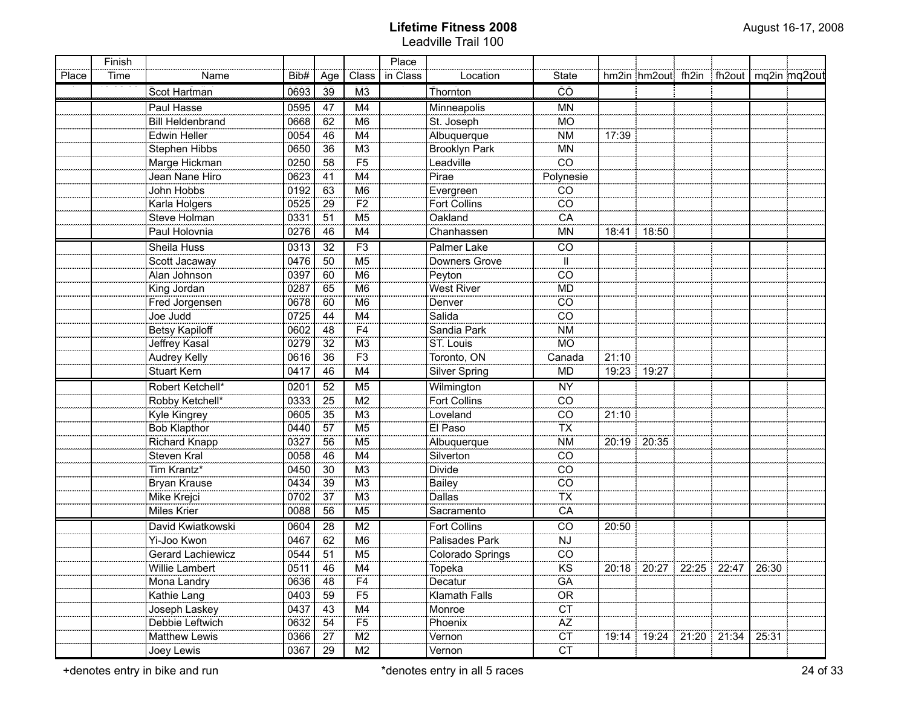**Lifetime Fitness 2008**
Leadville Trail 100

August 16-17, 2008

| Place | Finish Time | Name | Bib# | Age | Class | Place in Class | Location | State | hm2in | hm2out | fh2in | fh2out | mq2in | mq2out |
|---|---|---|---|---|---|---|---|---|---|---|---|---|---|---|
| | | Scot Hartman | 0693 | 39 | M3 | | Thornton | CO | | | | | | |
| | | Paul Hasse | 0595 | 47 | M4 | | Minneapolis | MN | | | | | | |
| | | Bill Heldenbrand | 0668 | 62 | M6 | | St. Joseph | MO | | | | | | |
| | | Edwin Heller | 0054 | 46 | M4 | | Albuquerque | NM | 17:39 | | | | | |
| | | Stephen Hibbs | 0650 | 36 | M3 | | Brooklyn Park | MN | | | | | | |
| | | Marge Hickman | 0250 | 58 | F5 | | Leadville | CO | | | | | | |
| | | Jean Nane Hiro | 0623 | 41 | M4 | | Pirae | Polynesie | | | | | | |
| | | John Hobbs | 0192 | 63 | M6 | | Evergreen | CO | | | | | | |
| | | Karla Holgers | 0525 | 29 | F2 | | Fort Collins | CO | | | | | | |
| | | Steve Holman | 0331 | 51 | M5 | | Oakland | CA | | | | | | |
| | | Paul Holovnia | 0276 | 46 | M4 | | Chanhassen | MN | 18:41 | 18:50 | | | | |
| | | Sheila Huss | 0313 | 32 | F3 | | Palmer Lake | CO | | | | | | |
| | | Scott Jacaway | 0476 | 50 | M5 | | Downers Grove | Il | | | | | | |
| | | Alan Johnson | 0397 | 60 | M6 | | Peyton | CO | | | | | | |
| | | King Jordan | 0287 | 65 | M6 | | West River | MD | | | | | | |
| | | Fred Jorgensen | 0678 | 60 | M6 | | Denver | CO | | | | | | |
| | | Joe Judd | 0725 | 44 | M4 | | Salida | CO | | | | | | |
| | | Betsy Kapiloff | 0602 | 48 | F4 | | Sandia Park | NM | | | | | | |
| | | Jeffrey Kasal | 0279 | 32 | M3 | | ST. Louis | MO | | | | | | |
| | | Audrey Kelly | 0616 | 36 | F3 | | Toronto, ON | Canada | 21:10 | | | | | |
| | | Stuart Kern | 0417 | 46 | M4 | | Silver Spring | MD | 19:23 | 19:27 | | | | |
| | | Robert Ketchell* | 0201 | 52 | M5 | | Wilmington | NY | | | | | | |
| | | Robby Ketchell* | 0333 | 25 | M2 | | Fort Collins | CO | | | | | | |
| | | Kyle Kingrey | 0605 | 35 | M3 | | Loveland | CO | 21:10 | | | | | |
| | | Bob Klapthor | 0440 | 57 | M5 | | El Paso | TX | | | | | | |
| | | Richard Knapp | 0327 | 56 | M5 | | Albuquerque | NM | 20:19 | 20:35 | | | | |
| | | Steven Kral | 0058 | 46 | M4 | | Silverton | CO | | | | | | |
| | | Tim Krantz* | 0450 | 30 | M3 | | Divide | CO | | | | | | |
| | | Bryan Krause | 0434 | 39 | M3 | | Bailey | CO | | | | | | |
| | | Mike Krejci | 0702 | 37 | M3 | | Dallas | TX | | | | | | |
| | | Miles Krier | 0088 | 56 | M5 | | Sacramento | CA | | | | | | |
| | | David Kwiatkowski | 0604 | 28 | M2 | | Fort Collins | CO | 20:50 | | | | | |
| | | Yi-Joo Kwon | 0467 | 62 | M6 | | Palisades Park | NJ | | | | | | |
| | | Gerard Lachiewicz | 0544 | 51 | M5 | | Colorado Springs | CO | | | | | | |
| | | Willie Lambert | 0511 | 46 | M4 | | Topeka | KS | 20:18 | 20:27 | 22:25 | 22:47 | 26:30 | |
| | | Mona Landry | 0636 | 48 | F4 | | Decatur | GA | | | | | | |
| | | Kathie Lang | 0403 | 59 | F5 | | Klamath Falls | OR | | | | | | |
| | | Joseph Laskey | 0437 | 43 | M4 | | Monroe | CT | | | | | | |
| | | Debbie Leftwich | 0632 | 54 | F5 | | Phoenix | AZ | | | | | | |
| | | Matthew Lewis | 0366 | 27 | M2 | | Vernon | CT | 19:14 | 19:24 | 21:20 | 21:34 | 25:31 | |
| | | Joey Lewis | 0367 | 29 | M2 | | Vernon | CT | | | | | | |

+denotes entry in bike and run

*denotes entry in all 5 races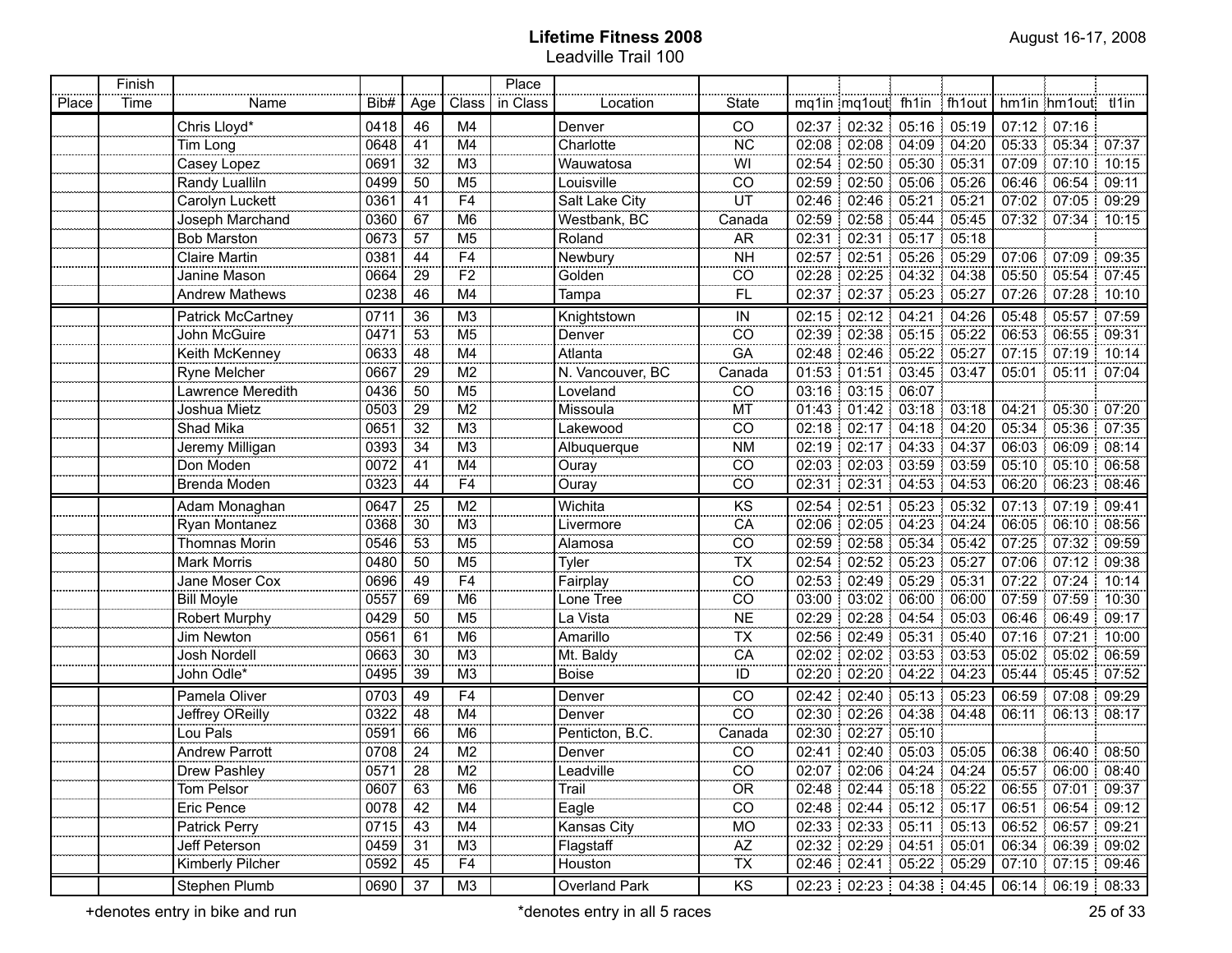**Lifetime Fitness 2008**
Leadville Trail 100

August 16-17, 2008

| Place | Finish Time | Name | Bib# | Age | Class | Place in Class | Location | State | mq1in | mq1out | fh1in | fh1out | hm1in | hm1out | tl1in |
|---|---|---|---|---|---|---|---|---|---|---|---|---|---|---|---|
| | | Chris Lloyd* | 0418 | 46 | M4 | | Denver | CO | 02:37 | 02:32 | 05:16 | 05:19 | 07:12 | 07:16 | |
| | | Tim Long | 0648 | 41 | M4 | | Charlotte | NC | 02:08 | 02:08 | 04:09 | 04:20 | 05:33 | 05:34 | 07:37 |
| | | Casey Lopez | 0691 | 32 | M3 | | Wauwatosa | WI | 02:54 | 02:50 | 05:30 | 05:31 | 07:09 | 07:10 | 10:15 |
| | | Randy Lualliln | 0499 | 50 | M5 | | Louisville | CO | 02:59 | 02:50 | 05:06 | 05:26 | 06:46 | 06:54 | 09:11 |
| | | Carolyn Luckett | 0361 | 41 | F4 | | Salt Lake City | UT | 02:46 | 02:46 | 05:21 | 05:21 | 07:02 | 07:05 | 09:29 |
| | | Joseph Marchand | 0360 | 67 | M6 | | Westbank, BC | Canada | 02:59 | 02:58 | 05:44 | 05:45 | 07:32 | 07:34 | 10:15 |
| | | Bob Marston | 0673 | 57 | M5 | | Roland | AR | 02:31 | 02:31 | 05:17 | 05:18 | | | |
| | | Claire Martin | 0381 | 44 | F4 | | Newbury | NH | 02:57 | 02:51 | 05:26 | 05:29 | 07:06 | 07:09 | 09:35 |
| | | Janine Mason | 0664 | 29 | F2 | | Golden | CO | 02:28 | 02:25 | 04:32 | 04:38 | 05:50 | 05:54 | 07:45 |
| | | Andrew Mathews | 0238 | 46 | M4 | | Tampa | FL | 02:37 | 02:37 | 05:23 | 05:27 | 07:26 | 07:28 | 10:10 |
| | | Patrick McCartney | 0711 | 36 | M3 | | Knightstown | IN | 02:15 | 02:12 | 04:21 | 04:26 | 05:48 | 05:57 | 07:59 |
| | | John McGuire | 0471 | 53 | M5 | | Denver | CO | 02:39 | 02:38 | 05:15 | 05:22 | 06:53 | 06:55 | 09:31 |
| | | Keith McKenney | 0633 | 48 | M4 | | Atlanta | GA | 02:48 | 02:46 | 05:22 | 05:27 | 07:15 | 07:19 | 10:14 |
| | | Ryne Melcher | 0667 | 29 | M2 | | N. Vancouver, BC | Canada | 01:53 | 01:51 | 03:45 | 03:47 | 05:01 | 05:11 | 07:04 |
| | | Lawrence Meredith | 0436 | 50 | M5 | | Loveland | CO | 03:16 | 03:15 | 06:07 | | | | |
| | | Joshua Mietz | 0503 | 29 | M2 | | Missoula | MT | 01:43 | 01:42 | 03:18 | 03:18 | 04:21 | 05:30 | 07:20 |
| | | Shad Mika | 0651 | 32 | M3 | | Lakewood | CO | 02:18 | 02:17 | 04:18 | 04:20 | 05:34 | 05:36 | 07:35 |
| | | Jeremy Milligan | 0393 | 34 | M3 | | Albuquerque | NM | 02:19 | 02:17 | 04:33 | 04:37 | 06:03 | 06:09 | 08:14 |
| | | Don Moden | 0072 | 41 | M4 | | Ouray | CO | 02:03 | 02:03 | 03:59 | 03:59 | 05:10 | 05:10 | 06:58 |
| | | Brenda Moden | 0323 | 44 | F4 | | Ouray | CO | 02:31 | 02:31 | 04:53 | 04:53 | 06:20 | 06:23 | 08:46 |
| | | Adam Monaghan | 0647 | 25 | M2 | | Wichita | KS | 02:54 | 02:51 | 05:23 | 05:32 | 07:13 | 07:19 | 09:41 |
| | | Ryan Montanez | 0368 | 30 | M3 | | Livermore | CA | 02:06 | 02:05 | 04:23 | 04:24 | 06:05 | 06:10 | 08:56 |
| | | Thomnas Morin | 0546 | 53 | M5 | | Alamosa | CO | 02:59 | 02:58 | 05:34 | 05:42 | 07:25 | 07:32 | 09:59 |
| | | Mark Morris | 0480 | 50 | M5 | | Tyler | TX | 02:54 | 02:52 | 05:23 | 05:27 | 07:06 | 07:12 | 09:38 |
| | | Jane Moser Cox | 0696 | 49 | F4 | | Fairplay | CO | 02:53 | 02:49 | 05:29 | 05:31 | 07:22 | 07:24 | 10:14 |
| | | Bill Moyle | 0557 | 69 | M6 | | Lone Tree | CO | 03:00 | 03:02 | 06:00 | 06:00 | 07:59 | 07:59 | 10:30 |
| | | Robert Murphy | 0429 | 50 | M5 | | La Vista | NE | 02:29 | 02:28 | 04:54 | 05:03 | 06:46 | 06:49 | 09:17 |
| | | Jim Newton | 0561 | 61 | M6 | | Amarillo | TX | 02:56 | 02:49 | 05:31 | 05:40 | 07:16 | 07:21 | 10:00 |
| | | Josh Nordell | 0663 | 30 | M3 | | Mt. Baldy | CA | 02:02 | 02:02 | 03:53 | 03:53 | 05:02 | 05:02 | 06:59 |
| | | John Odle* | 0495 | 39 | M3 | | Boise | ID | 02:20 | 02:20 | 04:22 | 04:23 | 05:44 | 05:45 | 07:52 |
| | | Pamela Oliver | 0703 | 49 | F4 | | Denver | CO | 02:42 | 02:40 | 05:13 | 05:23 | 06:59 | 07:08 | 09:29 |
| | | Jeffrey OReilly | 0322 | 48 | M4 | | Denver | CO | 02:30 | 02:26 | 04:38 | 04:48 | 06:11 | 06:13 | 08:17 |
| | | Lou Pals | 0591 | 66 | M6 | | Penticton, B.C. | Canada | 02:30 | 02:27 | 05:10 | | | | |
| | | Andrew Parrott | 0708 | 24 | M2 | | Denver | CO | 02:41 | 02:40 | 05:03 | 05:05 | 06:38 | 06:40 | 08:50 |
| | | Drew Pashley | 0571 | 28 | M2 | | Leadville | CO | 02:07 | 02:06 | 04:24 | 04:24 | 05:57 | 06:00 | 08:40 |
| | | Tom Pelsor | 0607 | 63 | M6 | | Trail | OR | 02:48 | 02:44 | 05:18 | 05:22 | 06:55 | 07:01 | 09:37 |
| | | Eric Pence | 0078 | 42 | M4 | | Eagle | CO | 02:48 | 02:44 | 05:12 | 05:17 | 06:51 | 06:54 | 09:12 |
| | | Patrick Perry | 0715 | 43 | M4 | | Kansas City | MO | 02:33 | 02:33 | 05:11 | 05:13 | 06:52 | 06:57 | 09:21 |
| | | Jeff Peterson | 0459 | 31 | M3 | | Flagstaff | AZ | 02:32 | 02:29 | 04:51 | 05:01 | 06:34 | 06:39 | 09:02 |
| | | Kimberly Pilcher | 0592 | 45 | F4 | | Houston | TX | 02:46 | 02:41 | 05:22 | 05:29 | 07:10 | 07:15 | 09:46 |
| | | Stephen Plumb | 0690 | 37 | M3 | | Overland Park | KS | 02:23 | 02:23 | 04:38 | 04:45 | 06:14 | 06:19 | 08:33 |

+denotes entry in bike and run

*denotes entry in all 5 races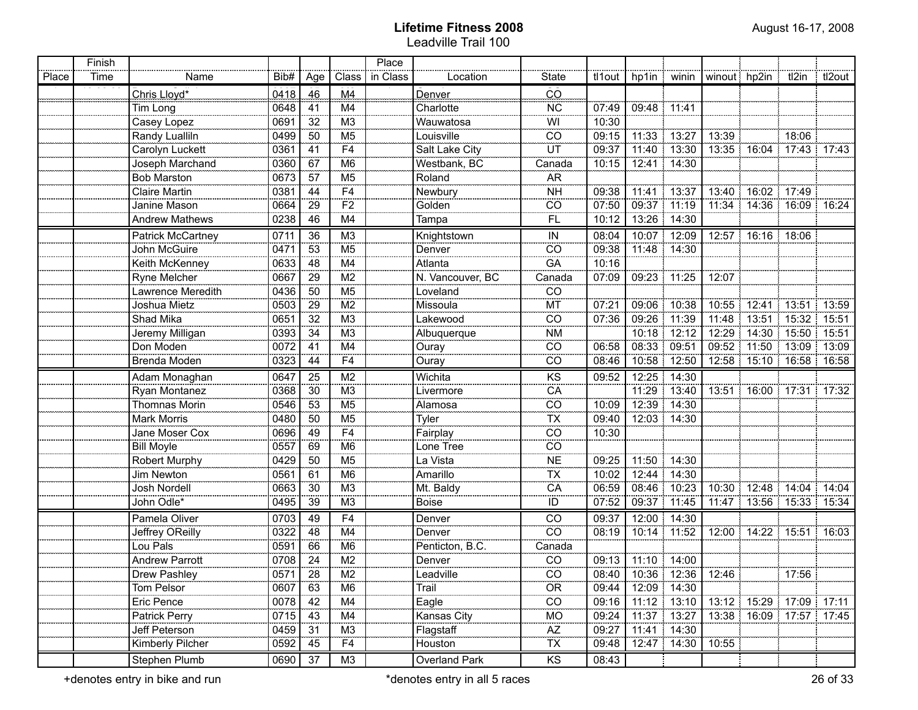**Lifetime Fitness 2008**

Leadville Trail 100

August 16-17, 2008

| Place | Finish Time | Name | Bib# | Age | Class | Place in Class | Location | State | tl1out | hp1in | winin | winout | hp2in | tl2in | tl2out |
|---|---|---|---|---|---|---|---|---|---|---|---|---|---|---|---|
| | | Chris Lloyd* | 0418 | 46 | M4 | | Denver | CO | | | | | | | |
| | | Tim Long | 0648 | 41 | M4 | | Charlotte | NC | 07:49 | 09:48 | 11:41 | | | | |
| | | Casey Lopez | 0691 | 32 | M3 | | Wauwatosa | WI | 10:30 | | | | | | |
| | | Randy Lualliln | 0499 | 50 | M5 | | Louisville | CO | 09:15 | 11:33 | 13:27 | 13:39 | | 18:06 | |
| | | Carolyn Luckett | 0361 | 41 | F4 | | Salt Lake City | UT | 09:37 | 11:40 | 13:30 | 13:35 | 16:04 | 17:43 | 17:43 |
| | | Joseph Marchand | 0360 | 67 | M6 | | Westbank, BC | Canada | 10:15 | 12:41 | 14:30 | | | | |
| | | Bob Marston | 0673 | 57 | M5 | | Roland | AR | | | | | | | |
| | | Claire Martin | 0381 | 44 | F4 | | Newbury | NH | 09:38 | 11:41 | 13:37 | 13:40 | 16:02 | 17:49 | |
| | | Janine Mason | 0664 | 29 | F2 | | Golden | CO | 07:50 | 09:37 | 11:19 | 11:34 | 14:36 | 16:09 | 16:24 |
| | | Andrew Mathews | 0238 | 46 | M4 | | Tampa | FL | 10:12 | 13:26 | 14:30 | | | | |
| | | Patrick McCartney | 0711 | 36 | M3 | | Knightstown | IN | 08:04 | 10:07 | 12:09 | 12:57 | 16:16 | 18:06 | |
| | | John McGuire | 0471 | 53 | M5 | | Denver | CO | 09:38 | 11:48 | 14:30 | | | | |
| | | Keith McKenney | 0633 | 48 | M4 | | Atlanta | GA | 10:16 | | | | | | |
| | | Ryne Melcher | 0667 | 29 | M2 | | N. Vancouver, BC | Canada | 07:09 | 09:23 | 11:25 | 12:07 | | | |
| | | Lawrence Meredith | 0436 | 50 | M5 | | Loveland | CO | | | | | | | |
| | | Joshua Mietz | 0503 | 29 | M2 | | Missoula | MT | 07:21 | 09:06 | 10:38 | 10:55 | 12:41 | 13:51 | 13:59 |
| | | Shad Mika | 0651 | 32 | M3 | | Lakewood | CO | 07:36 | 09:26 | 11:39 | 11:48 | 13:51 | 15:32 | 15:51 |
| | | Jeremy Milligan | 0393 | 34 | M3 | | Albuquerque | NM | | 10:18 | 12:12 | 12:29 | 14:30 | 15:50 | 15:51 |
| | | Don Moden | 0072 | 41 | M4 | | Ouray | CO | 06:58 | 08:33 | 09:51 | 09:52 | 11:50 | 13:09 | 13:09 |
| | | Brenda Moden | 0323 | 44 | F4 | | Ouray | CO | 08:46 | 10:58 | 12:50 | 12:58 | 15:10 | 16:58 | 16:58 |
| | | Adam Monaghan | 0647 | 25 | M2 | | Wichita | KS | 09:52 | 12:25 | 14:30 | | | | |
| | | Ryan Montanez | 0368 | 30 | M3 | | Livermore | CA | | 11:29 | 13:40 | 13:51 | 16:00 | 17:31 | 17:32 |
| | | Thomnas Morin | 0546 | 53 | M5 | | Alamosa | CO | 10:09 | 12:39 | 14:30 | | | | |
| | | Mark Morris | 0480 | 50 | M5 | | Tyler | TX | 09:40 | 12:03 | 14:30 | | | | |
| | | Jane Moser Cox | 0696 | 49 | F4 | | Fairplay | CO | 10:30 | | | | | | |
| | | Bill Moyle | 0557 | 69 | M6 | | Lone Tree | CO | | | | | | | |
| | | Robert Murphy | 0429 | 50 | M5 | | La Vista | NE | 09:25 | 11:50 | 14:30 | | | | |
| | | Jim Newton | 0561 | 61 | M6 | | Amarillo | TX | 10:02 | 12:44 | 14:30 | | | | |
| | | Josh Nordell | 0663 | 30 | M3 | | Mt. Baldy | CA | 06:59 | 08:46 | 10:23 | 10:30 | 12:48 | 14:04 | 14:04 |
| | | John Odle* | 0495 | 39 | M3 | | Boise | ID | 07:52 | 09:37 | 11:45 | 11:47 | 13:56 | 15:33 | 15:34 |
| | | Pamela Oliver | 0703 | 49 | F4 | | Denver | CO | 09:37 | 12:00 | 14:30 | | | | |
| | | Jeffrey OReilly | 0322 | 48 | M4 | | Denver | CO | 08:19 | 10:14 | 11:52 | 12:00 | 14:22 | 15:51 | 16:03 |
| | | Lou Pals | 0591 | 66 | M6 | | Penticton, B.C. | Canada | | | | | | | |
| | | Andrew Parrott | 0708 | 24 | M2 | | Denver | CO | 09:13 | 11:10 | 14:00 | | | | |
| | | Drew Pashley | 0571 | 28 | M2 | | Leadville | CO | 08:40 | 10:36 | 12:36 | 12:46 | | 17:56 | |
| | | Tom Pelsor | 0607 | 63 | M6 | | Trail | OR | 09:44 | 12:09 | 14:30 | | | | |
| | | Eric Pence | 0078 | 42 | M4 | | Eagle | CO | 09:16 | 11:12 | 13:10 | 13:12 | 15:29 | 17:09 | 17:11 |
| | | Patrick Perry | 0715 | 43 | M4 | | Kansas City | MO | 09:24 | 11:37 | 13:27 | 13:38 | 16:09 | 17:57 | 17:45 |
| | | Jeff Peterson | 0459 | 31 | M3 | | Flagstaff | AZ | 09:27 | 11:41 | 14:30 | | | | |
| | | Kimberly Pilcher | 0592 | 45 | F4 | | Houston | TX | 09:48 | 12:47 | 14:30 | 10:55 | | | |
| | | Stephen Plumb | 0690 | 37 | M3 | | Overland Park | KS | 08:43 | | | | | | |

+denotes entry in bike and run

*denotes entry in all 5 races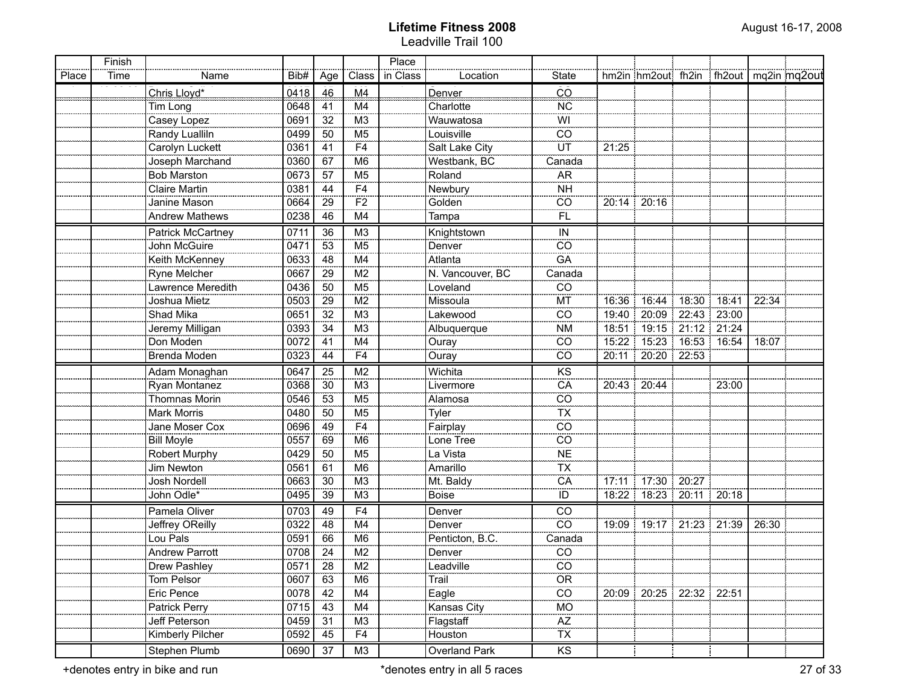# Lifetime Fitness 2008

Leadville Trail 100

August 16-17, 2008

| Place | Finish Time | Name | Bib# | Age | Class | Place in Class | Location | State | hm2in | hm2out | fh2in | fh2out | mq2in | mq2out |
|---|---|---|---|---|---|---|---|---|---|---|---|---|---|---|
| | | Chris Lloyd* | 0418 | 46 | M4 | | Denver | CO | | | | | | |
| | | Tim Long | 0648 | 41 | M4 | | Charlotte | NC | | | | | | |
| | | Casey Lopez | 0691 | 32 | M3 | | Wauwatosa | WI | | | | | | |
| | | Randy Lualliln | 0499 | 50 | M5 | | Louisville | CO | | | | | | |
| | | Carolyn Luckett | 0361 | 41 | F4 | | Salt Lake City | UT | 21:25 | | | | | |
| | | Joseph Marchand | 0360 | 67 | M6 | | Westbank, BC | Canada | | | | | | |
| | | Bob Marston | 0673 | 57 | M5 | | Roland | AR | | | | | | |
| | | Claire Martin | 0381 | 44 | F4 | | Newbury | NH | | | | | | |
| | | Janine Mason | 0664 | 29 | F2 | | Golden | CO | 20:14 | 20:16 | | | | |
| | | Andrew Mathews | 0238 | 46 | M4 | | Tampa | FL | | | | | | |
| | | Patrick McCartney | 0711 | 36 | M3 | | Knightstown | IN | | | | | | |
| | | John McGuire | 0471 | 53 | M5 | | Denver | CO | | | | | | |
| | | Keith McKenney | 0633 | 48 | M4 | | Atlanta | GA | | | | | | |
| | | Ryne Melcher | 0667 | 29 | M2 | | N. Vancouver, BC | Canada | | | | | | |
| | | Lawrence Meredith | 0436 | 50 | M5 | | Loveland | CO | | | | | | |
| | | Joshua Mietz | 0503 | 29 | M2 | | Missoula | MT | 16:36 | 16:44 | 18:30 | 18:41 | 22:34 | |
| | | Shad Mika | 0651 | 32 | M3 | | Lakewood | CO | 19:40 | 20:09 | 22:43 | 23:00 | | |
| | | Jeremy Milligan | 0393 | 34 | M3 | | Albuquerque | NM | 18:51 | 19:15 | 21:12 | 21:24 | | |
| | | Don Moden | 0072 | 41 | M4 | | Ouray | CO | 15:22 | 15:23 | 16:53 | 16:54 | 18:07 | |
| | | Brenda Moden | 0323 | 44 | F4 | | Ouray | CO | 20:11 | 20:20 | 22:53 | | | |
| | | Adam Monaghan | 0647 | 25 | M2 | | Wichita | KS | | | | | | |
| | | Ryan Montanez | 0368 | 30 | M3 | | Livermore | CA | 20:43 | 20:44 | | 23:00 | | |
| | | Thomnas Morin | 0546 | 53 | M5 | | Alamosa | CO | | | | | | |
| | | Mark Morris | 0480 | 50 | M5 | | Tyler | TX | | | | | | |
| | | Jane Moser Cox | 0696 | 49 | F4 | | Fairplay | CO | | | | | | |
| | | Bill Moyle | 0557 | 69 | M6 | | Lone Tree | CO | | | | | | |
| | | Robert Murphy | 0429 | 50 | M5 | | La Vista | NE | | | | | | |
| | | Jim Newton | 0561 | 61 | M6 | | Amarillo | TX | | | | | | |
| | | Josh Nordell | 0663 | 30 | M3 | | Mt. Baldy | CA | 17:11 | 17:30 | 20:27 | | | |
| | | John Odle* | 0495 | 39 | M3 | | Boise | ID | 18:22 | 18:23 | 20:11 | 20:18 | | |
| | | Pamela Oliver | 0703 | 49 | F4 | | Denver | CO | | | | | | |
| | | Jeffrey OReilly | 0322 | 48 | M4 | | Denver | CO | 19:09 | 19:17 | 21:23 | 21:39 | 26:30 | |
| | | Lou Pals | 0591 | 66 | M6 | | Penticton, B.C. | Canada | | | | | | |
| | | Andrew Parrott | 0708 | 24 | M2 | | Denver | CO | | | | | | |
| | | Drew Pashley | 0571 | 28 | M2 | | Leadville | CO | | | | | | |
| | | Tom Pelsor | 0607 | 63 | M6 | | Trail | OR | | | | | | |
| | | Eric Pence | 0078 | 42 | M4 | | Eagle | CO | 20:09 | 20:25 | 22:32 | 22:51 | | |
| | | Patrick Perry | 0715 | 43 | M4 | | Kansas City | MO | | | | | | |
| | | Jeff Peterson | 0459 | 31 | M3 | | Flagstaff | AZ | | | | | | |
| | | Kimberly Pilcher | 0592 | 45 | F4 | | Houston | TX | | | | | | |
| | | Stephen Plumb | 0690 | 37 | M3 | | Overland Park | KS | | | | | | |

+denotes entry in bike and run

*denotes entry in all 5 races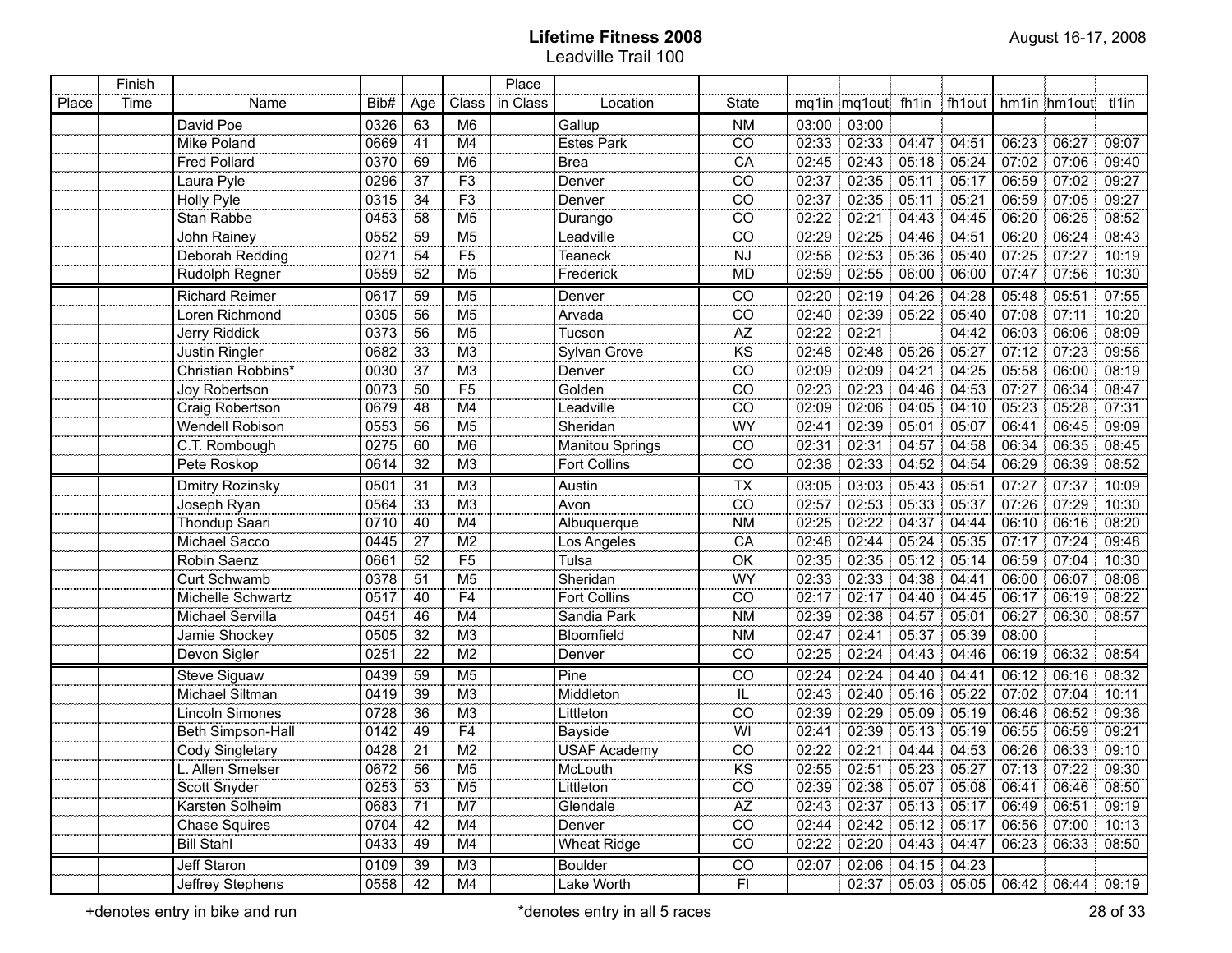**Lifetime Fitness 2008**
Leadville Trail 100

August 16-17, 2008

| Place | Finish Time | Name | Bib# | Age | Class | Place in Class | Location | State | mq1in | mq1out | fh1in | fh1out | hm1in | hm1out | tl1in |
|---|---|---|---|---|---|---|---|---|---|---|---|---|---|---|---|
| | | David Poe | 0326 | 63 | M6 | | Gallup | NM | 03:00 | 03:00 | | | | | |
| | | Mike Poland | 0669 | 41 | M4 | | Estes Park | CO | 02:33 | 02:33 | 04:47 | 04:51 | 06:23 | 06:27 | 09:07 |
| | | Fred Pollard | 0370 | 69 | M6 | | Brea | CA | 02:45 | 02:43 | 05:18 | 05:24 | 07:02 | 07:06 | 09:40 |
| | | Laura Pyle | 0296 | 37 | F3 | | Denver | CO | 02:37 | 02:35 | 05:11 | 05:17 | 06:59 | 07:02 | 09:27 |
| | | Holly Pyle | 0315 | 34 | F3 | | Denver | CO | 02:37 | 02:35 | 05:11 | 05:21 | 06:59 | 07:05 | 09:27 |
| | | Stan Rabbe | 0453 | 58 | M5 | | Durango | CO | 02:22 | 02:21 | 04:43 | 04:45 | 06:20 | 06:25 | 08:52 |
| | | John Rainey | 0552 | 59 | M5 | | Leadville | CO | 02:29 | 02:25 | 04:46 | 04:51 | 06:20 | 06:24 | 08:43 |
| | | Deborah Redding | 0271 | 54 | F5 | | Teaneck | NJ | 02:56 | 02:53 | 05:36 | 05:40 | 07:25 | 07:27 | 10:19 |
| | | Rudolph Regner | 0559 | 52 | M5 | | Frederick | MD | 02:59 | 02:55 | 06:00 | 06:00 | 07:47 | 07:56 | 10:30 |
| | | Richard Reimer | 0617 | 59 | M5 | | Denver | CO | 02:20 | 02:19 | 04:26 | 04:28 | 05:48 | 05:51 | 07:55 |
| | | Loren Richmond | 0305 | 56 | M5 | | Arvada | CO | 02:40 | 02:39 | 05:22 | 05:40 | 07:08 | 07:11 | 10:20 |
| | | Jerry Riddick | 0373 | 56 | M5 | | Tucson | AZ | 02:22 | 02:21 | | 04:42 | 06:03 | 06:06 | 08:09 |
| | | Justin Ringler | 0682 | 33 | M3 | | Sylvan Grove | KS | 02:48 | 02:48 | 05:26 | 05:27 | 07:12 | 07:23 | 09:56 |
| | | Christian Robbins* | 0030 | 37 | M3 | | Denver | CO | 02:09 | 02:09 | 04:21 | 04:25 | 05:58 | 06:00 | 08:19 |
| | | Joy Robertson | 0073 | 50 | F5 | | Golden | CO | 02:23 | 02:23 | 04:46 | 04:53 | 07:27 | 06:34 | 08:47 |
| | | Craig Robertson | 0679 | 48 | M4 | | Leadville | CO | 02:09 | 02:06 | 04:05 | 04:10 | 05:23 | 05:28 | 07:31 |
| | | Wendell Robison | 0553 | 56 | M5 | | Sheridan | WY | 02:41 | 02:39 | 05:01 | 05:07 | 06:41 | 06:45 | 09:09 |
| | | C.T. Rombough | 0275 | 60 | M6 | | Manitou Springs | CO | 02:31 | 02:31 | 04:57 | 04:58 | 06:34 | 06:35 | 08:45 |
| | | Pete Roskop | 0614 | 32 | M3 | | Fort Collins | CO | 02:38 | 02:33 | 04:52 | 04:54 | 06:29 | 06:39 | 08:52 |
| | | Dmitry Rozinsky | 0501 | 31 | M3 | | Austin | TX | 03:05 | 03:03 | 05:43 | 05:51 | 07:27 | 07:37 | 10:09 |
| | | Joseph Ryan | 0564 | 33 | M3 | | Avon | CO | 02:57 | 02:53 | 05:33 | 05:37 | 07:26 | 07:29 | 10:30 |
| | | Thondup Saari | 0710 | 40 | M4 | | Albuquerque | NM | 02:25 | 02:22 | 04:37 | 04:44 | 06:10 | 06:16 | 08:20 |
| | | Michael Sacco | 0445 | 27 | M2 | | Los Angeles | CA | 02:48 | 02:44 | 05:24 | 05:35 | 07:17 | 07:24 | 09:48 |
| | | Robin Saenz | 0661 | 52 | F5 | | Tulsa | OK | 02:35 | 02:35 | 05:12 | 05:14 | 06:59 | 07:04 | 10:30 |
| | | Curt Schwamb | 0378 | 51 | M5 | | Sheridan | WY | 02:33 | 02:33 | 04:38 | 04:41 | 06:00 | 06:07 | 08:08 |
| | | Michelle Schwartz | 0517 | 40 | F4 | | Fort Collins | CO | 02:17 | 02:17 | 04:40 | 04:45 | 06:17 | 06:19 | 08:22 |
| | | Michael Servilla | 0451 | 46 | M4 | | Sandia Park | NM | 02:39 | 02:38 | 04:57 | 05:01 | 06:27 | 06:30 | 08:57 |
| | | Jamie Shockey | 0505 | 32 | M3 | | Bloomfield | NM | 02:47 | 02:41 | 05:37 | 05:39 | 08:00 | | |
| | | Devon Sigler | 0251 | 22 | M2 | | Denver | CO | 02:25 | 02:24 | 04:43 | 04:46 | 06:19 | 06:32 | 08:54 |
| | | Steve Siguaw | 0439 | 59 | M5 | | Pine | CO | 02:24 | 02:24 | 04:40 | 04:41 | 06:12 | 06:16 | 08:32 |
| | | Michael Siltman | 0419 | 39 | M3 | | Middleton | IL | 02:43 | 02:40 | 05:16 | 05:22 | 07:02 | 07:04 | 10:11 |
| | | Lincoln Simones | 0728 | 36 | M3 | | Littleton | CO | 02:39 | 02:29 | 05:09 | 05:19 | 06:46 | 06:52 | 09:36 |
| | | Beth Simpson-Hall | 0142 | 49 | F4 | | Bayside | WI | 02:41 | 02:39 | 05:13 | 05:19 | 06:55 | 06:59 | 09:21 |
| | | Cody Singletary | 0428 | 21 | M2 | | USAF Academy | CO | 02:22 | 02:21 | 04:44 | 04:53 | 06:26 | 06:33 | 09:10 |
| | | L. Allen Smelser | 0672 | 56 | M5 | | McLouth | KS | 02:55 | 02:51 | 05:23 | 05:27 | 07:13 | 07:22 | 09:30 |
| | | Scott Snyder | 0253 | 53 | M5 | | Littleton | CO | 02:39 | 02:38 | 05:07 | 05:08 | 06:41 | 06:46 | 08:50 |
| | | Karsten Solheim | 0683 | 71 | M7 | | Glendale | AZ | 02:43 | 02:37 | 05:13 | 05:17 | 06:49 | 06:51 | 09:19 |
| | | Chase Squires | 0704 | 42 | M4 | | Denver | CO | 02:44 | 02:42 | 05:12 | 05:17 | 06:56 | 07:00 | 10:13 |
| | | Bill Stahl | 0433 | 49 | M4 | | Wheat Ridge | CO | 02:22 | 02:20 | 04:43 | 04:47 | 06:23 | 06:33 | 08:50 |
| | | Jeff Staron | 0109 | 39 | M3 | | Boulder | CO | 02:07 | 02:06 | 04:15 | 04:23 | | | |
| | | Jeffrey Stephens | 0558 | 42 | M4 | | Lake Worth | Fl | | 02:37 | 05:03 | 05:05 | 06:42 | 06:44 | 09:19 |

+denotes entry in bike and run

*denotes entry in all 5 races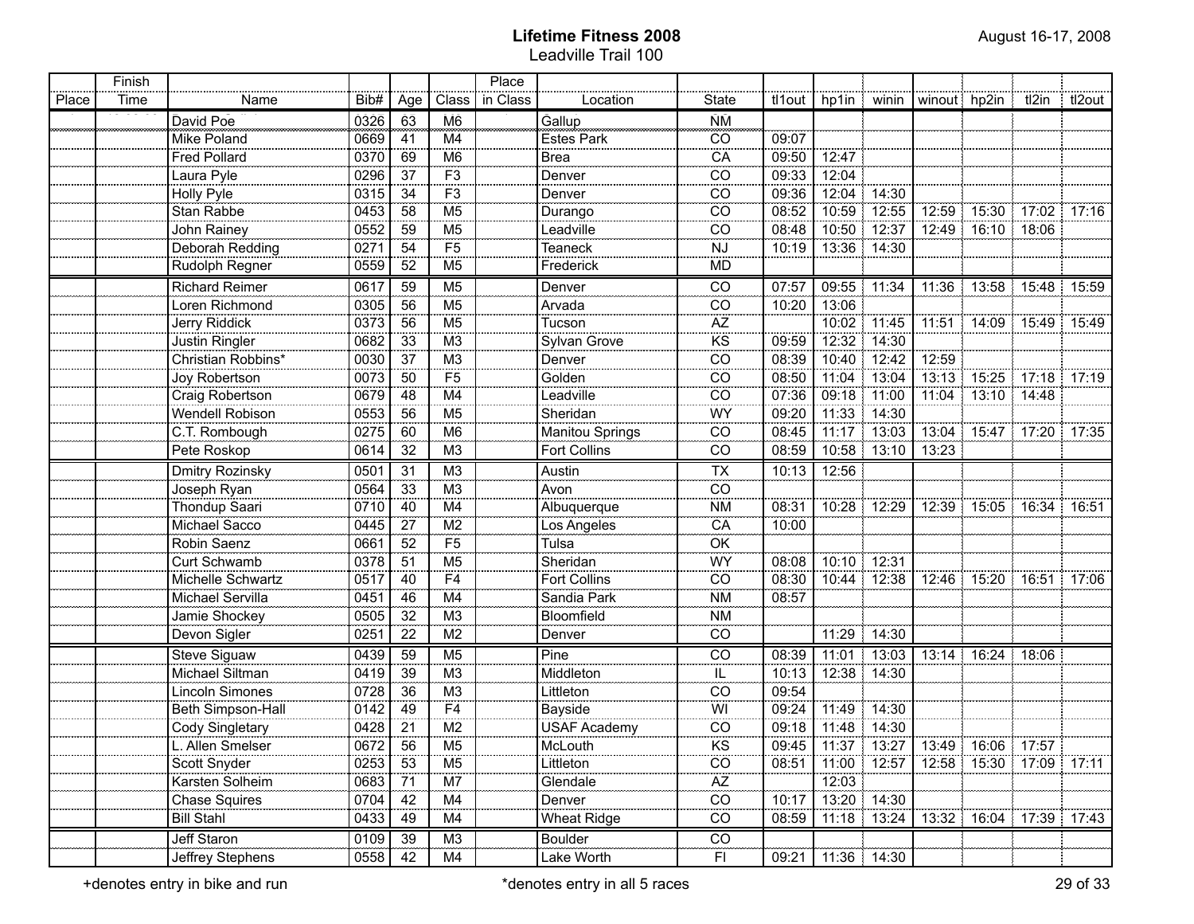# Lifetime Fitness 2008

## Leadville Trail 100

August 16-17, 2008

| Place | Finish Time | Name | Bib# | Age | Class | Place in Class | Location | State | tl1out | hp1in | winin | winout | hp2in | tl2in | tl2out |
|---|---|---|---|---|---|---|---|---|---|---|---|---|---|---|---|
| | | David Poe | 0326 | 63 | M6 | | Gallup | NM | | | | | | | |
| | | Mike Poland | 0669 | 41 | M4 | | Estes Park | CO | 09:07 | | | | | | |
| | | Fred Pollard | 0370 | 69 | M6 | | Brea | CA | 09:50 | 12:47 | | | | | |
| | | Laura Pyle | 0296 | 37 | F3 | | Denver | CO | 09:33 | 12:04 | | | | | |
| | | Holly Pyle | 0315 | 34 | F3 | | Denver | CO | 09:36 | 12:04 | 14:30 | | | | |
| | | Stan Rabbe | 0453 | 58 | M5 | | Durango | CO | 08:52 | 10:59 | 12:55 | 12:59 | 15:30 | 17:02 | 17:16 |
| | | John Rainey | 0552 | 59 | M5 | | Leadville | CO | 08:48 | 10:50 | 12:37 | 12:49 | 16:10 | 18:06 | |
| | | Deborah Redding | 0271 | 54 | F5 | | Teaneck | NJ | 10:19 | 13:36 | 14:30 | | | | |
| | | Rudolph Regner | 0559 | 52 | M5 | | Frederick | MD | | | | | | | |
| | | Richard Reimer | 0617 | 59 | M5 | | Denver | CO | 07:57 | 09:55 | 11:34 | 11:36 | 13:58 | 15:48 | 15:59 |
| | | Loren Richmond | 0305 | 56 | M5 | | Arvada | CO | 10:20 | 13:06 | | | | | |
| | | Jerry Riddick | 0373 | 56 | M5 | | Tucson | AZ | | 10:02 | 11:45 | 11:51 | 14:09 | 15:49 | 15:49 |
| | | Justin Ringler | 0682 | 33 | M3 | | Sylvan Grove | KS | 09:59 | 12:32 | 14:30 | | | | |
| | | Christian Robbins* | 0030 | 37 | M3 | | Denver | CO | 08:39 | 10:40 | 12:42 | 12:59 | | | |
| | | Joy Robertson | 0073 | 50 | F5 | | Golden | CO | 08:50 | 11:04 | 13:04 | 13:13 | 15:25 | 17:18 | 17:19 |
| | | Craig Robertson | 0679 | 48 | M4 | | Leadville | CO | 07:36 | 09:18 | 11:00 | 11:04 | 13:10 | 14:48 | |
| | | Wendell Robison | 0553 | 56 | M5 | | Sheridan | WY | 09:20 | 11:33 | 14:30 | | | | |
| | | C.T. Rombough | 0275 | 60 | M6 | | Manitou Springs | CO | 08:45 | 11:17 | 13:03 | 13:04 | 15:47 | 17:20 | 17:35 |
| | | Pete Roskop | 0614 | 32 | M3 | | Fort Collins | CO | 08:59 | 10:58 | 13:10 | 13:23 | | | |
| | | Dmitry Rozinsky | 0501 | 31 | M3 | | Austin | TX | 10:13 | 12:56 | | | | | |
| | | Joseph Ryan | 0564 | 33 | M3 | | Avon | CO | | | | | | | |
| | | Thondup Saari | 0710 | 40 | M4 | | Albuquerque | NM | 08:31 | 10:28 | 12:29 | 12:39 | 15:05 | 16:34 | 16:51 |
| | | Michael Sacco | 0445 | 27 | M2 | | Los Angeles | CA | 10:00 | | | | | | |
| | | Robin Saenz | 0661 | 52 | F5 | | Tulsa | OK | | | | | | | |
| | | Curt Schwamb | 0378 | 51 | M5 | | Sheridan | WY | 08:08 | 10:10 | 12:31 | | | | |
| | | Michelle Schwartz | 0517 | 40 | F4 | | Fort Collins | CO | 08:30 | 10:44 | 12:38 | 12:46 | 15:20 | 16:51 | 17:06 |
| | | Michael Servilla | 0451 | 46 | M4 | | Sandia Park | NM | 08:57 | | | | | | |
| | | Jamie Shockey | 0505 | 32 | M3 | | Bloomfield | NM | | | | | | | |
| | | Devon Sigler | 0251 | 22 | M2 | | Denver | CO | | 11:29 | 14:30 | | | | |
| | | Steve Siguaw | 0439 | 59 | M5 | | Pine | CO | 08:39 | 11:01 | 13:03 | 13:14 | 16:24 | 18:06 | |
| | | Michael Siltman | 0419 | 39 | M3 | | Middleton | IL | 10:13 | 12:38 | 14:30 | | | | |
| | | Lincoln Simones | 0728 | 36 | M3 | | Littleton | CO | 09:54 | | | | | | |
| | | Beth Simpson-Hall | 0142 | 49 | F4 | | Bayside | WI | 09:24 | 11:49 | 14:30 | | | | |
| | | Cody Singletary | 0428 | 21 | M2 | | USAF Academy | CO | 09:18 | 11:48 | 14:30 | | | | |
| | | L. Allen Smelser | 0672 | 56 | M5 | | McLouth | KS | 09:45 | 11:37 | 13:27 | 13:49 | 16:06 | 17:57 | |
| | | Scott Snyder | 0253 | 53 | M5 | | Littleton | CO | 08:51 | 11:00 | 12:57 | 12:58 | 15:30 | 17:09 | 17:11 |
| | | Karsten Solheim | 0683 | 71 | M7 | | Glendale | AZ | | 12:03 | | | | | |
| | | Chase Squires | 0704 | 42 | M4 | | Denver | CO | 10:17 | 13:20 | 14:30 | | | | |
| | | Bill Stahl | 0433 | 49 | M4 | | Wheat Ridge | CO | 08:59 | 11:18 | 13:24 | 13:32 | 16:04 | 17:39 | 17:43 |
| | | Jeff Staron | 0109 | 39 | M3 | | Boulder | CO | | | | | | | |
| | | Jeffrey Stephens | 0558 | 42 | M4 | | Lake Worth | Fl | 09:21 | 11:36 | 14:30 | | | | |

+denotes entry in bike and run

*denotes entry in all 5 races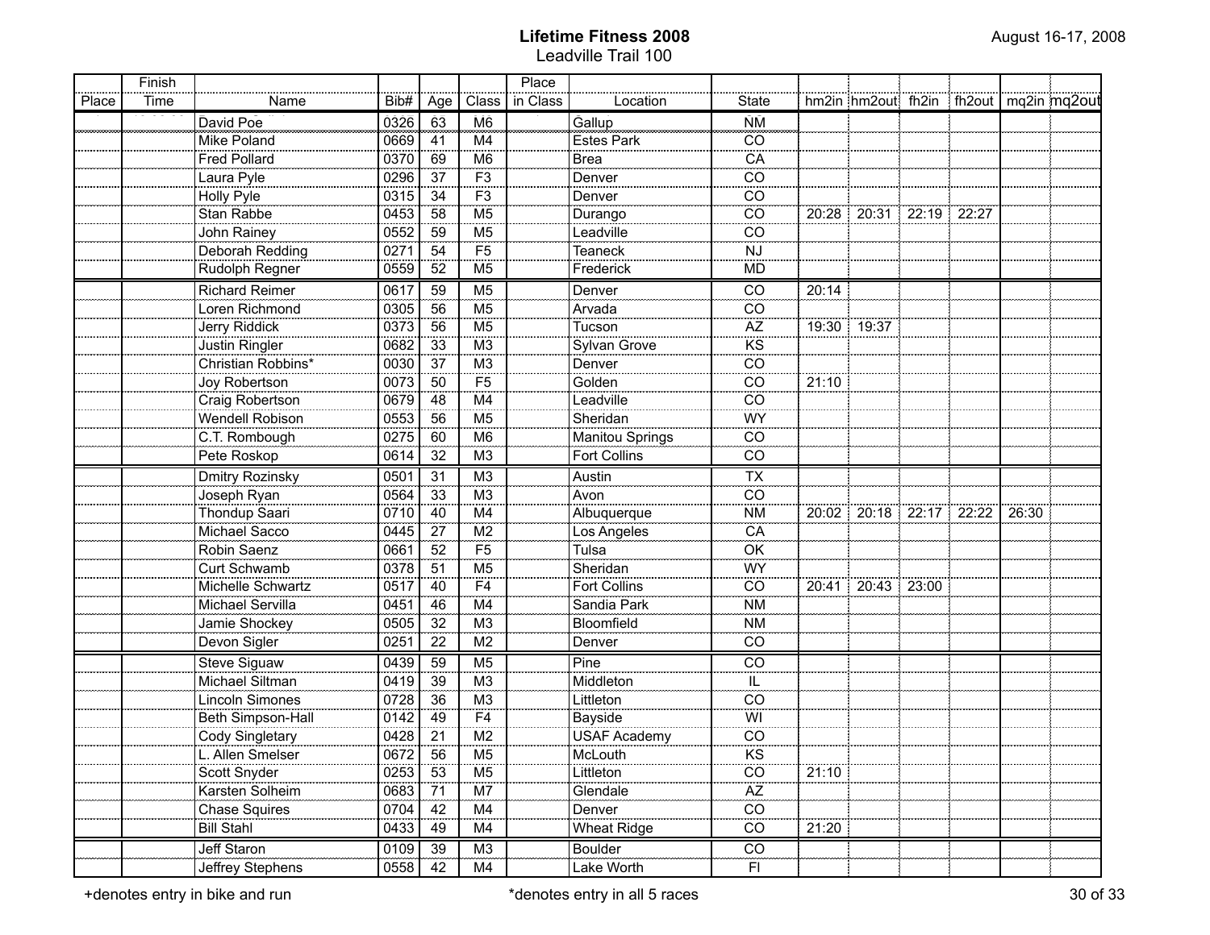**Lifetime Fitness 2008**
Leadville Trail 100

August 16-17, 2008

| Place | Finish Time | Name | Bib# | Age | Class | Place in Class | Location | State | hm2in | hm2out | fh2in | fh2out | mq2in | mq2out |
|---|---|---|---|---|---|---|---|---|---|---|---|---|---|---|
| | | David Poe | 0326 | 63 | M6 | | Gallup | NM | | | | | | |
| | | Mike Poland | 0669 | 41 | M4 | | Estes Park | CO | | | | | | |
| | | Fred Pollard | 0370 | 69 | M6 | | Brea | CA | | | | | | |
| | | Laura Pyle | 0296 | 37 | F3 | | Denver | CO | | | | | | |
| | | Holly Pyle | 0315 | 34 | F3 | | Denver | CO | | | | | | |
| | | Stan Rabbe | 0453 | 58 | M5 | | Durango | CO | 20:28 | 20:31 | 22:19 | 22:27 | | |
| | | John Rainey | 0552 | 59 | M5 | | Leadville | CO | | | | | | |
| | | Deborah Redding | 0271 | 54 | F5 | | Teaneck | NJ | | | | | | |
| | | Rudolph Regner | 0559 | 52 | M5 | | Frederick | MD | | | | | | |
| | | Richard Reimer | 0617 | 59 | M5 | | Denver | CO | 20:14 | | | | | |
| | | Loren Richmond | 0305 | 56 | M5 | | Arvada | CO | | | | | | |
| | | Jerry Riddick | 0373 | 56 | M5 | | Tucson | AZ | 19:30 | 19:37 | | | | |
| | | Justin Ringler | 0682 | 33 | M3 | | Sylvan Grove | KS | | | | | | |
| | | Christian Robbins* | 0030 | 37 | M3 | | Denver | CO | | | | | | |
| | | Joy Robertson | 0073 | 50 | F5 | | Golden | CO | 21:10 | | | | | |
| | | Craig Robertson | 0679 | 48 | M4 | | Leadville | CO | | | | | | |
| | | Wendell Robison | 0553 | 56 | M5 | | Sheridan | WY | | | | | | |
| | | C.T. Rombough | 0275 | 60 | M6 | | Manitou Springs | CO | | | | | | |
| | | Pete Roskop | 0614 | 32 | M3 | | Fort Collins | CO | | | | | | |
| | | Dmitry Rozinsky | 0501 | 31 | M3 | | Austin | TX | | | | | | |
| | | Joseph Ryan | 0564 | 33 | M3 | | Avon | CO | | | | | | |
| | | Thondup Saari | 0710 | 40 | M4 | | Albuquerque | NM | 20:02 | 20:18 | 22:17 | 22:22 | 26:30 | |
| | | Michael Sacco | 0445 | 27 | M2 | | Los Angeles | CA | | | | | | |
| | | Robin Saenz | 0661 | 52 | F5 | | Tulsa | OK | | | | | | |
| | | Curt Schwamb | 0378 | 51 | M5 | | Sheridan | WY | | | | | | |
| | | Michelle Schwartz | 0517 | 40 | F4 | | Fort Collins | CO | 20:41 | 20:43 | 23:00 | | | |
| | | Michael Servilla | 0451 | 46 | M4 | | Sandia Park | NM | | | | | | |
| | | Jamie Shockey | 0505 | 32 | M3 | | Bloomfield | NM | | | | | | |
| | | Devon Sigler | 0251 | 22 | M2 | | Denver | CO | | | | | | |
| | | Steve Siguaw | 0439 | 59 | M5 | | Pine | CO | | | | | | |
| | | Michael Siltman | 0419 | 39 | M3 | | Middleton | IL | | | | | | |
| | | Lincoln Simones | 0728 | 36 | M3 | | Littleton | CO | | | | | | |
| | | Beth Simpson-Hall | 0142 | 49 | F4 | | Bayside | WI | | | | | | |
| | | Cody Singletary | 0428 | 21 | M2 | | USAF Academy | CO | | | | | | |
| | | L. Allen Smelser | 0672 | 56 | M5 | | McLouth | KS | | | | | | |
| | | Scott Snyder | 0253 | 53 | M5 | | Littleton | CO | 21:10 | | | | | |
| | | Karsten Solheim | 0683 | 71 | M7 | | Glendale | AZ | | | | | | |
| | | Chase Squires | 0704 | 42 | M4 | | Denver | CO | | | | | | |
| | | Bill Stahl | 0433 | 49 | M4 | | Wheat Ridge | CO | 21:20 | | | | | |
| | | Jeff Staron | 0109 | 39 | M3 | | Boulder | CO | | | | | | |
| | | Jeffrey Stephens | 0558 | 42 | M4 | | Lake Worth | Fl | | | | | | |

+denotes entry in bike and run

*denotes entry in all 5 races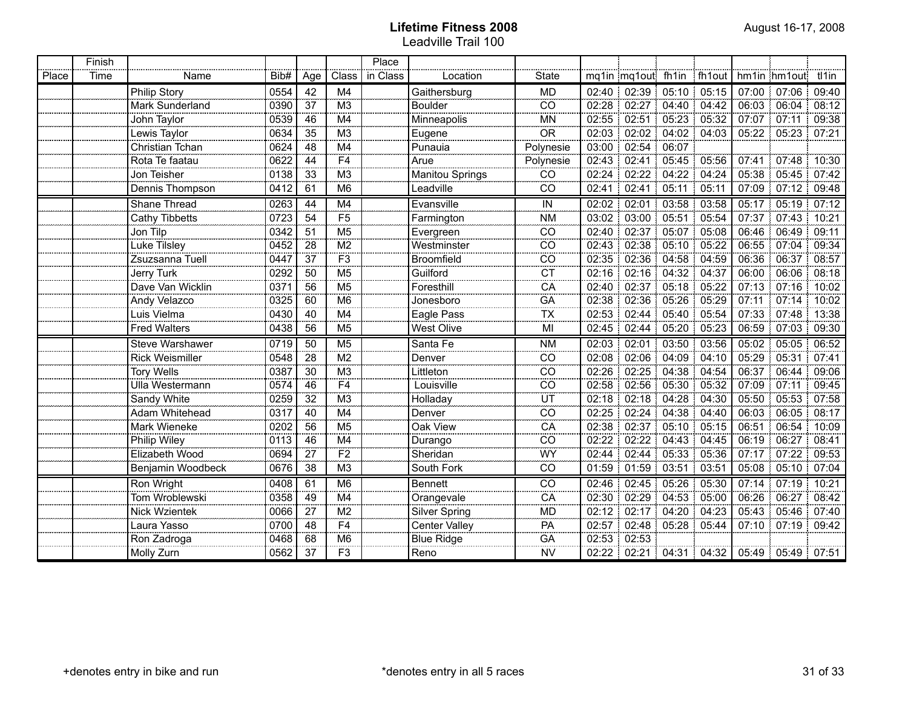**Lifetime Fitness 2008**
Leadville Trail 100

August 16-17, 2008

| Place | Finish Time | Name | Bib# | Age | Class | Place in Class | Location | State | mq1in | mq1out | fh1in | fh1out | hm1in | hm1out | tl1in |
|---|---|---|---|---|---|---|---|---|---|---|---|---|---|---|---|
| | | Philip Story | 0554 | 42 | M4 | | Gaithersburg | MD | 02:40 | 02:39 | 05:10 | 05:15 | 07:00 | 07:06 | 09:40 |
| | | Mark Sunderland | 0390 | 37 | M3 | | Boulder | CO | 02:28 | 02:27 | 04:40 | 04:42 | 06:03 | 06:04 | 08:12 |
| | | John Taylor | 0539 | 46 | M4 | | Minneapolis | MN | 02:55 | 02:51 | 05:23 | 05:32 | 07:07 | 07:11 | 09:38 |
| | | Lewis Taylor | 0634 | 35 | M3 | | Eugene | OR | 02:03 | 02:02 | 04:02 | 04:03 | 05:22 | 05:23 | 07:21 |
| | | Christian Tchan | 0624 | 48 | M4 | | Punauia | Polynesie | 03:00 | 02:54 | 06:07 | | | | |
| | | Rota Te faatau | 0622 | 44 | F4 | | Arue | Polynesie | 02:43 | 02:41 | 05:45 | 05:56 | 07:41 | 07:48 | 10:30 |
| | | Jon Teisher | 0138 | 33 | M3 | | Manitou Springs | CO | 02:24 | 02:22 | 04:22 | 04:24 | 05:38 | 05:45 | 07:42 |
| | | Dennis Thompson | 0412 | 61 | M6 | | Leadville | CO | 02:41 | 02:41 | 05:11 | 05:11 | 07:09 | 07:12 | 09:48 |
| | | Shane Thread | 0263 | 44 | M4 | | Evansville | IN | 02:02 | 02:01 | 03:58 | 03:58 | 05:17 | 05:19 | 07:12 |
| | | Cathy Tibbetts | 0723 | 54 | F5 | | Farmington | NM | 03:02 | 03:00 | 05:51 | 05:54 | 07:37 | 07:43 | 10:21 |
| | | Jon Tilp | 0342 | 51 | M5 | | Evergreen | CO | 02:40 | 02:37 | 05:07 | 05:08 | 06:46 | 06:49 | 09:11 |
| | | Luke Tilsley | 0452 | 28 | M2 | | Westminster | CO | 02:43 | 02:38 | 05:10 | 05:22 | 06:55 | 07:04 | 09:34 |
| | | Zsuzsanna Tuell | 0447 | 37 | F3 | | Broomfield | CO | 02:35 | 02:36 | 04:58 | 04:59 | 06:36 | 06:37 | 08:57 |
| | | Jerry Turk | 0292 | 50 | M5 | | Guilford | CT | 02:16 | 02:16 | 04:32 | 04:37 | 06:00 | 06:06 | 08:18 |
| | | Dave Van Wicklin | 0371 | 56 | M5 | | Foresthill | CA | 02:40 | 02:37 | 05:18 | 05:22 | 07:13 | 07:16 | 10:02 |
| | | Andy Velazco | 0325 | 60 | M6 | | Jonesboro | GA | 02:38 | 02:36 | 05:26 | 05:29 | 07:11 | 07:14 | 10:02 |
| | | Luis Vielma | 0430 | 40 | M4 | | Eagle Pass | TX | 02:53 | 02:44 | 05:40 | 05:54 | 07:33 | 07:48 | 13:38 |
| | | Fred Walters | 0438 | 56 | M5 | | West Olive | MI | 02:45 | 02:44 | 05:20 | 05:23 | 06:59 | 07:03 | 09:30 |
| | | Steve Warshawer | 0719 | 50 | M5 | | Santa Fe | NM | 02:03 | 02:01 | 03:50 | 03:56 | 05:02 | 05:05 | 06:52 |
| | | Rick Weismiller | 0548 | 28 | M2 | | Denver | CO | 02:08 | 02:06 | 04:09 | 04:10 | 05:29 | 05:31 | 07:41 |
| | | Tory Wells | 0387 | 30 | M3 | | Littleton | CO | 02:26 | 02:25 | 04:38 | 04:54 | 06:37 | 06:44 | 09:06 |
| | | Ulla Westermann | 0574 | 46 | F4 | | Louisville | CO | 02:58 | 02:56 | 05:30 | 05:32 | 07:09 | 07:11 | 09:45 |
| | | Sandy White | 0259 | 32 | M3 | | Holladay | UT | 02:18 | 02:18 | 04:28 | 04:30 | 05:50 | 05:53 | 07:58 |
| | | Adam Whitehead | 0317 | 40 | M4 | | Denver | CO | 02:25 | 02:24 | 04:38 | 04:40 | 06:03 | 06:05 | 08:17 |
| | | Mark Wieneke | 0202 | 56 | M5 | | Oak View | CA | 02:38 | 02:37 | 05:10 | 05:15 | 06:51 | 06:54 | 10:09 |
| | | Philip Wiley | 0113 | 46 | M4 | | Durango | CO | 02:22 | 02:22 | 04:43 | 04:45 | 06:19 | 06:27 | 08:41 |
| | | Elizabeth Wood | 0694 | 27 | F2 | | Sheridan | WY | 02:44 | 02:44 | 05:33 | 05:36 | 07:17 | 07:22 | 09:53 |
| | | Benjamin Woodbeck | 0676 | 38 | M3 | | South Fork | CO | 01:59 | 01:59 | 03:51 | 03:51 | 05:08 | 05:10 | 07:04 |
| | | Ron Wright | 0408 | 61 | M6 | | Bennett | CO | 02:46 | 02:45 | 05:26 | 05:30 | 07:14 | 07:19 | 10:21 |
| | | Tom Wroblewski | 0358 | 49 | M4 | | Orangevale | CA | 02:30 | 02:29 | 04:53 | 05:00 | 06:26 | 06:27 | 08:42 |
| | | Nick Wzientek | 0066 | 27 | M2 | | Silver Spring | MD | 02:12 | 02:17 | 04:20 | 04:23 | 05:43 | 05:46 | 07:40 |
| | | Laura Yasso | 0700 | 48 | F4 | | Center Valley | PA | 02:57 | 02:48 | 05:28 | 05:44 | 07:10 | 07:19 | 09:42 |
| | | Ron Zadroga | 0468 | 68 | M6 | | Blue Ridge | GA | 02:53 | 02:53 | | | | | |
| | | Molly Zurn | 0562 | 37 | F3 | | Reno | NV | 02:22 | 02:21 | 04:31 | 04:32 | 05:49 | 05:49 | 07:51 |

+denotes entry in bike and run

*denotes entry in all 5 races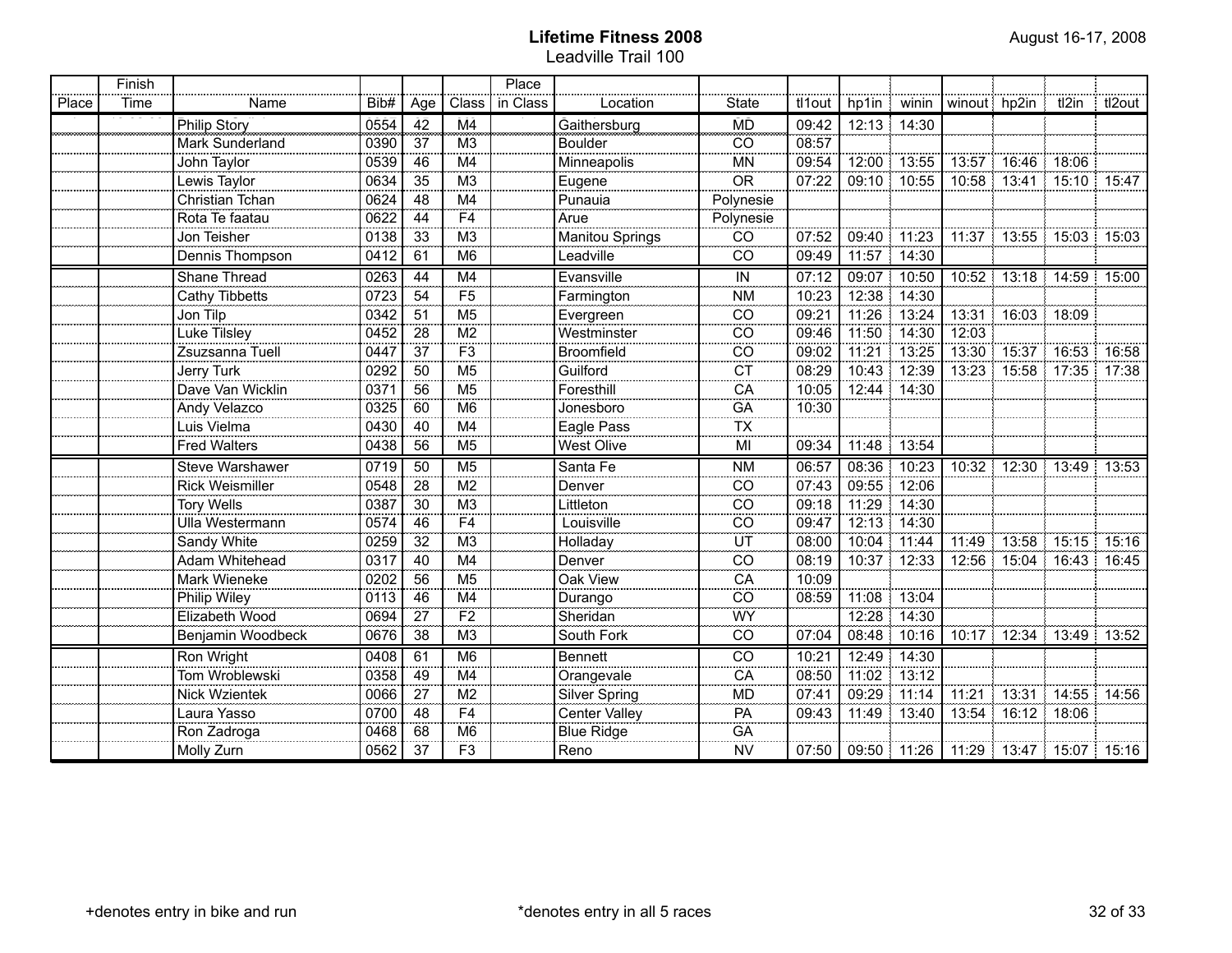# Lifetime Fitness 2008

## Leadville Trail 100

August 16-17, 2008

| Place | Finish Time | Name | Bib# | Age | Class | Place in Class | Location | State | tl1out | hp1in | winin | winout | hp2in | tl2in | tl2out |
|---|---|---|---|---|---|---|---|---|---|---|---|---|---|---|---|
| | | Philip Story | 0554 | 42 | M4 | | Gaithersburg | MD | 09:42 | 12:13 | 14:30 | | | | |
| | | Mark Sunderland | 0390 | 37 | M3 | | Boulder | CO | 08:57 | | | | | | |
| | | John Taylor | 0539 | 46 | M4 | | Minneapolis | MN | 09:54 | 12:00 | 13:55 | 13:57 | 16:46 | 18:06 | |
| | | Lewis Taylor | 0634 | 35 | M3 | | Eugene | OR | 07:22 | 09:10 | 10:55 | 10:58 | 13:41 | 15:10 | 15:47 |
| | | Christian Tchan | 0624 | 48 | M4 | | Punauia | Polynesie | | | | | | | |
| | | Rota Te faatau | 0622 | 44 | F4 | | Arue | Polynesie | | | | | | | |
| | | Jon Teisher | 0138 | 33 | M3 | | Manitou Springs | CO | 07:52 | 09:40 | 11:23 | 11:37 | 13:55 | 15:03 | 15:03 |
| | | Dennis Thompson | 0412 | 61 | M6 | | Leadville | CO | 09:49 | 11:57 | 14:30 | | | | |
| | | Shane Thread | 0263 | 44 | M4 | | Evansville | IN | 07:12 | 09:07 | 10:50 | 10:52 | 13:18 | 14:59 | 15:00 |
| | | Cathy Tibbetts | 0723 | 54 | F5 | | Farmington | NM | 10:23 | 12:38 | 14:30 | | | | |
| | | Jon Tilp | 0342 | 51 | M5 | | Evergreen | CO | 09:21 | 11:26 | 13:24 | 13:31 | 16:03 | 18:09 | |
| | | Luke Tilsley | 0452 | 28 | M2 | | Westminster | CO | 09:46 | 11:50 | 14:30 | 12:03 | | | |
| | | Zsuzsanna Tuell | 0447 | 37 | F3 | | Broomfield | CO | 09:02 | 11:21 | 13:25 | 13:30 | 15:37 | 16:53 | 16:58 |
| | | Jerry Turk | 0292 | 50 | M5 | | Guilford | CT | 08:29 | 10:43 | 12:39 | 13:23 | 15:58 | 17:35 | 17:38 |
| | | Dave Van Wicklin | 0371 | 56 | M5 | | Foresthill | CA | 10:05 | 12:44 | 14:30 | | | | |
| | | Andy Velazco | 0325 | 60 | M6 | | Jonesboro | GA | 10:30 | | | | | | |
| | | Luis Vielma | 0430 | 40 | M4 | | Eagle Pass | TX | | | | | | | |
| | | Fred Walters | 0438 | 56 | M5 | | West Olive | MI | 09:34 | 11:48 | 13:54 | | | | |
| | | Steve Warshawer | 0719 | 50 | M5 | | Santa Fe | NM | 06:57 | 08:36 | 10:23 | 10:32 | 12:30 | 13:49 | 13:53 |
| | | Rick Weismiller | 0548 | 28 | M2 | | Denver | CO | 07:43 | 09:55 | 12:06 | | | | |
| | | Tory Wells | 0387 | 30 | M3 | | Littleton | CO | 09:18 | 11:29 | 14:30 | | | | |
| | | Ulla Westermann | 0574 | 46 | F4 | | Louisville | CO | 09:47 | 12:13 | 14:30 | | | | |
| | | Sandy White | 0259 | 32 | M3 | | Holladay | UT | 08:00 | 10:04 | 11:44 | 11:49 | 13:58 | 15:15 | 15:16 |
| | | Adam Whitehead | 0317 | 40 | M4 | | Denver | CO | 08:19 | 10:37 | 12:33 | 12:56 | 15:04 | 16:43 | 16:45 |
| | | Mark Wieneke | 0202 | 56 | M5 | | Oak View | CA | 10:09 | | | | | | |
| | | Philip Wiley | 0113 | 46 | M4 | | Durango | CO | 08:59 | 11:08 | 13:04 | | | | |
| | | Elizabeth Wood | 0694 | 27 | F2 | | Sheridan | WY | | 12:28 | 14:30 | | | | |
| | | Benjamin Woodbeck | 0676 | 38 | M3 | | South Fork | CO | 07:04 | 08:48 | 10:16 | 10:17 | 12:34 | 13:49 | 13:52 |
| | | Ron Wright | 0408 | 61 | M6 | | Bennett | CO | 10:21 | 12:49 | 14:30 | | | | |
| | | Tom Wroblewski | 0358 | 49 | M4 | | Orangevale | CA | 08:50 | 11:02 | 13:12 | | | | |
| | | Nick Wzientek | 0066 | 27 | M2 | | Silver Spring | MD | 07:41 | 09:29 | 11:14 | 11:21 | 13:31 | 14:55 | 14:56 |
| | | Laura Yasso | 0700 | 48 | F4 | | Center Valley | PA | 09:43 | 11:49 | 13:40 | 13:54 | 16:12 | 18:06 | |
| | | Ron Zadroga | 0468 | 68 | M6 | | Blue Ridge | GA | | | | | | | |
| | | Molly Zurn | 0562 | 37 | F3 | | Reno | NV | 07:50 | 09:50 | 11:26 | 11:29 | 13:47 | 15:07 | 15:16 |

+denotes entry in bike and run

*denotes entry in all 5 races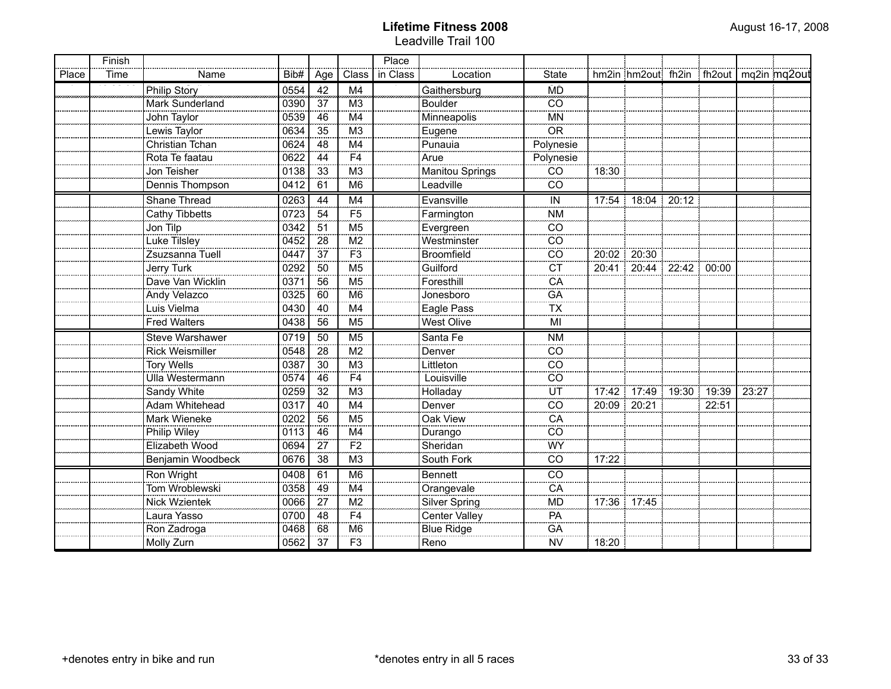# Lifetime Fitness 2008

Leadville Trail 100

August 16-17, 2008

| Place | Finish Time | Name | Bib# | Age | Class | Place in Class | Location | State | hm2in | hm2out | fh2in | fh2out | mq2in | mq2out |
|---|---|---|---|---|---|---|---|---|---|---|---|---|---|---|
| | | Philip Story | 0554 | 42 | M4 | | Gaithersburg | MD | | | | | | |
| | | Mark Sunderland | 0390 | 37 | M3 | | Boulder | CO | | | | | | |
| | | John Taylor | 0539 | 46 | M4 | | Minneapolis | MN | | | | | | |
| | | Lewis Taylor | 0634 | 35 | M3 | | Eugene | OR | | | | | | |
| | | Christian Tchan | 0624 | 48 | M4 | | Punauia | Polynesie | | | | | | |
| | | Rota Te faatau | 0622 | 44 | F4 | | Arue | Polynesie | | | | | | |
| | | Jon Teisher | 0138 | 33 | M3 | | Manitou Springs | CO | 18:30 | | | | | |
| | | Dennis Thompson | 0412 | 61 | M6 | | Leadville | CO | | | | | | |
| | | Shane Thread | 0263 | 44 | M4 | | Evansville | IN | 17:54 | 18:04 | 20:12 | | | |
| | | Cathy Tibbetts | 0723 | 54 | F5 | | Farmington | NM | | | | | | |
| | | Jon Tilp | 0342 | 51 | M5 | | Evergreen | CO | | | | | | |
| | | Luke Tilsley | 0452 | 28 | M2 | | Westminster | CO | | | | | | |
| | | Zsuzsanna Tuell | 0447 | 37 | F3 | | Broomfield | CO | 20:02 | 20:30 | | | | |
| | | Jerry Turk | 0292 | 50 | M5 | | Guilford | CT | 20:41 | 20:44 | 22:42 | 00:00 | | |
| | | Dave Van Wicklin | 0371 | 56 | M5 | | Foresthill | CA | | | | | | |
| | | Andy Velazco | 0325 | 60 | M6 | | Jonesboro | GA | | | | | | |
| | | Luis Vielma | 0430 | 40 | M4 | | Eagle Pass | TX | | | | | | |
| | | Fred Walters | 0438 | 56 | M5 | | West Olive | MI | | | | | | |
| | | Steve Warshawer | 0719 | 50 | M5 | | Santa Fe | NM | | | | | | |
| | | Rick Weismiller | 0548 | 28 | M2 | | Denver | CO | | | | | | |
| | | Tory Wells | 0387 | 30 | M3 | | Littleton | CO | | | | | | |
| | | Ulla Westermann | 0574 | 46 | F4 | | Louisville | CO | | | | | | |
| | | Sandy White | 0259 | 32 | M3 | | Holladay | UT | 17:42 | 17:49 | 19:30 | 19:39 | 23:27 | |
| | | Adam Whitehead | 0317 | 40 | M4 | | Denver | CO | 20:09 | 20:21 | | 22:51 | | |
| | | Mark Wieneke | 0202 | 56 | M5 | | Oak View | CA | | | | | | |
| | | Philip Wiley | 0113 | 46 | M4 | | Durango | CO | | | | | | |
| | | Elizabeth Wood | 0694 | 27 | F2 | | Sheridan | WY | | | | | | |
| | | Benjamin Woodbeck | 0676 | 38 | M3 | | South Fork | CO | 17:22 | | | | | |
| | | Ron Wright | 0408 | 61 | M6 | | Bennett | CO | | | | | | |
| | | Tom Wroblewski | 0358 | 49 | M4 | | Orangevale | CA | | | | | | |
| | | Nick Wzientek | 0066 | 27 | M2 | | Silver Spring | MD | 17:36 | 17:45 | | | | |
| | | Laura Yasso | 0700 | 48 | F4 | | Center Valley | PA | | | | | | |
| | | Ron Zadroga | 0468 | 68 | M6 | | Blue Ridge | GA | | | | | | |
| | | Molly Zurn | 0562 | 37 | F3 | | Reno | NV | 18:20 | | | | | |

+denotes entry in bike and run

*denotes entry in all 5 races